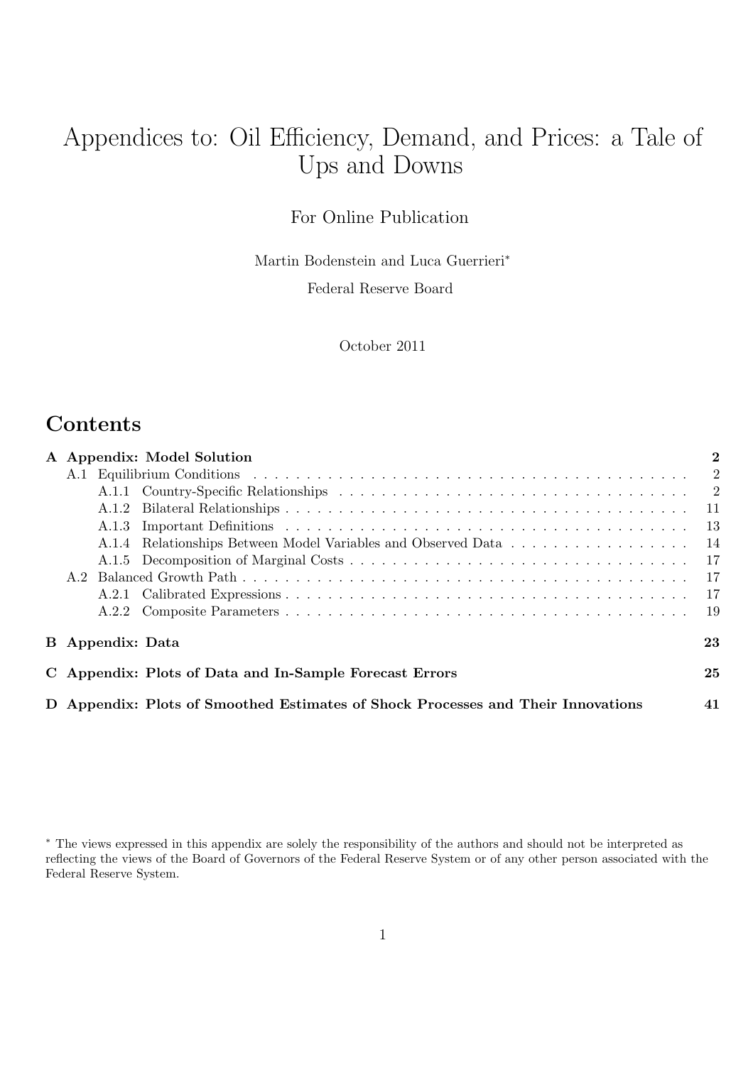# Appendices to: Oil Efficiency, Demand, and Prices: a Tale of Ups and Downs

For Online Publication

Martin Bodenstein and Luca Guerrieri[*]

Federal Reserve Board

October 2011

## Contents

**A Appendix: Model Solution** ..... **2**

- A.1 Equilibrium Conditions ..... 2
  - A.1.1 Country-Specific Relationships ..... 2
  - A.1.2 Bilateral Relationships ..... 11
  - A.1.3 Important Definitions ..... 13
  - A.1.4 Relationships Between Model Variables and Observed Data ..... 14
  - A.1.5 Decomposition of Marginal Costs ..... 17
- A.2 Balanced Growth Path ..... 17
  - A.2.1 Calibrated Expressions ..... 17
  - A.2.2 Composite Parameters ..... 19

**B Appendix: Data** ..... **23**

**C Appendix: Plots of Data and In-Sample Forecast Errors** ..... **25**

**D Appendix: Plots of Smoothed Estimates of Shock Processes and Their Innovations** ..... **41**

[*] The views expressed in this appendix are solely the responsibility of the authors and should not be interpreted as reflecting the views of the Board of Governors of the Federal Reserve System or of any other person associated with the Federal Reserve System.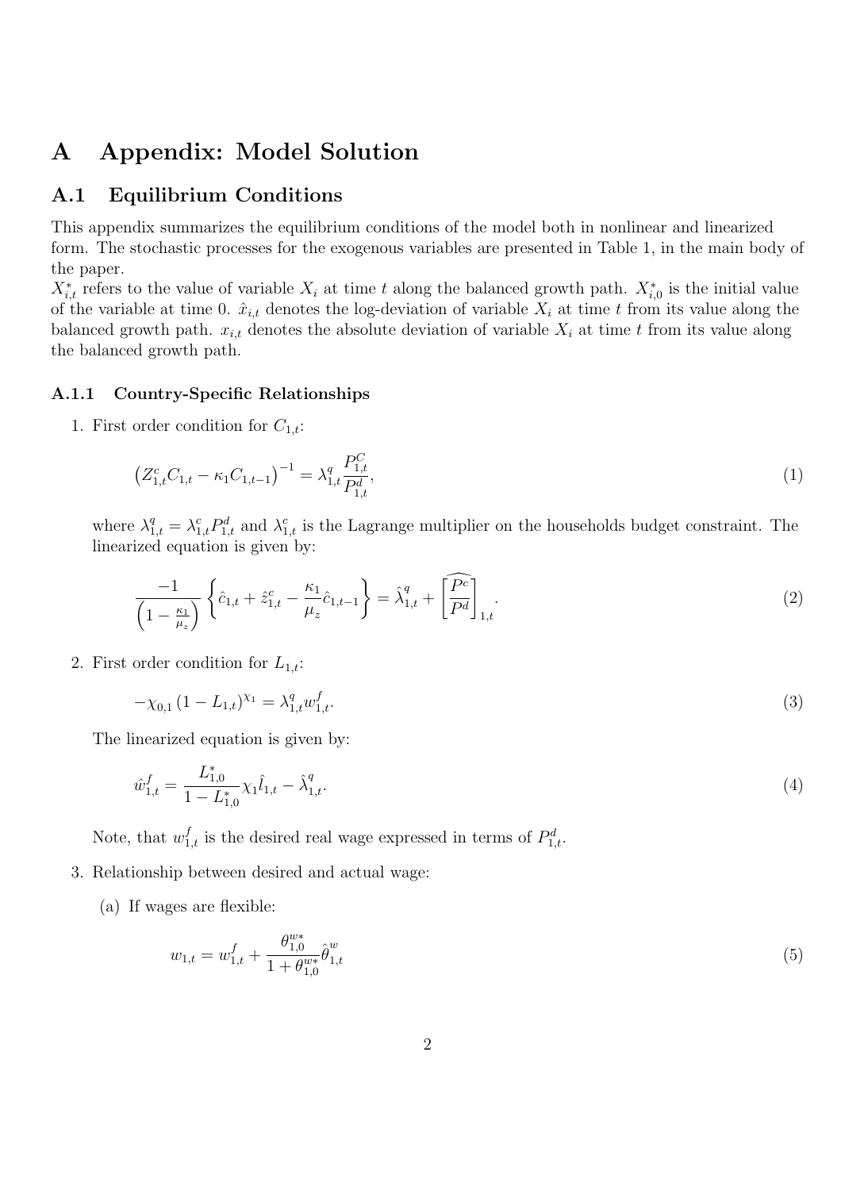# A Appendix: Model Solution

## A.1 Equilibrium Conditions

This appendix summarizes the equilibrium conditions of the model both in nonlinear and linearized form. The stochastic processes for the exogenous variables are presented in Table 1, in the main body of the paper.

$X^*_{i,t}$ refers to the value of variable $X_i$ at time $t$ along the balanced growth path. $X^*_{i,0}$ is the initial value of the variable at time 0. $\hat{x}_{i,t}$ denotes the log-deviation of variable $X_i$ at time $t$ from its value along the balanced growth path. $x_{i,t}$ denotes the absolute deviation of variable $X_i$ at time $t$ from its value along the balanced growth path.

### A.1.1 Country-Specific Relationships

1. First order condition for $C_{1,t}$:

$$\left(Z^c_{1,t} C_{1,t} - \kappa_1 C_{1,t-1}\right)^{-1} = \lambda^q_{1,t} \frac{P^C_{1,t}}{P^d_{1,t}}, \tag{1}$$

where $\lambda^q_{1,t} = \lambda^c_{1,t} P^d_{1,t}$ and $\lambda^c_{1,t}$ is the Lagrange multiplier on the households budget constraint. The linearized equation is given by:

$$\frac{-1}{\left(1 - \frac{\kappa_1}{\mu_z}\right)} \left\{ \hat{c}_{1,t} + \hat{z}^c_{1,t} - \frac{\kappa_1}{\mu_z} \hat{c}_{1,t-1} \right\} = \hat{\lambda}^q_{1,t} + \widehat{\left[\frac{P^c}{P^d}\right]}_{1,t}. \tag{2}$$

2. First order condition for $L_{1,t}$:

$$-\chi_{0,1} \left(1 - L_{1,t}\right)^{\chi_1} = \lambda^q_{1,t} w^f_{1,t}. \tag{3}$$

The linearized equation is given by:

$$\hat{w}^f_{1,t} = \frac{L^*_{1,0}}{1 - L^*_{1,0}} \chi_1 \hat{l}_{1,t} - \hat{\lambda}^q_{1,t}. \tag{4}$$

Note, that $w^f_{1,t}$ is the desired real wage expressed in terms of $P^d_{1,t}$.

3. Relationship between desired and actual wage:

   (a) If wages are flexible:

$$w_{1,t} = w^f_{1,t} + \frac{\theta^{w*}_{1,0}}{1 + \theta^{w*}_{1,0}} \hat{\theta}^w_{1,t} \tag{5}$$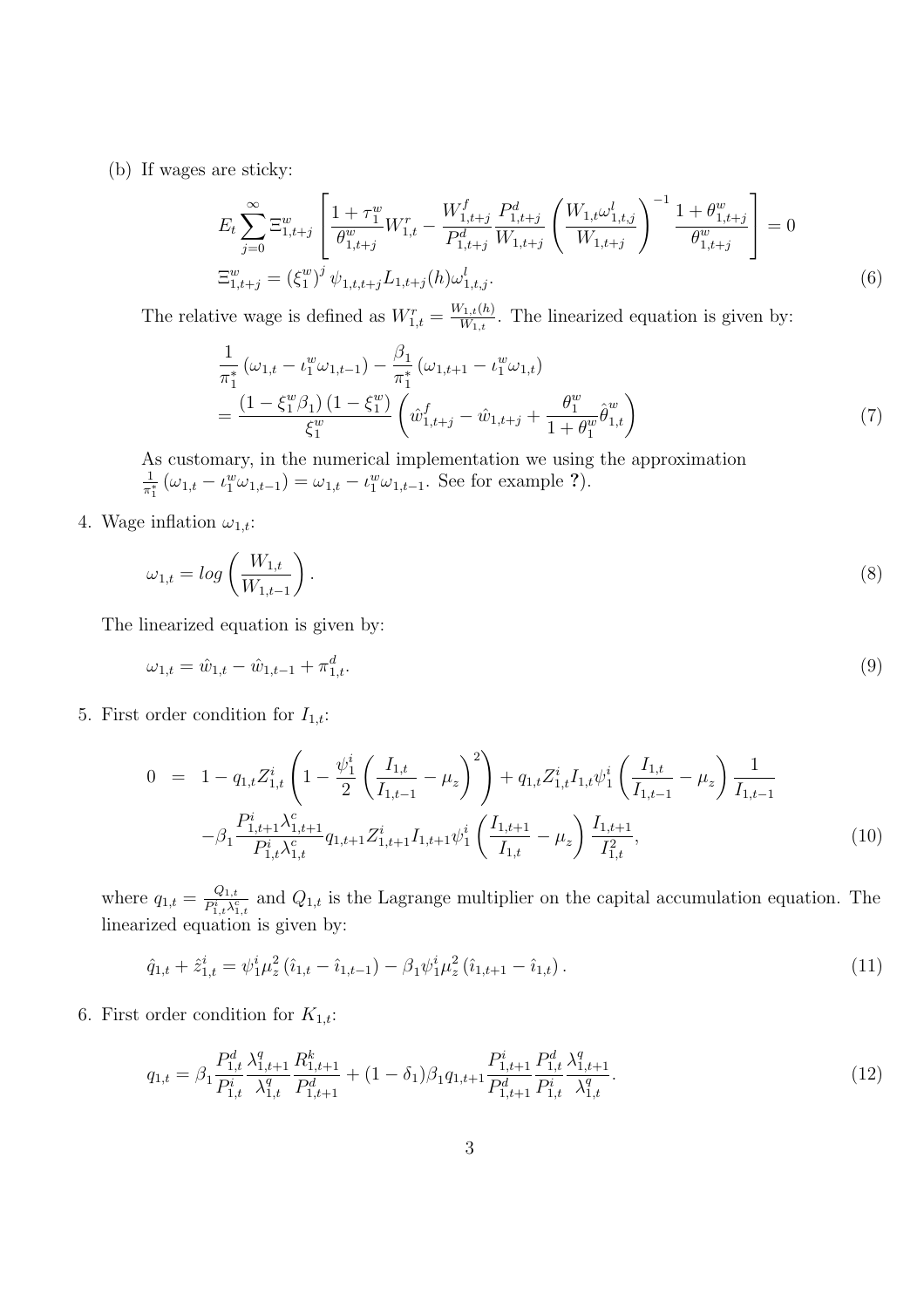(b) If wages are sticky:

$$E_t \sum_{j=0}^{\infty} \Xi^w_{1,t+j} \left[ \frac{1+\tau^w_1}{\theta^w_{1,t+j}} W^r_{1,t} - \frac{W^f_{1,t+j}}{P^d_{1,t+j}} \frac{P^d_{1,t+j}}{W_{1,t+j}} \left( \frac{W_{1,t}\omega^l_{1,t,j}}{W_{1,t+j}} \right)^{-1} \frac{1+\theta^w_{1,t+j}}{\theta^w_{1,t+j}} \right] = 0$$
$$\Xi^w_{1,t+j} = \left(\xi^w_1\right)^j \psi_{1,t,t+j} L_{1,t+j}(h) \omega^l_{1,t,j}. \tag{6}$$

The relative wage is defined as $W^r_{1,t} = \frac{W_{1,t}(h)}{W_{1,t}}$. The linearized equation is given by:

$$\frac{1}{\pi^*_1}\left(\omega_{1,t} - \iota^w_1 \omega_{1,t-1}\right) - \frac{\beta_1}{\pi^*_1}\left(\omega_{1,t+1} - \iota^w_1 \omega_{1,t}\right)$$
$$= \frac{\left(1-\xi^w_1\beta_1\right)\left(1-\xi^w_1\right)}{\xi^w_1} \left( \hat{w}^f_{1,t+j} - \hat{w}_{1,t+j} + \frac{\theta^w_1}{1+\theta^w_1} \hat{\theta}^w_{1,t} \right) \tag{7}$$

As customary, in the numerical implementation we using the approximation $\frac{1}{\pi^*_1}\left(\omega_{1,t} - \iota^w_1 \omega_{1,t-1}\right) = \omega_{1,t} - \iota^w_1 \omega_{1,t-1}$. See for example **?**).

4. Wage inflation $\omega_{1,t}$:

$$\omega_{1,t} = log\left(\frac{W_{1,t}}{W_{1,t-1}}\right). \tag{8}$$

The linearized equation is given by:

$$\omega_{1,t} = \hat{w}_{1,t} - \hat{w}_{1,t-1} + \pi^d_{1,t}. \tag{9}$$

5. First order condition for $I_{1,t}$:

$$\begin{aligned} 0 &= 1 - q_{1,t} Z^i_{1,t}\left(1 - \frac{\psi^i_1}{2}\left(\frac{I_{1,t}}{I_{1,t-1}} - \mu_z\right)^2\right) + q_{1,t} Z^i_{1,t} I_{1,t} \psi^i_1 \left(\frac{I_{1,t}}{I_{1,t-1}} - \mu_z\right)\frac{1}{I_{1,t-1}} \\ &\quad - \beta_1 \frac{P^i_{1,t+1}\lambda^c_{1,t+1}}{P^i_{1,t}\lambda^c_{1,t}} q_{1,t+1} Z^i_{1,t+1} I_{1,t+1} \psi^i_1 \left(\frac{I_{1,t+1}}{I_{1,t}} - \mu_z\right)\frac{I_{1,t+1}}{I^2_{1,t}}, \end{aligned} \tag{10}$$

where $q_{1,t} = \frac{Q_{1,t}}{P^i_{1,t}\lambda^c_{1,t}}$ and $Q_{1,t}$ is the Lagrange multiplier on the capital accumulation equation. The linearized equation is given by:

$$\hat{q}_{1,t} + \hat{z}^i_{1,t} = \psi^i_1 \mu^2_z \left(\hat{\imath}_{1,t} - \hat{\imath}_{1,t-1}\right) - \beta_1 \psi^i_1 \mu^2_z \left(\hat{\imath}_{1,t+1} - \hat{\imath}_{1,t}\right). \tag{11}$$

6. First order condition for $K_{1,t}$:

$$q_{1,t} = \beta_1 \frac{P^d_{1,t}}{P^i_{1,t}} \frac{\lambda^q_{1,t+1}}{\lambda^q_{1,t}} \frac{R^k_{1,t+1}}{P^d_{1,t+1}} + (1-\delta_1)\beta_1 q_{1,t+1} \frac{P^i_{1,t+1}}{P^d_{1,t+1}} \frac{P^d_{1,t}}{P^i_{1,t}} \frac{\lambda^q_{1,t+1}}{\lambda^q_{1,t}}. \tag{12}$$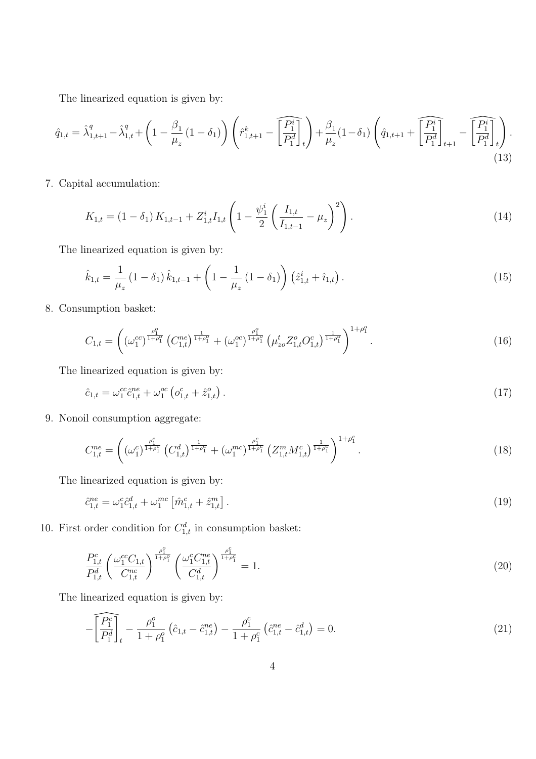The linearized equation is given by:

$$\hat{q}_{1,t} = \hat{\lambda}^q_{1,t+1} - \hat{\lambda}^q_{1,t} + \left(1 - \frac{\beta_1}{\mu_z}(1-\delta_1)\right)\left(\hat{r}^k_{1,t+1} - \widehat{\left[\frac{P^i_1}{P^d_1}\right]}_t\right) + \frac{\beta_1}{\mu_z}(1-\delta_1)\left(\hat{q}_{1,t+1} + \widehat{\left[\frac{P^i_1}{P^d_1}\right]}_{t+1} - \widehat{\left[\frac{P^i_1}{P^d_1}\right]}_t\right). \tag{13}$$

7. Capital accumulation:

$$K_{1,t} = (1-\delta_1) K_{1,t-1} + Z^i_{1,t} I_{1,t}\left(1 - \frac{\psi^i_1}{2}\left(\frac{I_{1,t}}{I_{1,t-1}} - \mu_z\right)^2\right). \tag{14}$$

The linearized equation is given by:

$$\hat{k}_{1,t} = \frac{1}{\mu_z}(1-\delta_1)\hat{k}_{1,t-1} + \left(1 - \frac{1}{\mu_z}(1-\delta_1)\right)\left(\hat{z}^i_{1,t} + \hat{\imath}_{1,t}\right). \tag{15}$$

8. Consumption basket:

$$C_{1,t} = \left((\omega^{cc}_1)^{\frac{\rho^o_1}{1+\rho^o_1}}\left(C^{ne}_{1,t}\right)^{\frac{1}{1+\rho^o_1}} + (\omega^{oc}_1)^{\frac{\rho^o_1}{1+\rho^o_1}}\left(\mu^t_{zo} Z^o_{1,t} O^c_{1,t}\right)^{\frac{1}{1+\rho^o_1}}\right)^{1+\rho^o_1}. \tag{16}$$

The linearized equation is given by:

$$\hat{c}_{1,t} = \omega^{cc}_1 \hat{c}^{ne}_{1,t} + \omega^{oc}_1\left(o^c_{1,t} + \hat{z}^o_{1,t}\right). \tag{17}$$

9. Nonoil consumption aggregate:

$$C^{ne}_{1,t} = \left((\omega^c_1)^{\frac{\rho^c_1}{1+\rho^c_1}}\left(C^d_{1,t}\right)^{\frac{1}{1+\rho^c_1}} + (\omega^{mc}_1)^{\frac{\rho^c_1}{1+\rho^c_1}}\left(Z^m_{1,t} M^c_{1,t}\right)^{\frac{1}{1+\rho^c_1}}\right)^{1+\rho^c_1}. \tag{18}$$

The linearized equation is given by:

$$\hat{c}^{ne}_{1,t} = \omega^c_1 \hat{c}^d_{1,t} + \omega^{mc}_1\left[\hat{m}^c_{1,t} + \hat{z}^m_{1,t}\right]. \tag{19}$$

10. First order condition for $C^d_{1,t}$ in consumption basket:

$$\frac{P^c_{1,t}}{P^d_{1,t}}\left(\frac{\omega^{cc}_1 C_{1,t}}{C^{ne}_{1,t}}\right)^{\frac{\rho^o_1}{1+\rho^o_1}}\left(\frac{\omega^c_1 C^{ne}_{1,t}}{C^d_{1,t}}\right)^{\frac{\rho^c_1}{1+\rho^c_1}} = 1. \tag{20}$$

The linearized equation is given by:

$$-\widehat{\left[\frac{P^c_1}{P^d_1}\right]}_t - \frac{\rho^o_1}{1+\rho^o_1}\left(\hat{c}_{1,t} - \hat{c}^{ne}_{1,t}\right) - \frac{\rho^c_1}{1+\rho^c_1}\left(\hat{c}^{ne}_{1,t} - \hat{c}^d_{1,t}\right) = 0. \tag{21}$$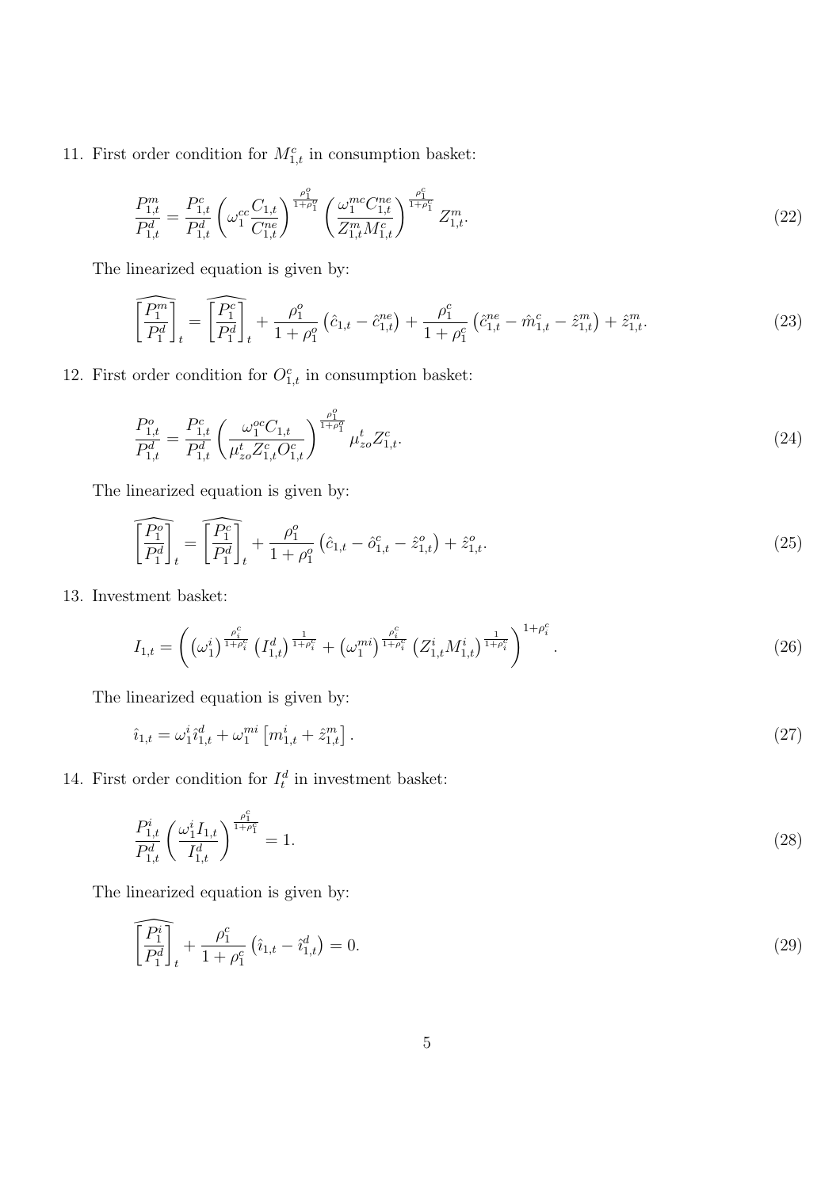11. First order condition for $M^c_{1,t}$ in consumption basket:

$$\frac{P^m_{1,t}}{P^d_{1,t}} = \frac{P^c_{1,t}}{P^d_{1,t}} \left( \omega^{cc}_1 \frac{C_{1,t}}{C^{ne}_{1,t}} \right)^{\frac{\rho^o_1}{1+\rho^o_1}} \left( \frac{\omega^{mc}_1 C^{ne}_{1,t}}{Z^m_{1,t} M^c_{1,t}} \right)^{\frac{\rho^c_1}{1+\rho^c_1}} Z^m_{1,t}. \tag{22}$$

The linearized equation is given by:

$$\widehat{\left[\frac{P^m_1}{P^d_1}\right]}_t = \widehat{\left[\frac{P^c_1}{P^d_1}\right]}_t + \frac{\rho^o_1}{1+\rho^o_1}\left(\hat{c}_{1,t} - \hat{c}^{ne}_{1,t}\right) + \frac{\rho^c_1}{1+\rho^c_1}\left(\hat{c}^{ne}_{1,t} - \hat{m}^c_{1,t} - \hat{z}^m_{1,t}\right) + \hat{z}^m_{1,t}. \tag{23}$$

12. First order condition for $O^c_{1,t}$ in consumption basket:

$$\frac{P^o_{1,t}}{P^d_{1,t}} = \frac{P^c_{1,t}}{P^d_{1,t}} \left( \frac{\omega^{oc}_1 C_{1,t}}{\mu^t_{zo} Z^c_{1,t} O^c_{1,t}} \right)^{\frac{\rho^o_1}{1+\rho^o_1}} \mu^t_{zo} Z^c_{1,t}. \tag{24}$$

The linearized equation is given by:

$$\widehat{\left[\frac{P^o_1}{P^d_1}\right]}_t = \widehat{\left[\frac{P^c_1}{P^d_1}\right]}_t + \frac{\rho^o_1}{1+\rho^o_1}\left(\hat{c}_{1,t} - \hat{o}^c_{1,t} - \hat{z}^o_{1,t}\right) + \hat{z}^o_{1,t}. \tag{25}$$

13. Investment basket:

$$I_{1,t} = \left( \left(\omega^i_1\right)^{\frac{\rho^c_i}{1+\rho^c_i}} \left(I^d_{1,t}\right)^{\frac{1}{1+\rho^c_i}} + \left(\omega^{mi}_1\right)^{\frac{\rho^c_i}{1+\rho^c_i}} \left(Z^i_{1,t} M^i_{1,t}\right)^{\frac{1}{1+\rho^c_i}} \right)^{1+\rho^c_i}. \tag{26}$$

The linearized equation is given by:

$$\hat{\imath}_{1,t} = \omega^i_1 \hat{\imath}^d_{1,t} + \omega^{mi}_1 \left[ m^i_{1,t} + \hat{z}^m_{1,t} \right]. \tag{27}$$

14. First order condition for $I^d_t$ in investment basket:

$$\frac{P^i_{1,t}}{P^d_{1,t}} \left( \frac{\omega^i_1 I_{1,t}}{I^d_{1,t}} \right)^{\frac{\rho^c_1}{1+\rho^c_1}} = 1. \tag{28}$$

The linearized equation is given by:

$$\widehat{\left[\frac{P^i_1}{P^d_1}\right]}_t + \frac{\rho^c_1}{1+\rho^c_1}\left(\hat{\imath}_{1,t} - \hat{\imath}^d_{1,t}\right) = 0. \tag{29}$$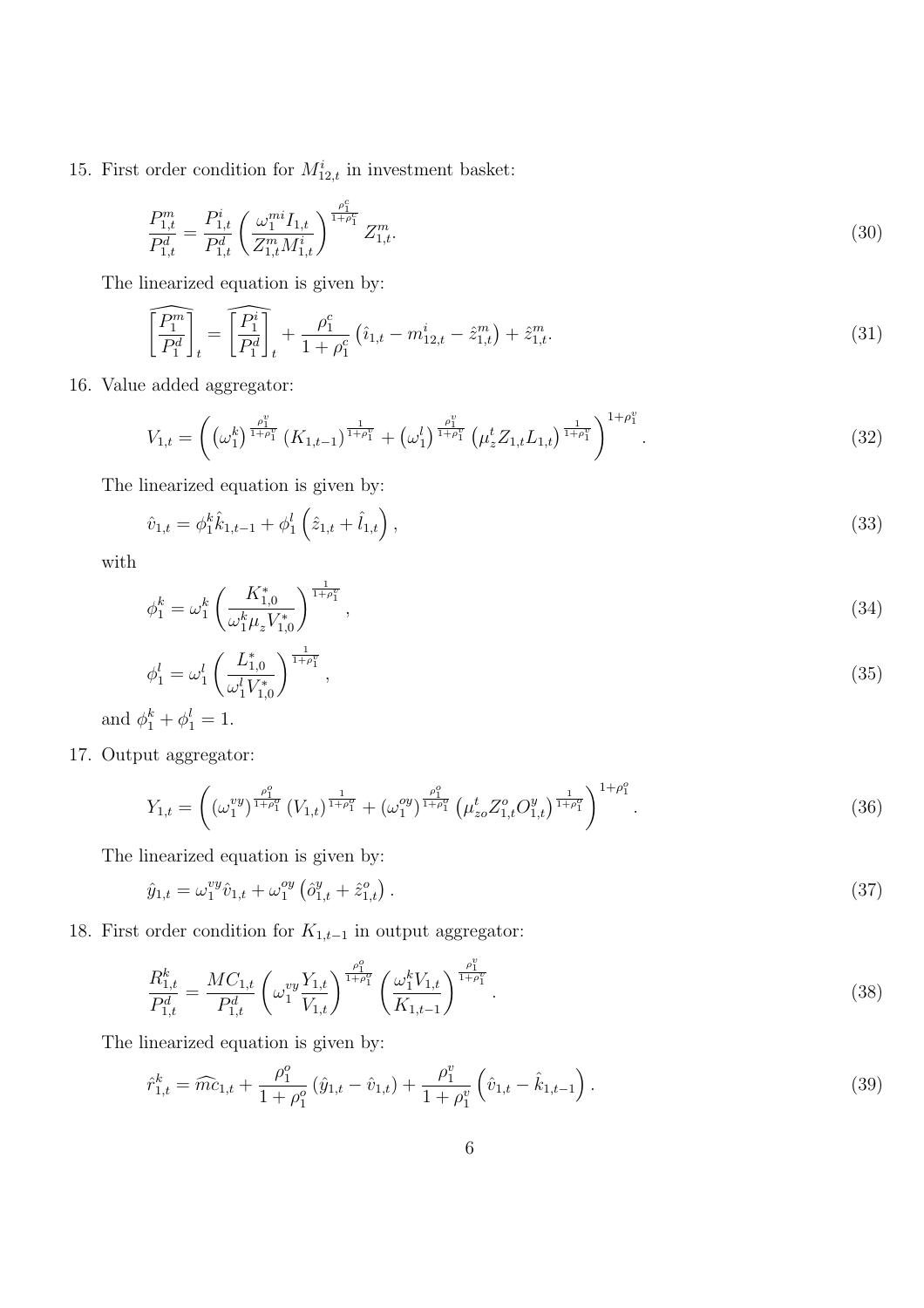15. First order condition for $M^i_{12,t}$ in investment basket:

$$\frac{P^m_{1,t}}{P^d_{1,t}} = \frac{P^i_{1,t}}{P^d_{1,t}} \left( \frac{\omega^{mi}_1 I_{1,t}}{Z^m_{1,t} M^i_{1,t}} \right)^{\frac{\rho^c_1}{1+\rho^c_1}} Z^m_{1,t}. \tag{30}$$

The linearized equation is given by:

$$\widehat{\left[\frac{P^m_1}{P^d_1}\right]}_t = \widehat{\left[\frac{P^i_1}{P^d_1}\right]}_t + \frac{\rho^c_1}{1+\rho^c_1}\left(\hat{\imath}_{1,t} - m^i_{12,t} - \hat{z}^m_{1,t}\right) + \hat{z}^m_{1,t}. \tag{31}$$

16. Value added aggregator:

$$V_{1,t} = \left( \left(\omega^k_1\right)^{\frac{\rho^v_1}{1+\rho^v_1}} \left(K_{1,t-1}\right)^{\frac{1}{1+\rho^v_1}} + \left(\omega^l_1\right)^{\frac{\rho^v_1}{1+\rho^v_1}} \left(\mu^t_z Z_{1,t} L_{1,t}\right)^{\frac{1}{1+\rho^v_1}} \right)^{1+\rho^v_1}. \tag{32}$$

The linearized equation is given by:

$$\hat{v}_{1,t} = \phi^k_1 \hat{k}_{1,t-1} + \phi^l_1 \left(\hat{z}_{1,t} + \hat{l}_{1,t}\right), \tag{33}$$

with

$$\phi^k_1 = \omega^k_1 \left( \frac{K^*_{1,0}}{\omega^k_1 \mu_z V^*_{1,0}} \right)^{\frac{1}{1+\rho^v_1}}, \tag{34}$$

$$\phi^l_1 = \omega^l_1 \left( \frac{L^*_{1,0}}{\omega^l_1 V^*_{1,0}} \right)^{\frac{1}{1+\rho^v_1}}, \tag{35}$$

and $\phi^k_1 + \phi^l_1 = 1$.

17. Output aggregator:

$$Y_{1,t} = \left( \left(\omega^{vy}_1\right)^{\frac{\rho^o_1}{1+\rho^o_1}} \left(V_{1,t}\right)^{\frac{1}{1+\rho^o_1}} + \left(\omega^{oy}_1\right)^{\frac{\rho^o_1}{1+\rho^o_1}} \left(\mu^t_{zo} Z^o_{1,t} O^y_{1,t}\right)^{\frac{1}{1+\rho^o_1}} \right)^{1+\rho^o_1}. \tag{36}$$

The linearized equation is given by:

$$\hat{y}_{1,t} = \omega^{vy}_1 \hat{v}_{1,t} + \omega^{oy}_1 \left(\hat{o}^y_{1,t} + \hat{z}^o_{1,t}\right). \tag{37}$$

18. First order condition for $K_{1,t-1}$ in output aggregator:

$$\frac{R^k_{1,t}}{P^d_{1,t}} = \frac{MC_{1,t}}{P^d_{1,t}} \left( \omega^{vy}_1 \frac{Y_{1,t}}{V_{1,t}} \right)^{\frac{\rho^o_1}{1+\rho^o_1}} \left( \frac{\omega^k_1 V_{1,t}}{K_{1,t-1}} \right)^{\frac{\rho^v_1}{1+\rho^v_1}}. \tag{38}$$

The linearized equation is given by:

$$\hat{r}^k_{1,t} = \widehat{mc}_{1,t} + \frac{\rho^o_1}{1+\rho^o_1}\left(\hat{y}_{1,t} - \hat{v}_{1,t}\right) + \frac{\rho^v_1}{1+\rho^v_1}\left(\hat{v}_{1,t} - \hat{k}_{1,t-1}\right). \tag{39}$$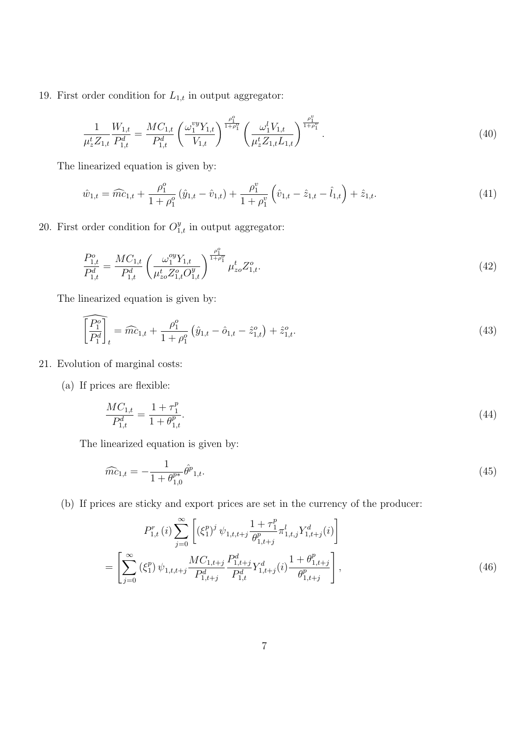19. First order condition for $L_{1,t}$ in output aggregator:

$$\frac{1}{\mu_z^t Z_{1,t}} \frac{W_{1,t}}{P_{1,t}^d} = \frac{MC_{1,t}}{P_{1,t}^d} \left( \frac{\omega_1^{vy} Y_{1,t}}{V_{1,t}} \right)^{\frac{\rho_1^o}{1+\rho_1^o}} \left( \frac{\omega_1^l V_{1,t}}{\mu_z^t Z_{1,t} L_{1,t}} \right)^{\frac{\rho_1^v}{1+\rho_1^v}}. \tag{40}$$

The linearized equation is given by:

$$\hat{w}_{1,t} = \widehat{mc}_{1,t} + \frac{\rho_1^o}{1+\rho_1^o} \left( \hat{y}_{1,t} - \hat{v}_{1,t} \right) + \frac{\rho_1^v}{1+\rho_1^v} \left( \hat{v}_{1,t} - \hat{z}_{1,t} - \hat{l}_{1,t} \right) + \hat{z}_{1,t}. \tag{41}$$

20. First order condition for $O_{1,t}^y$ in output aggregator:

$$\frac{P_{1,t}^o}{P_{1,t}^d} = \frac{MC_{1,t}}{P_{1,t}^d} \left( \frac{\omega_1^{oy} Y_{1,t}}{\mu_{zo}^t Z_{1,t}^o O_{1,t}^y} \right)^{\frac{\rho_1^o}{1+\rho_1^o}} \mu_{zo}^t Z_{1,t}^o. \tag{42}$$

The linearized equation is given by:

$$\widehat{\left[ \frac{P_1^o}{P_1^d} \right]}_t = \widehat{mc}_{1,t} + \frac{\rho_1^o}{1+\rho_1^o} \left( \hat{y}_{1,t} - \hat{o}_{1,t} - \hat{z}_{1,t}^o \right) + \hat{z}_{1,t}^o. \tag{43}$$

21. Evolution of marginal costs:

(a) If prices are flexible:

$$\frac{MC_{1,t}}{P_{1,t}^d} = \frac{1+\tau_1^p}{1+\theta_{1,t}^p}. \tag{44}$$

The linearized equation is given by:

$$\widehat{mc}_{1,t} = -\frac{1}{1+\theta_{1,0}^{p*}} \hat{\theta}^p{}_{1,t}. \tag{45}$$

(b) If prices are sticky and export prices are set in the currency of the producer:

$$\begin{aligned} &P_{1,t}^r(i) \sum_{j=0}^{\infty} \left[ \left(\xi_1^p\right)^j \psi_{1,t,t+j} \frac{1+\tau_1^p}{\theta_{1,t+j}^p} \pi_{1,t,j}^l Y_{1,t+j}^d(i) \right] \\ &= \left[ \sum_{j=0}^{\infty} \left(\xi_1^p\right) \psi_{1,t,t+j} \frac{MC_{1,t+j}}{P_{1,t+j}^d} \frac{P_{1,t+j}^d}{P_{1,t}^d} Y_{1,t+j}^d(i) \frac{1+\theta_{1,t+j}^p}{\theta_{1,t+j}^p} \right], \end{aligned} \tag{46}$$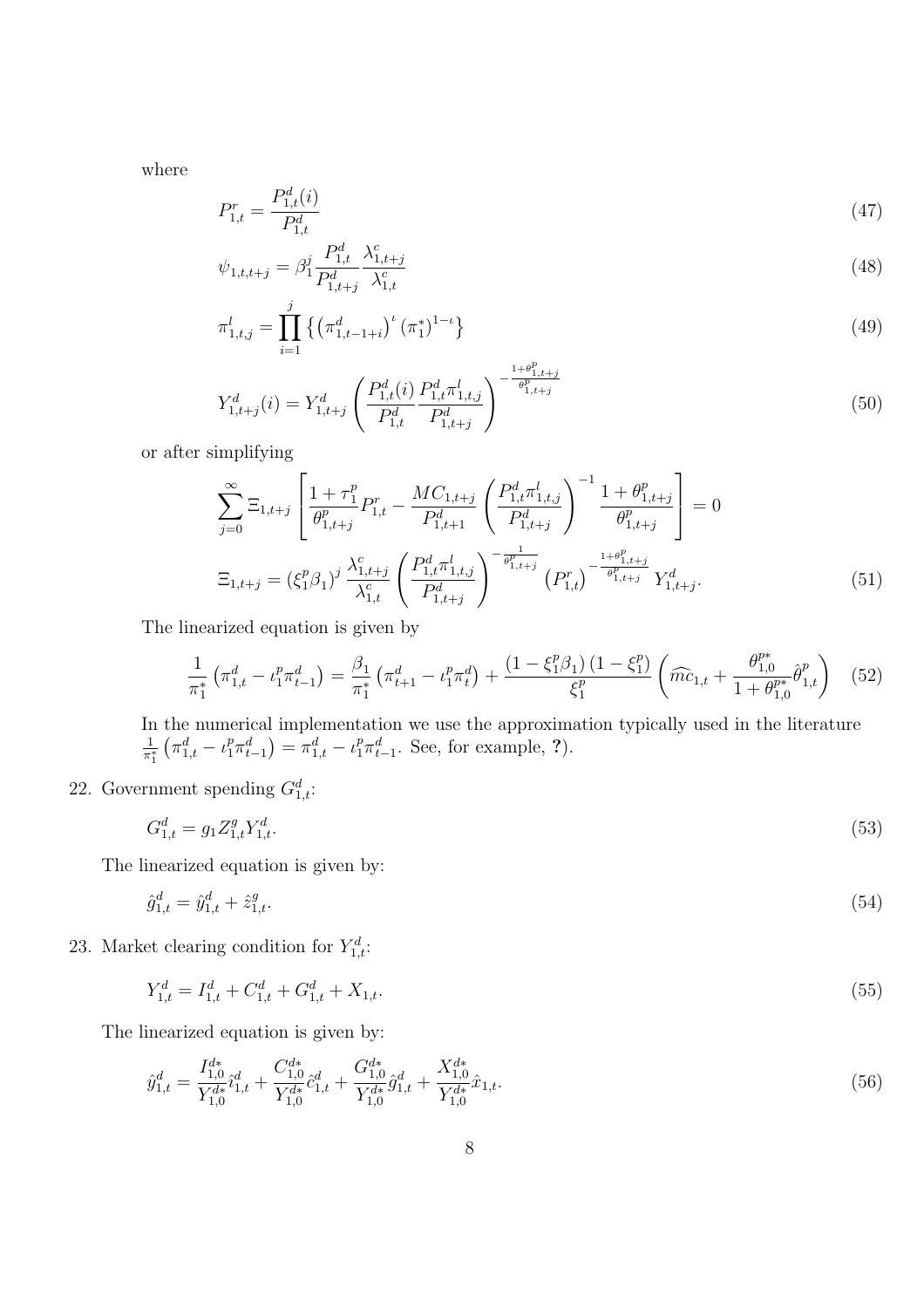where

$$P_{1,t}^{r} = \frac{P_{1,t}^{d}(i)}{P_{1,t}^{d}} \tag{47}$$

$$\psi_{1,t,t+j} = \beta_{1}^{j} \frac{P_{1,t}^{d}}{P_{1,t+j}^{d}} \frac{\lambda_{1,t+j}^{c}}{\lambda_{1,t}^{c}} \tag{48}$$

$$\pi_{1,t,j}^{l} = \prod_{i=1}^{j} \left\{ \left(\pi_{1,t-1+i}^{d}\right)^{\iota} \left(\pi_{1}^{*}\right)^{1-\iota} \right\} \tag{49}$$

$$Y_{1,t+j}^{d}(i) = Y_{1,t+j}^{d} \left( \frac{P_{1,t}^{d}(i)}{P_{1,t}^{d}} \frac{P_{1,t}^{d} \pi_{1,t,j}^{l}}{P_{1,t+j}^{d}} \right)^{-\frac{1+\theta_{1,t+j}^{p}}{\theta_{1,t+j}^{p}}} \tag{50}$$

or after simplifying

$$\sum_{j=0}^{\infty} \Xi_{1,t+j} \left[ \frac{1+\tau_{1}^{p}}{\theta_{1,t+j}^{p}} P_{1,t}^{r} - \frac{MC_{1,t+j}}{P_{1,t+1}^{d}} \left( \frac{P_{1,t}^{d} \pi_{1,t,j}^{l}}{P_{1,t+j}^{d}} \right)^{-1} \frac{1+\theta_{1,t+j}^{p}}{\theta_{1,t+j}^{p}} \right] = 0$$

$$\Xi_{1,t+j} = \left(\xi_{1}^{p} \beta_{1}\right)^{j} \frac{\lambda_{1,t+j}^{c}}{\lambda_{1,t}^{c}} \left( \frac{P_{1,t}^{d} \pi_{1,t,j}^{l}}{P_{1,t+j}^{d}} \right)^{-\frac{1}{\theta_{1,t+j}^{p}}} \left(P_{1,t}^{r}\right)^{-\frac{1+\theta_{1,t+j}^{p}}{\theta_{1,t+j}^{p}}} Y_{1,t+j}^{d}. \tag{51}$$

The linearized equation is given by

$$\frac{1}{\pi_{1}^{*}} \left( \pi_{1,t}^{d} - \iota_{1}^{p} \pi_{t-1}^{d} \right) = \frac{\beta_{1}}{\pi_{1}^{*}} \left( \pi_{t+1}^{d} - \iota_{1}^{p} \pi_{t}^{d} \right) + \frac{\left(1-\xi_{1}^{p}\beta_{1}\right)\left(1-\xi_{1}^{p}\right)}{\xi_{1}^{p}} \left( \widehat{mc}_{1,t} + \frac{\theta_{1,0}^{p*}}{1+\theta_{1,0}^{p*}} \hat{\theta}_{1,t}^{p} \right) \tag{52}$$

In the numerical implementation we use the approximation typically used in the literature $\frac{1}{\pi_1^*}\left(\pi_{1,t}^d - \iota_1^p \pi_{t-1}^d\right) = \pi_{1,t}^d - \iota_1^p \pi_{t-1}^d$. See, for example, ?).

22. Government spending $G_{1,t}^d$:

$$G_{1,t}^{d} = g_{1} Z_{1,t}^{g} Y_{1,t}^{d}. \tag{53}$$

The linearized equation is given by:

$$\hat{g}_{1,t}^{d} = \hat{y}_{1,t}^{d} + \hat{z}_{1,t}^{g}. \tag{54}$$

23. Market clearing condition for $Y_{1,t}^d$:

$$Y_{1,t}^{d} = I_{1,t}^{d} + C_{1,t}^{d} + G_{1,t}^{d} + X_{1,t}. \tag{55}$$

The linearized equation is given by:

$$\hat{y}_{1,t}^{d} = \frac{I_{1,0}^{d*}}{Y_{1,0}^{d*}} \hat{\imath}_{1,t}^{d} + \frac{C_{1,0}^{d*}}{Y_{1,0}^{d*}} \hat{c}_{1,t}^{d} + \frac{G_{1,0}^{d*}}{Y_{1,0}^{d*}} \hat{g}_{1,t}^{d} + \frac{X_{1,0}^{d*}}{Y_{1,0}^{d*}} \hat{x}_{1,t}. \tag{56}$$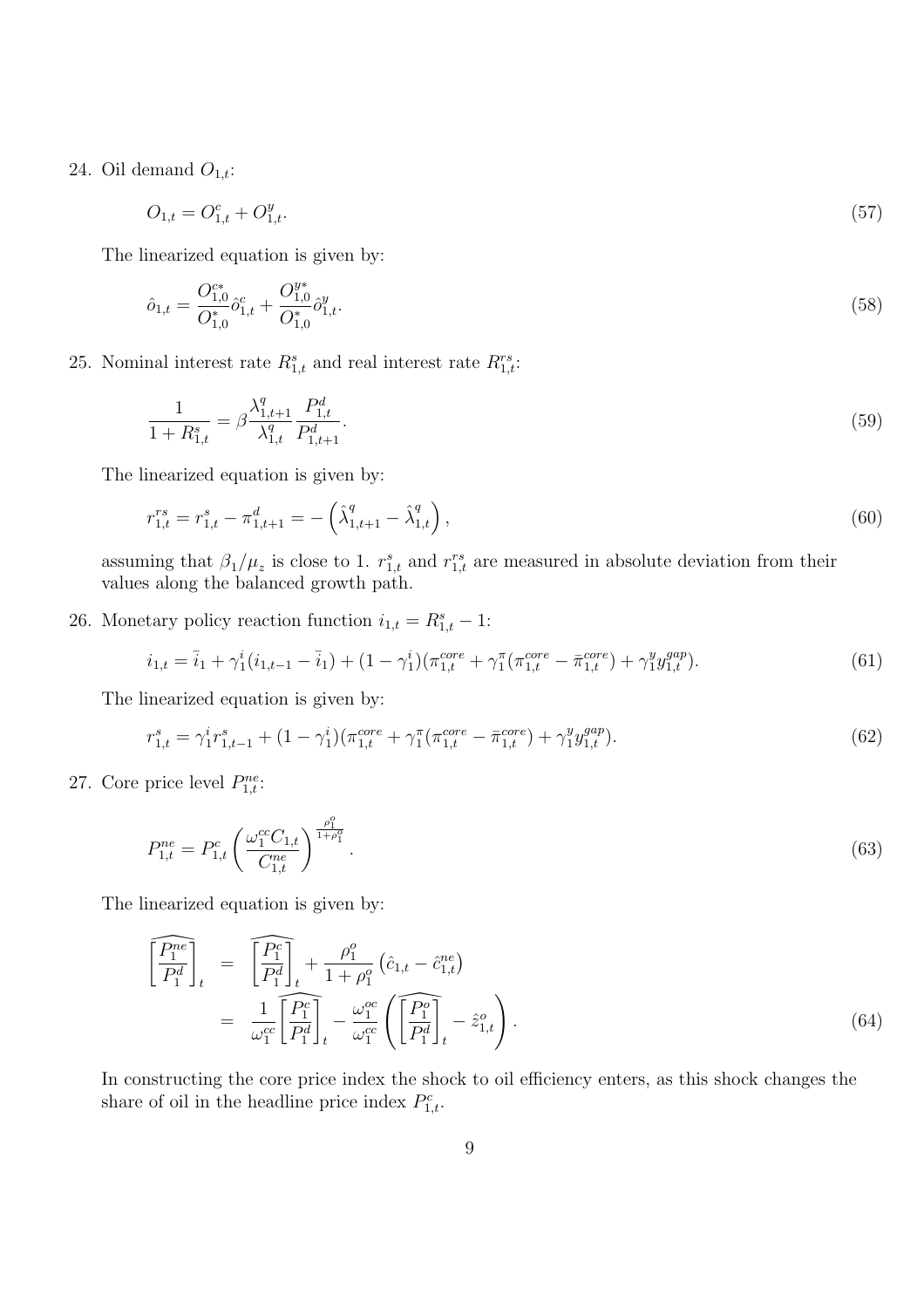24. Oil demand $O_{1,t}$:

$$O_{1,t} = O_{1,t}^{c} + O_{1,t}^{y}. \tag{57}$$

The linearized equation is given by:

$$\hat{o}_{1,t} = \frac{O_{1,0}^{c*}}{O_{1,0}^{*}}\hat{o}_{1,t}^{c} + \frac{O_{1,0}^{y*}}{O_{1,0}^{*}}\hat{o}_{1,t}^{y}. \tag{58}$$

25. Nominal interest rate $R_{1,t}^{s}$ and real interest rate $R_{1,t}^{rs}$:

$$\frac{1}{1+R_{1,t}^{s}} = \beta \frac{\lambda_{1,t+1}^{q}}{\lambda_{1,t}^{q}} \frac{P_{1,t}^{d}}{P_{1,t+1}^{d}}. \tag{59}$$

The linearized equation is given by:

$$r_{1,t}^{rs} = r_{1,t}^{s} - \pi_{1,t+1}^{d} = -\left(\hat{\lambda}_{1,t+1}^{q} - \hat{\lambda}_{1,t}^{q}\right), \tag{60}$$

assuming that $\beta_1/\mu_z$ is close to 1. $r_{1,t}^{s}$ and $r_{1,t}^{rs}$ are measured in absolute deviation from their values along the balanced growth path.

26. Monetary policy reaction function $i_{1,t} = R_{1,t}^{s} - 1$:

$$i_{1,t} = \bar{i}_1 + \gamma_1^{i}(i_{1,t-1} - \bar{i}_1) + (1-\gamma_1^{i})(\pi_{1,t}^{core} + \gamma_1^{\pi}(\pi_{1,t}^{core} - \bar{\pi}_{1,t}^{core}) + \gamma_1^{y} y_{1,t}^{gap}). \tag{61}$$

The linearized equation is given by:

$$r_{1,t}^{s} = \gamma_1^{i} r_{1,t-1}^{s} + (1-\gamma_1^{i})(\pi_{1,t}^{core} + \gamma_1^{\pi}(\pi_{1,t}^{core} - \bar{\pi}_{1,t}^{core}) + \gamma_1^{y} y_{1,t}^{gap}). \tag{62}$$

27. Core price level $P_{1,t}^{ne}$:

$$P_{1,t}^{ne} = P_{1,t}^{c}\left(\frac{\omega_1^{cc} C_{1,t}}{C_{1,t}^{ne}}\right)^{\frac{\rho_1^{o}}{1+\rho_1^{o}}}. \tag{63}$$

The linearized equation is given by:

$$\begin{aligned}
\widehat{\left[\frac{P_1^{ne}}{P_1^{d}}\right]}_t &= \widehat{\left[\frac{P_1^{c}}{P_1^{d}}\right]}_t + \frac{\rho_1^{o}}{1+\rho_1^{o}}\left(\hat{c}_{1,t} - \hat{c}_{1,t}^{ne}\right) \\
&= \frac{1}{\omega_1^{cc}}\widehat{\left[\frac{P_1^{c}}{P_1^{d}}\right]}_t - \frac{\omega_1^{oc}}{\omega_1^{cc}}\left(\widehat{\left[\frac{P_1^{o}}{P_1^{d}}\right]}_t - \hat{z}_{1,t}^{o}\right).
\end{aligned} \tag{64}$$

In constructing the core price index the shock to oil efficiency enters, as this shock changes the share of oil in the headline price index $P_{1,t}^{c}$.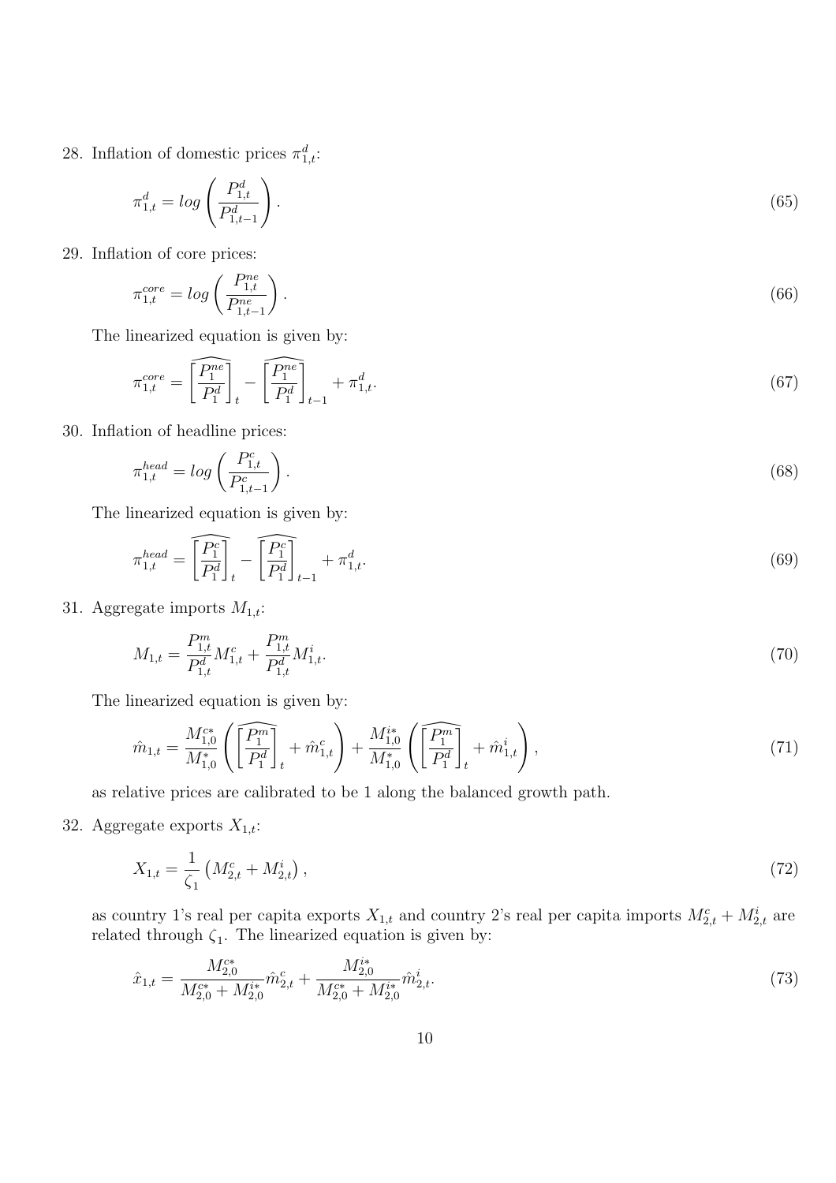28. Inflation of domestic prices $\pi^d_{1,t}$:

$$\pi^d_{1,t} = log\left(\frac{P^d_{1,t}}{P^d_{1,t-1}}\right). \tag{65}$$

29. Inflation of core prices:

$$\pi^{core}_{1,t} = log\left(\frac{P^{ne}_{1,t}}{P^{ne}_{1,t-1}}\right). \tag{66}$$

The linearized equation is given by:

$$\pi^{core}_{1,t} = \widehat{\left[\frac{P^{ne}_1}{P^d_1}\right]}_t - \widehat{\left[\frac{P^{ne}_1}{P^d_1}\right]}_{t-1} + \pi^d_{1,t}. \tag{67}$$

30. Inflation of headline prices:

$$\pi^{head}_{1,t} = log\left(\frac{P^c_{1,t}}{P^c_{1,t-1}}\right). \tag{68}$$

The linearized equation is given by:

$$\pi^{head}_{1,t} = \widehat{\left[\frac{P^c_1}{P^d_1}\right]}_t - \widehat{\left[\frac{P^c_1}{P^d_1}\right]}_{t-1} + \pi^d_{1,t}. \tag{69}$$

31. Aggregate imports $M_{1,t}$:

$$M_{1,t} = \frac{P^m_{1,t}}{P^d_{1,t}} M^c_{1,t} + \frac{P^m_{1,t}}{P^d_{1,t}} M^i_{1,t}. \tag{70}$$

The linearized equation is given by:

$$\hat{m}_{1,t} = \frac{M^{c*}_{1,0}}{M^*_{1,0}}\left(\widehat{\left[\frac{P^m_1}{P^d_1}\right]}_t + \hat{m}^c_{1,t}\right) + \frac{M^{i*}_{1,0}}{M^*_{1,0}}\left(\widehat{\left[\frac{P^m_1}{P^d_1}\right]}_t + \hat{m}^i_{1,t}\right), \tag{71}$$

as relative prices are calibrated to be 1 along the balanced growth path.

32. Aggregate exports $X_{1,t}$:

$$X_{1,t} = \frac{1}{\zeta_1}\left(M^c_{2,t} + M^i_{2,t}\right), \tag{72}$$

as country 1's real per capita exports $X_{1,t}$ and country 2's real per capita imports $M^c_{2,t} + M^i_{2,t}$ are related through $\zeta_1$. The linearized equation is given by:

$$\hat{x}_{1,t} = \frac{M^{c*}_{2,0}}{M^{c*}_{2,0} + M^{i*}_{2,0}}\hat{m}^c_{2,t} + \frac{M^{i*}_{2,0}}{M^{c*}_{2,0} + M^{i*}_{2,0}}\hat{m}^i_{2,t}. \tag{73}$$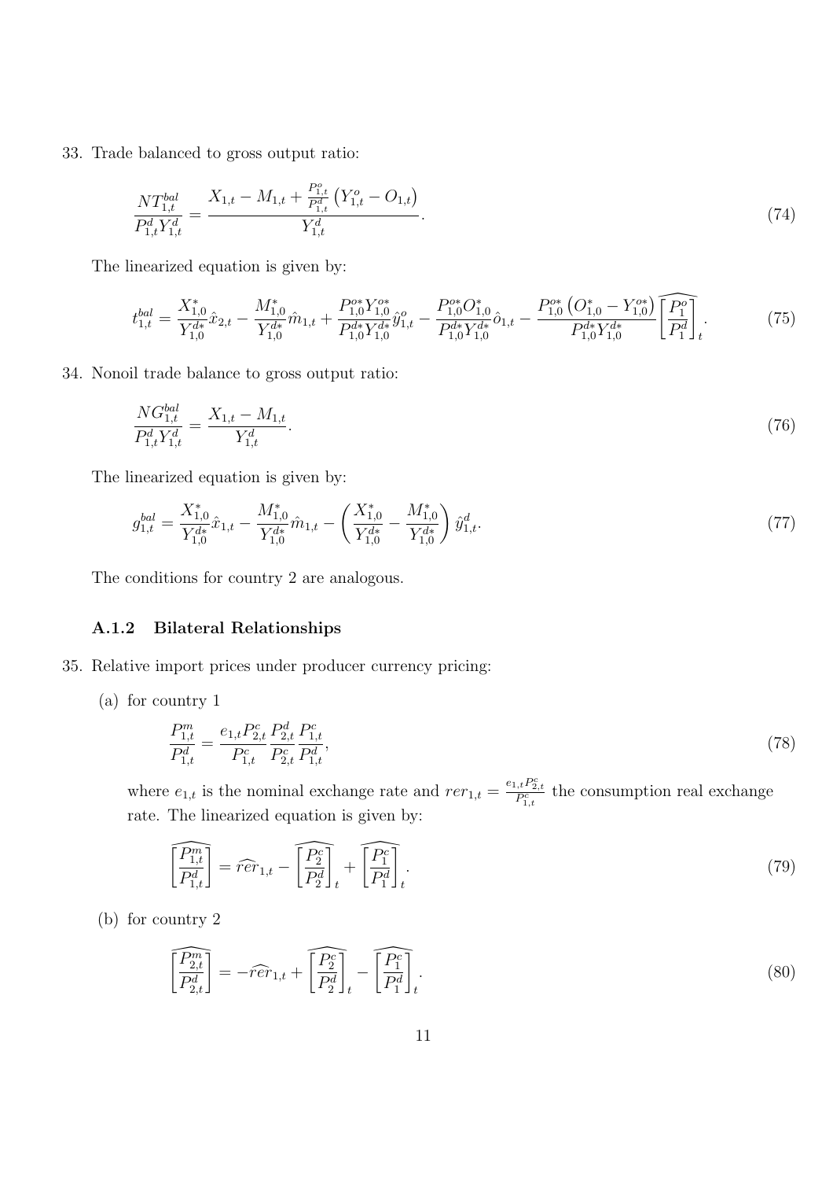33. Trade balanced to gross output ratio:

$$\frac{NT^{bal}_{1,t}}{P^d_{1,t}Y^d_{1,t}} = \frac{X_{1,t} - M_{1,t} + \frac{P^o_{1,t}}{P^d_{1,t}}\left(Y^o_{1,t} - O_{1,t}\right)}{Y^d_{1,t}}. \tag{74}$$

The linearized equation is given by:

$$t^{bal}_{1,t} = \frac{X^*_{1,0}}{Y^{d*}_{1,0}}\hat{x}_{2,t} - \frac{M^*_{1,0}}{Y^{d*}_{1,0}}\hat{m}_{1,t} + \frac{P^{o*}_{1,0}Y^{o*}_{1,0}}{P^{d*}_{1,0}Y^{d*}_{1,0}}\hat{y}^o_{1,t} - \frac{P^{o*}_{1,0}O^*_{1,0}}{P^{d*}_{1,0}Y^{d*}_{1,0}}\hat{o}_{1,t} - \frac{P^{o*}_{1,0}\left(O^*_{1,0} - Y^{o*}_{1,0}\right)}{P^{d*}_{1,0}Y^{d*}_{1,0}}\widehat{\left[\frac{P^o_1}{P^d_1}\right]}_t. \tag{75}$$

34. Nonoil trade balance to gross output ratio:

$$\frac{NG^{bal}_{1,t}}{P^d_{1,t}Y^d_{1,t}} = \frac{X_{1,t} - M_{1,t}}{Y^d_{1,t}}. \tag{76}$$

The linearized equation is given by:

$$g^{bal}_{1,t} = \frac{X^*_{1,0}}{Y^{d*}_{1,0}}\hat{x}_{1,t} - \frac{M^*_{1,0}}{Y^{d*}_{1,0}}\hat{m}_{1,t} - \left(\frac{X^*_{1,0}}{Y^{d*}_{1,0}} - \frac{M^*_{1,0}}{Y^{d*}_{1,0}}\right)\hat{y}^d_{1,t}. \tag{77}$$

The conditions for country 2 are analogous.

### A.1.2 Bilateral Relationships

35. Relative import prices under producer currency pricing:

(a) for country 1

$$\frac{P^m_{1,t}}{P^d_{1,t}} = \frac{e_{1,t}P^c_{2,t}}{P^c_{1,t}}\frac{P^d_{2,t}}{P^c_{2,t}}\frac{P^c_{1,t}}{P^d_{1,t}}, \tag{78}$$

where $e_{1,t}$ is the nominal exchange rate and $rer_{1,t} = \frac{e_{1,t}P^c_{2,t}}{P^c_{1,t}}$ the consumption real exchange rate. The linearized equation is given by:

$$\widehat{\left[\frac{P^m_{1,t}}{P^d_{1,t}}\right]} = \widehat{rer}_{1,t} - \widehat{\left[\frac{P^c_2}{P^d_2}\right]}_t + \widehat{\left[\frac{P^c_1}{P^d_1}\right]}_t. \tag{79}$$

(b) for country 2

$$\widehat{\left[\frac{P^m_{2,t}}{P^d_{2,t}}\right]} = -\widehat{rer}_{1,t} + \widehat{\left[\frac{P^c_2}{P^d_2}\right]}_t - \widehat{\left[\frac{P^c_1}{P^d_1}\right]}_t. \tag{80}$$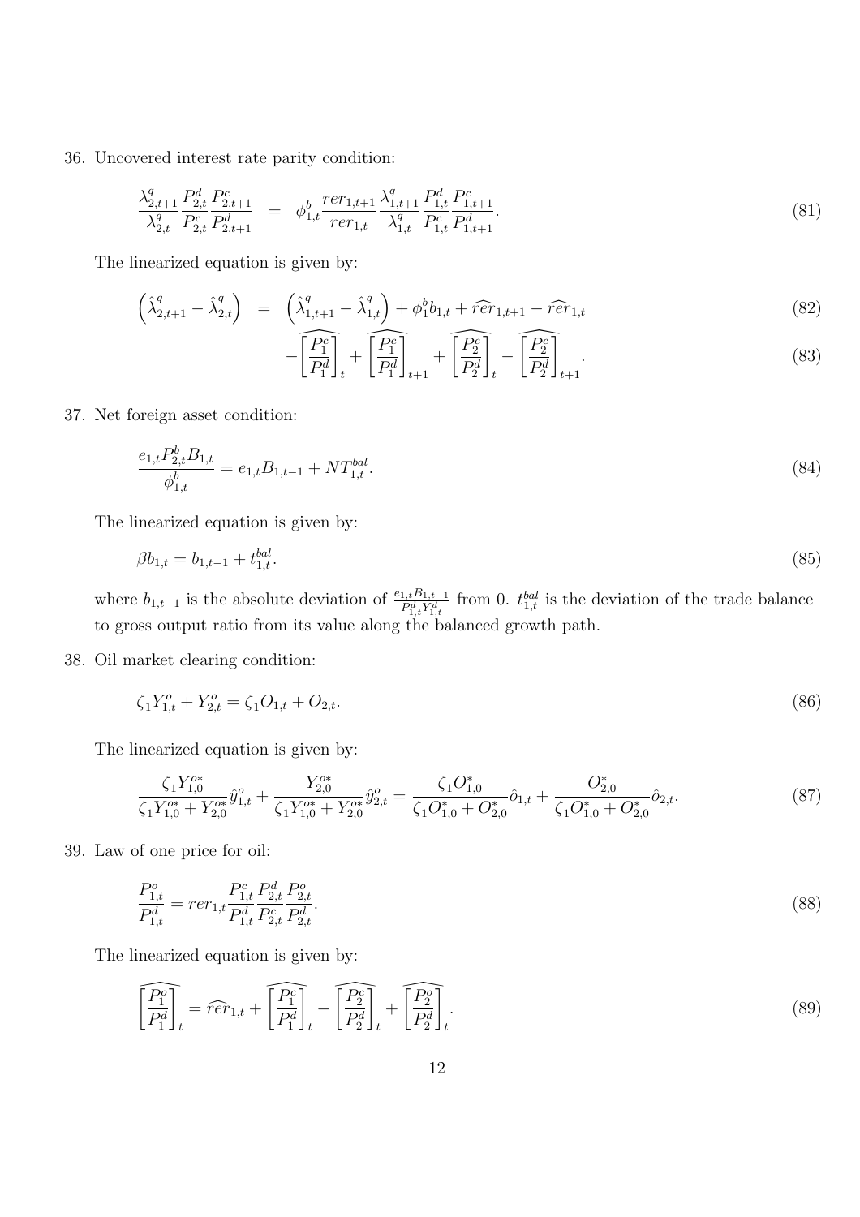36. Uncovered interest rate parity condition:

$$\frac{\lambda^q_{2,t+1}}{\lambda^q_{2,t}} \frac{P^d_{2,t}}{P^c_{2,t}} \frac{P^c_{2,t+1}}{P^d_{2,t+1}} = \phi^b_{1,t} \frac{rer_{1,t+1}}{rer_{1,t}} \frac{\lambda^q_{1,t+1}}{\lambda^q_{1,t}} \frac{P^d_{1,t}}{P^c_{1,t}} \frac{P^c_{1,t+1}}{P^d_{1,t+1}}. \tag{81}$$

The linearized equation is given by:

$$\left(\hat{\lambda}^q_{2,t+1} - \hat{\lambda}^q_{2,t}\right) = \left(\hat{\lambda}^q_{1,t+1} - \hat{\lambda}^q_{1,t}\right) + \phi^b_1 b_{1,t} + \widehat{rer}_{1,t+1} - \widehat{rer}_{1,t} \tag{82}$$

$$- \widehat{\left[\frac{P^c_1}{P^d_1}\right]}_t + \widehat{\left[\frac{P^c_1}{P^d_1}\right]}_{t+1} + \widehat{\left[\frac{P^c_2}{P^d_2}\right]}_t - \widehat{\left[\frac{P^c_2}{P^d_2}\right]}_{t+1}. \tag{83}$$

37. Net foreign asset condition:

$$\frac{e_{1,t} P^b_{2,t} B_{1,t}}{\phi^b_{1,t}} = e_{1,t} B_{1,t-1} + NT^{bal}_{1,t}. \tag{84}$$

The linearized equation is given by:

$$\beta b_{1,t} = b_{1,t-1} + t^{bal}_{1,t}. \tag{85}$$

where $b_{1,t-1}$ is the absolute deviation of $\frac{e_{1,t} B_{1,t-1}}{P^d_{1,t} Y^d_{1,t}}$ from 0. $t^{bal}_{1,t}$ is the deviation of the trade balance to gross output ratio from its value along the balanced growth path.

38. Oil market clearing condition:

$$\zeta_1 Y^o_{1,t} + Y^o_{2,t} = \zeta_1 O_{1,t} + O_{2,t}. \tag{86}$$

The linearized equation is given by:

$$\frac{\zeta_1 Y^{o*}_{1,0}}{\zeta_1 Y^{o*}_{1,0} + Y^{o*}_{2,0}} \hat{y}^o_{1,t} + \frac{Y^{o*}_{2,0}}{\zeta_1 Y^{o*}_{1,0} + Y^{o*}_{2,0}} \hat{y}^o_{2,t} = \frac{\zeta_1 O^*_{1,0}}{\zeta_1 O^*_{1,0} + O^*_{2,0}} \hat{o}_{1,t} + \frac{O^*_{2,0}}{\zeta_1 O^*_{1,0} + O^*_{2,0}} \hat{o}_{2,t}. \tag{87}$$

39. Law of one price for oil:

$$\frac{P^o_{1,t}}{P^d_{1,t}} = rer_{1,t} \frac{P^c_{1,t}}{P^d_{1,t}} \frac{P^d_{2,t}}{P^c_{2,t}} \frac{P^o_{2,t}}{P^d_{2,t}}. \tag{88}$$

The linearized equation is given by:

$$\widehat{\left[\frac{P^o_1}{P^d_1}\right]}_t = \widehat{rer}_{1,t} + \widehat{\left[\frac{P^c_1}{P^d_1}\right]}_t - \widehat{\left[\frac{P^c_2}{P^d_2}\right]}_t + \widehat{\left[\frac{P^o_2}{P^d_2}\right]}_t. \tag{89}$$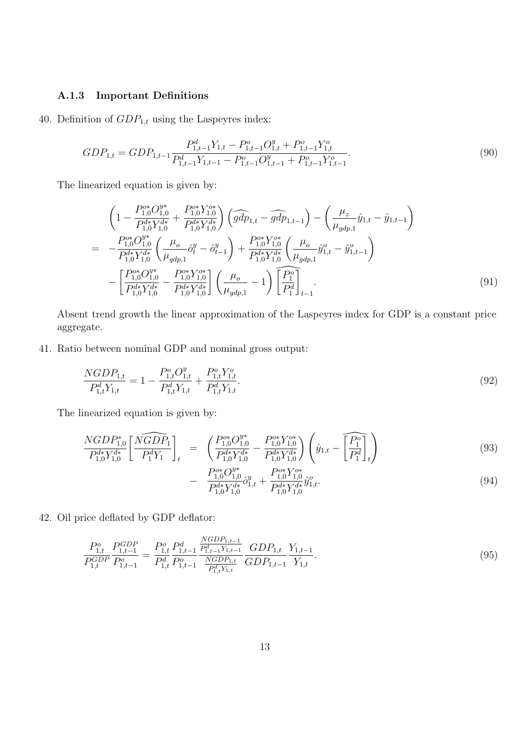### A.1.3 Important Definitions

40. Definition of $GDP_{1,t}$ using the Laspeyres index:

$$GDP_{1,t} = GDP_{1,t-1} \frac{P^d_{1,t-1} Y_{1,t} - P^o_{1,t-1} O^y_{1,t} + P^o_{1,t-1} Y^o_{1,t}}{P^d_{1,t-1} Y_{1,t-1} - P^o_{1,t-1} O^y_{1,t-1} + P^o_{1,t-1} Y^o_{1,t-1}}. \tag{90}$$

The linearized equation is given by:

$$\begin{aligned}
&\left(1 - \frac{P^{o*}_{1,0} O^{y*}_{1,0}}{P^{d*}_{1,0} Y^{d*}_{1,0}} + \frac{P^{o*}_{1,0} Y^{o*}_{1,0}}{P^{d*}_{1,0} Y^{d*}_{1,0}}\right) \left(\widehat{gdp}_{1,t} - \widehat{gdp}_{1,t-1}\right) - \left(\frac{\mu_z}{\mu_{gdp,1}} \hat{y}_{1,t} - \hat{y}_{1,t-1}\right) \\
= \; & -\frac{P^{o*}_{1,0} O^{y*}_{1,0}}{P^{d*}_{1,0} Y^{d*}_{1,0}} \left(\frac{\mu_o}{\mu_{gdp,1}} \hat{o}^y_t - \hat{o}^y_{t-1}\right) + \frac{P^{o*}_{1,0} Y^{o*}_{1,0}}{P^{d*}_{1,0} Y^{d*}_{1,0}} \left(\frac{\mu_o}{\mu_{gdp,1}} \hat{y}^o_{1,t} - \hat{y}^o_{1,t-1}\right) \\
& - \left[\frac{P^{o*}_{1,0} O^{y*}_{1,0}}{P^{d*}_{1,0} Y^{d*}_{1,0}} - \frac{P^{o*}_{1,0} Y^{o*}_{1,0}}{P^{d*}_{1,0} Y^{d*}_{1,0}}\right] \left(\frac{\mu_o}{\mu_{gdp,1}} - 1\right) \widehat{\left[\frac{P^o_1}{P^d_1}\right]}_{t-1}.
\end{aligned} \tag{91}$$

Absent trend growth the linear approximation of the Laspeyres index for GDP is a constant price aggregate.

41. Ratio between nominal GDP and nominal gross output:

$$\frac{NGDP_{1,t}}{P^d_{1,t} Y_{1,t}} = 1 - \frac{P^o_{1,t} O^y_{1,t}}{P^d_{1,t} Y_{1,t}} + \frac{P^o_{1,t} Y^o_{1,t}}{P^d_{1,t} Y_{1,t}}. \tag{92}$$

The linearized equation is given by:

$$\frac{NGDP^*_{1,0}}{P^{d*}_{1,0} Y^{d*}_{1,0}} \widehat{\left[\frac{NGDP_1}{P^d_1 Y_1}\right]}_t = \left(\frac{P^{o*}_{1,0} O^{y*}_{1,0}}{P^{d*}_{1,0} Y^{d*}_{1,0}} - \frac{P^{o*}_{1,0} Y^{o*}_{1,0}}{P^{d*}_{1,0} Y^{d*}_{1,0}}\right) \left(\hat{y}_{1,t} - \widehat{\left[\frac{P^o_1}{P^d_1}\right]}_t\right) \tag{93}$$

$$- \frac{P^{o*}_{1,0} O^{y*}_{1,0}}{P^{d*}_{1,0} Y^{d*}_{1,0}} \hat{o}^y_{1,t} + \frac{P^{o*}_{1,0} Y^{o*}_{1,0}}{P^{d*}_{1,0} Y^{d*}_{1,0}} \hat{y}^o_{1,t}. \tag{94}$$

42. Oil price deflated by GDP deflator:

$$\frac{P^o_{1,t}}{P^{GDP}_{1,t}} \frac{P^{GDP}_{1,t-1}}{P^o_{1,t-1}} = \frac{P^o_{1,t}}{P^d_{1,t}} \frac{P^d_{1,t-1}}{P^o_{1,t-1}} \frac{\frac{NGDP_{1,t-1}}{P^d_{1,t-1} Y_{1,t-1}}}{\frac{NGDP_{1,t}}{P^d_{1,t} Y_{1,t}}} \frac{GDP_{1,t}}{GDP_{1,t-1}} \frac{Y_{1,t-1}}{Y_{1,t}}. \tag{95}$$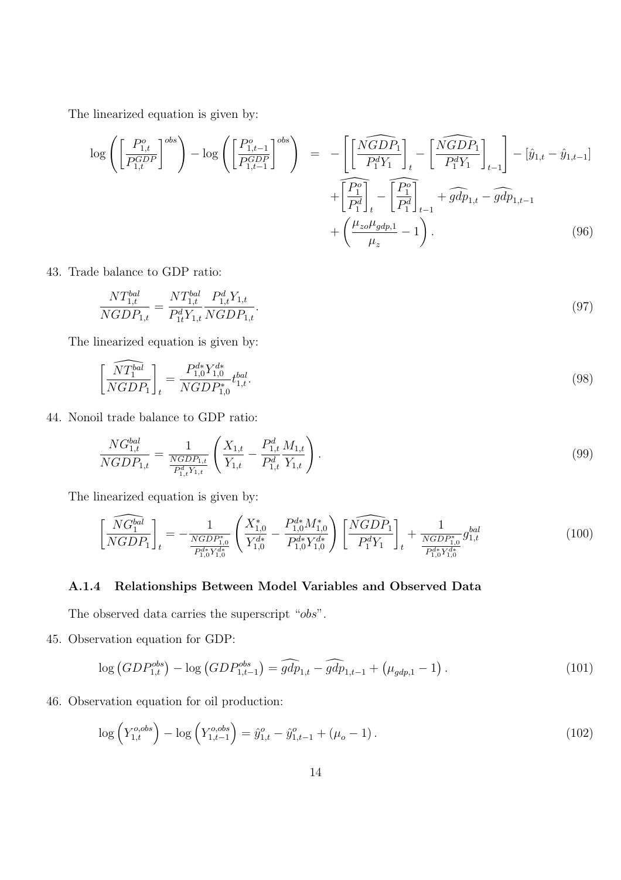The linearized equation is given by:

$$
\begin{aligned}
\log\left(\left[\frac{P^o_{1,t}}{P^{GDP}_{1,t}}\right]^{obs}\right) - \log\left(\left[\frac{P^o_{1,t-1}}{P^{GDP}_{1,t-1}}\right]^{obs}\right) \;=\; & -\left[\left[\widehat{\frac{NGDP_1}{P^d_1 Y_1}}\right]_t - \left[\widehat{\frac{NGDP_1}{P^d_1 Y_1}}\right]_{t-1}\right] - \left[\hat{y}_{1,t} - \hat{y}_{1,t-1}\right] \\
& + \widehat{\left[\frac{P^o_1}{P^d_1}\right]}_t - \widehat{\left[\frac{P^o_1}{P^d_1}\right]}_{t-1} + \widehat{gdp}_{1,t} - \widehat{gdp}_{1,t-1} \\
& + \left(\frac{\mu_{zo}\mu_{gdp,1}}{\mu_z} - 1\right). \qquad (96)
\end{aligned}
$$

43. Trade balance to GDP ratio:

$$
\frac{NT^{bal}_{1,t}}{NGDP_{1,t}} = \frac{NT^{bal}_{1,t}}{P^d_{1t} Y_{1,t}} \frac{P^d_{1,t} Y_{1,t}}{NGDP_{1,t}}. \qquad (97)
$$

The linearized equation is given by:

$$
\left[\widehat{\frac{NT^{bal}_1}{NGDP_1}}\right]_t = \frac{P^{d*}_{1,0} Y^{d*}_{1,0}}{NGDP^*_{1,0}} t^{bal}_{1,t}. \qquad (98)
$$

44. Nonoil trade balance to GDP ratio:

$$
\frac{NG^{bal}_{1,t}}{NGDP_{1,t}} = \frac{1}{\frac{NGDP_{1,t}}{P^d_{1,t} Y_{1,t}}} \left(\frac{X_{1,t}}{Y_{1,t}} - \frac{P^d_{1,t}}{P^d_{1,t}} \frac{M_{1,t}}{Y_{1,t}}\right). \qquad (99)
$$

The linearized equation is given by:

$$
\left[\widehat{\frac{NG^{bal}_1}{NGDP_1}}\right]_t = -\frac{1}{\frac{NGDP^*_{1,0}}{P^{d*}_{1,0} Y^{d*}_{1,0}}} \left(\frac{X^*_{1,0}}{Y^{d*}_{1,0}} - \frac{P^{d*}_{1,0} M^*_{1,0}}{P^{d*}_{1,0} Y^{d*}_{1,0}}\right) \left[\widehat{\frac{NGDP_1}{P^d_1 Y_1}}\right]_t + \frac{1}{\frac{NGDP^*_{1,0}}{P^{d*}_{1,0} Y^{d*}_{1,0}}} g^{bal}_{1,t} \qquad (100)
$$

### A.1.4 Relationships Between Model Variables and Observed Data

The observed data carries the superscript "*obs*".

45. Observation equation for GDP:

$$
\log\left(GDP^{obs}_{1,t}\right) - \log\left(GDP^{obs}_{1,t-1}\right) = \widehat{gdp}_{1,t} - \widehat{gdp}_{1,t-1} + \left(\mu_{gdp,1} - 1\right). \qquad (101)
$$

46. Observation equation for oil production:

$$
\log\left(Y^{o,obs}_{1,t}\right) - \log\left(Y^{o,obs}_{1,t-1}\right) = \hat{y}^o_{1,t} - \hat{y}^o_{1,t-1} + \left(\mu_o - 1\right). \qquad (102)
$$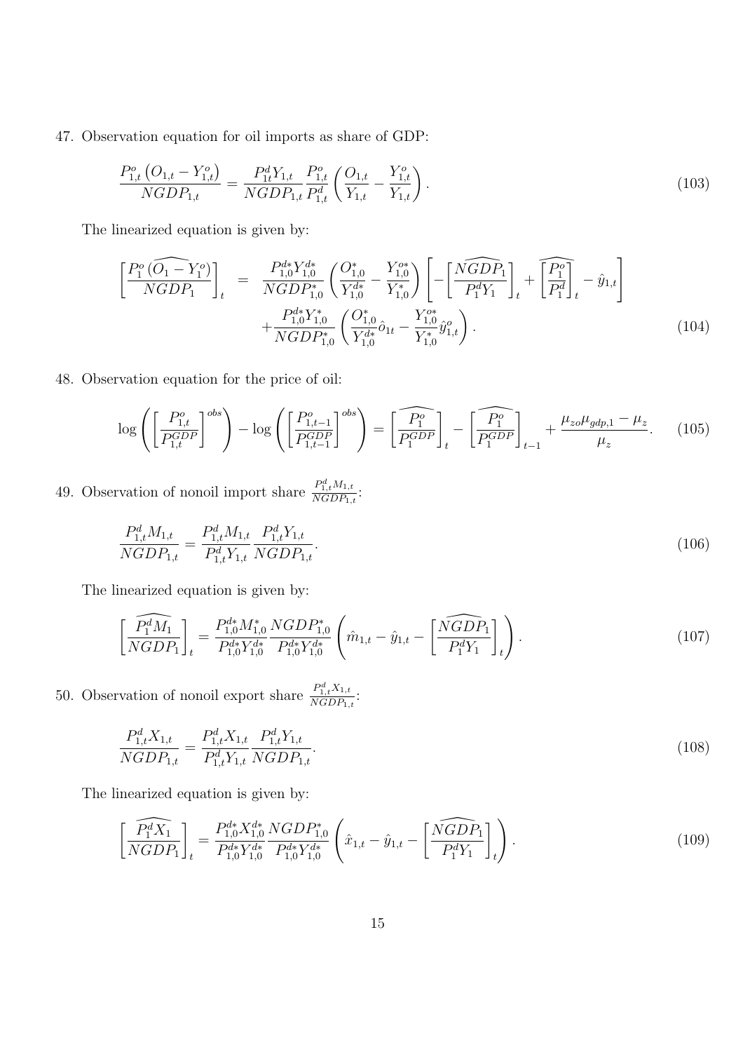47. Observation equation for oil imports as share of GDP:

$$\frac{P^o_{1,t}\left(O_{1,t}-Y^o_{1,t}\right)}{NGDP_{1,t}} = \frac{P^d_{1t}Y_{1,t}}{NGDP_{1,t}}\frac{P^o_{1,t}}{P^d_{1,t}}\left(\frac{O_{1,t}}{Y_{1,t}}-\frac{Y^o_{1,t}}{Y_{1,t}}\right). \tag{103}$$

The linearized equation is given by:

$$\begin{aligned}\left[\frac{P^o_1\widehat{(O_1-Y^o_1)}}{NGDP_1}\right]_t &= \frac{P^{d*}_{1,0}Y^{d*}_{1,0}}{NGDP^*_{1,0}}\left(\frac{O^*_{1,0}}{Y^{d*}_{1,0}}-\frac{Y^{o*}_{1,0}}{Y^*_{1,0}}\right)\left[-\left[\widehat{\frac{NGDP_1}{P^d_1Y_1}}\right]_t+\left[\widehat{\frac{P^o_1}{P^d_1}}\right]_t-\hat{y}_{1,t}\right] \\ &\quad +\frac{P^{d*}_{1,0}Y^*_{1,0}}{NGDP^*_{1,0}}\left(\frac{O^*_{1,0}}{Y^{d*}_{1,0}}\hat{o}_{1t}-\frac{Y^{o*}_{1,0}}{Y^*_{1,0}}\hat{y}^o_{1,t}\right).\end{aligned} \tag{104}$$

48. Observation equation for the price of oil:

$$\log\left(\left[\frac{P^o_{1,t}}{P^{GDP}_{1,t}}\right]^{obs}\right)-\log\left(\left[\frac{P^o_{1,t-1}}{P^{GDP}_{1,t-1}}\right]^{obs}\right)=\left[\widehat{\frac{P^o_1}{P^{GDP}_1}}\right]_t-\left[\widehat{\frac{P^o_1}{P^{GDP}_1}}\right]_{t-1}+\frac{\mu_{zo}\mu_{gdp,1}-\mu_z}{\mu_z}. \tag{105}$$

49. Observation of nonoil import share $\frac{P^d_{1,t}M_{1,t}}{NGDP_{1,t}}$:

$$\frac{P^d_{1,t}M_{1,t}}{NGDP_{1,t}}=\frac{P^d_{1,t}M_{1,t}}{P^d_{1,t}Y_{1,t}}\frac{P^d_{1,t}Y_{1,t}}{NGDP_{1,t}}. \tag{106}$$

The linearized equation is given by:

$$\left[\widehat{\frac{P^d_1M_1}{NGDP_1}}\right]_t=\frac{P^{d*}_{1,0}M^*_{1,0}}{P^{d*}_{1,0}Y^{d*}_{1,0}}\frac{NGDP^*_{1,0}}{P^{d*}_{1,0}Y^{d*}_{1,0}}\left(\hat{m}_{1,t}-\hat{y}_{1,t}-\left[\widehat{\frac{NGDP_1}{P^d_1Y_1}}\right]_t\right). \tag{107}$$

50. Observation of nonoil export share $\frac{P^d_{1,t}X_{1,t}}{NGDP_{1,t}}$:

$$\frac{P^d_{1,t}X_{1,t}}{NGDP_{1,t}}=\frac{P^d_{1,t}X_{1,t}}{P^d_{1,t}Y_{1,t}}\frac{P^d_{1,t}Y_{1,t}}{NGDP_{1,t}}. \tag{108}$$

The linearized equation is given by:

$$\left[\widehat{\frac{P^d_1X_1}{NGDP_1}}\right]_t=\frac{P^{d*}_{1,0}X^{d*}_{1,0}}{P^{d*}_{1,0}Y^{d*}_{1,0}}\frac{NGDP^*_{1,0}}{P^{d*}_{1,0}Y^{d*}_{1,0}}\left(\hat{x}_{1,t}-\hat{y}_{1,t}-\left[\widehat{\frac{NGDP_1}{P^d_1Y_1}}\right]_t\right). \tag{109}$$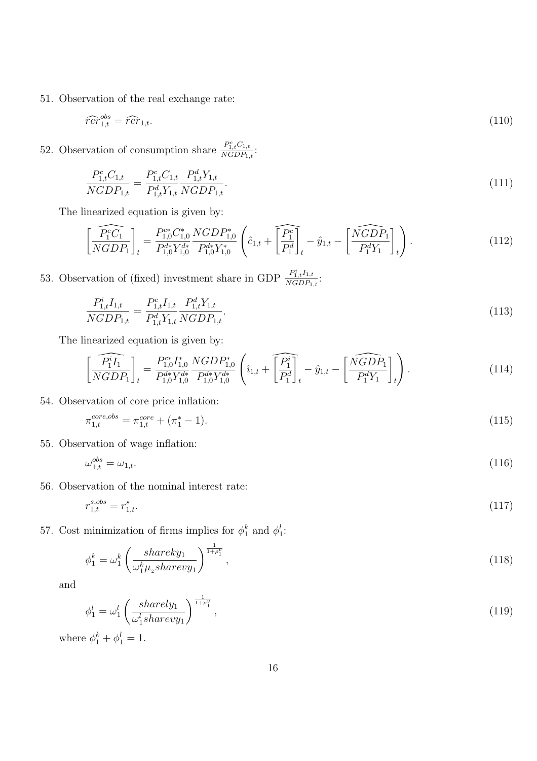51. Observation of the real exchange rate:

$$\widehat{rer}_{1,t}^{obs} = \widehat{rer}_{1,t}. \tag{110}$$

52. Observation of consumption share $\frac{P_{1,t}^c C_{1,t}}{NGDP_{1,t}}$:

$$\frac{P_{1,t}^c C_{1,t}}{NGDP_{1,t}} = \frac{P_{1,t}^c C_{1,t}}{P_{1,t}^d Y_{1,t}} \frac{P_{1,t}^d Y_{1,t}}{NGDP_{1,t}}. \tag{111}$$

The linearized equation is given by:

$$\left[\widehat{\frac{P_1^c C_1}{NGDP_1}}\right]_t = \frac{P_{1,0}^{c*} C_{1,0}^*}{P_{1,0}^{d*} Y_{1,0}^{d*}} \frac{NGDP_{1,0}^*}{P_{1,0}^{d*} Y_{1,0}^*} \left( \hat{c}_{1,t} + \left[\widehat{\frac{P_1^c}{P_1^d}}\right]_t - \hat{y}_{1,t} - \left[\widehat{\frac{NGDP_1}{P_1^d Y_1}}\right]_t \right). \tag{112}$$

53. Observation of (fixed) investment share in GDP $\frac{P_{1,t}^i I_{1,t}}{NGDP_{1,t}}$:

$$\frac{P_{1,t}^i I_{1,t}}{NGDP_{1,t}} = \frac{P_{1,t}^c I_{1,t}}{P_{1,t}^d Y_{1,t}} \frac{P_{1,t}^d Y_{1,t}}{NGDP_{1,t}}. \tag{113}$$

The linearized equation is given by:

$$\left[\widehat{\frac{P_1^i I_1}{NGDP_1}}\right]_t = \frac{P_{1,0}^{c*} I_{1,0}^*}{P_{1,0}^{d*} Y_{1,0}^{d*}} \frac{NGDP_{1,0}^*}{P_{1,0}^{d*} Y_{1,0}^*} \left( \hat{\imath}_{1,t} + \left[\widehat{\frac{P_1^i}{P_1^d}}\right]_t - \hat{y}_{1,t} - \left[\widehat{\frac{NGDP_1}{P_1^d Y_1}}\right]_t \right). \tag{114}$$

54. Observation of core price inflation:

$$\pi_{1,t}^{core,obs} = \pi_{1,t}^{core} + (\pi_1^* - 1). \tag{115}$$

55. Observation of wage inflation:

$$\omega_{1,t}^{obs} = \omega_{1,t}. \tag{116}$$

56. Observation of the nominal interest rate:

$$r_{1,t}^{s,obs} = r_{1,t}^s. \tag{117}$$

57. Cost minimization of firms implies for $\phi_1^k$ and $\phi_1^l$:

$$\phi_1^k = \omega_1^k \left( \frac{shareky_1}{\omega_1^k \mu_z sharevy_1} \right)^{\frac{1}{1+\rho_1^v}}, \tag{118}$$

and

$$\phi_1^l = \omega_1^l \left( \frac{sharely_1}{\omega_1^l sharevy_1} \right)^{\frac{1}{1+\rho_1^v}}, \tag{119}$$

where $\phi_1^k + \phi_1^l = 1$.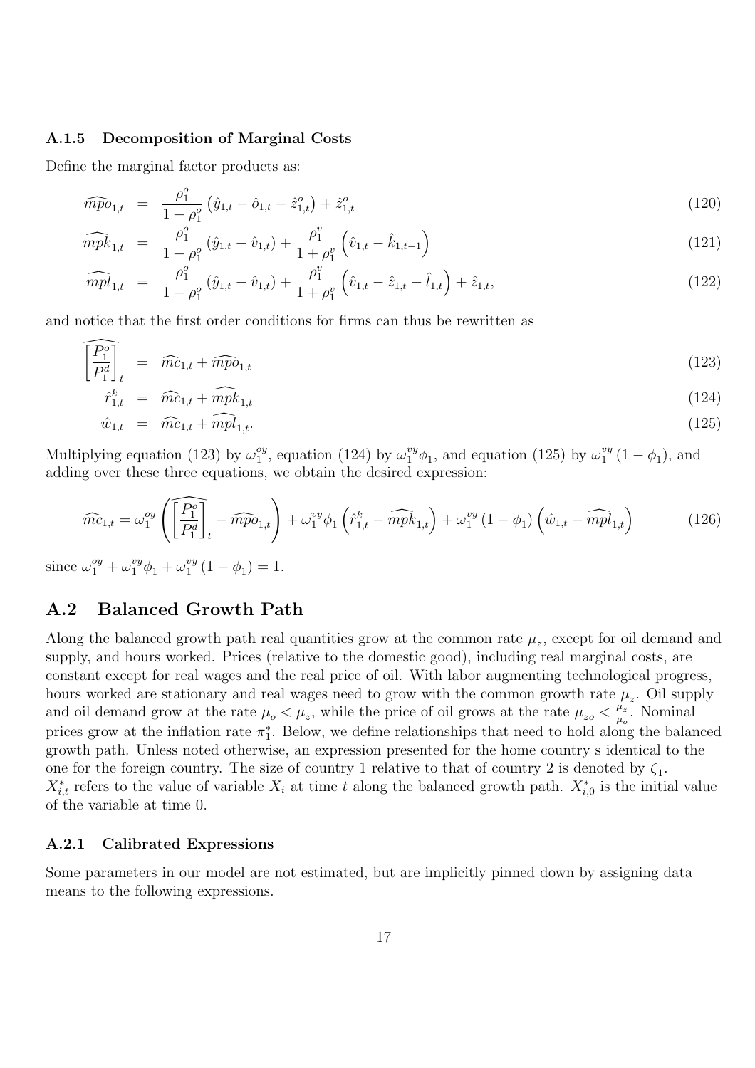### A.1.5 Decomposition of Marginal Costs

Define the marginal factor products as:

$$\widehat{mpo}_{1,t} = \frac{\rho_1^o}{1+\rho_1^o}\left(\hat{y}_{1,t} - \hat{o}_{1,t} - \hat{z}_{1,t}^o\right) + \hat{z}_{1,t}^o \tag{120}$$

$$\widehat{mpk}_{1,t} = \frac{\rho_1^o}{1+\rho_1^o}\left(\hat{y}_{1,t} - \hat{v}_{1,t}\right) + \frac{\rho_1^v}{1+\rho_1^v}\left(\hat{v}_{1,t} - \hat{k}_{1,t-1}\right) \tag{121}$$

$$\widehat{mpl}_{1,t} = \frac{\rho_1^o}{1+\rho_1^o}\left(\hat{y}_{1,t} - \hat{v}_{1,t}\right) + \frac{\rho_1^v}{1+\rho_1^v}\left(\hat{v}_{1,t} - \hat{z}_{1,t} - \hat{l}_{1,t}\right) + \hat{z}_{1,t}, \tag{122}$$

and notice that the first order conditions for firms can thus be rewritten as

$$\widehat{\left[\frac{P_1^o}{P_1^d}\right]}_t = \widehat{mc}_{1,t} + \widehat{mpo}_{1,t} \tag{123}$$

$$\hat{r}_{1,t}^k = \widehat{mc}_{1,t} + \widehat{mpk}_{1,t} \tag{124}$$

$$\hat{w}_{1,t} = \widehat{mc}_{1,t} + \widehat{mpl}_{1,t}. \tag{125}$$

Multiplying equation (123) by $\omega_1^{oy}$, equation (124) by $\omega_1^{vy}\phi_1$, and equation (125) by $\omega_1^{vy}(1-\phi_1)$, and adding over these three equations, we obtain the desired expression:

$$\widehat{mc}_{1,t} = \omega_1^{oy}\left(\widehat{\left[\frac{P_1^o}{P_1^d}\right]}_t - \widehat{mpo}_{1,t}\right) + \omega_1^{vy}\phi_1\left(\hat{r}_{1,t}^k - \widehat{mpk}_{1,t}\right) + \omega_1^{vy}(1-\phi_1)\left(\hat{w}_{1,t} - \widehat{mpl}_{1,t}\right) \tag{126}$$

since $\omega_1^{oy} + \omega_1^{vy}\phi_1 + \omega_1^{vy}(1-\phi_1) = 1$.

## A.2 Balanced Growth Path

Along the balanced growth path real quantities grow at the common rate $\mu_z$, except for oil demand and supply, and hours worked. Prices (relative to the domestic good), including real marginal costs, are constant except for real wages and the real price of oil. With labor augmenting technological progress, hours worked are stationary and real wages need to grow with the common growth rate $\mu_z$. Oil supply and oil demand grow at the rate $\mu_o < \mu_z$, while the price of oil grows at the rate $\mu_{zo} < \frac{\mu_z}{\mu_o}$. Nominal prices grow at the inflation rate $\pi_1^*$. Below, we define relationships that need to hold along the balanced growth path. Unless noted otherwise, an expression presented for the home country s identical to the one for the foreign country. The size of country 1 relative to that of country 2 is denoted by $\zeta_1$. $X_{i,t}^*$ refers to the value of variable $X_i$ at time $t$ along the balanced growth path. $X_{i,0}^*$ is the initial value of the variable at time 0.

### A.2.1 Calibrated Expressions

Some parameters in our model are not estimated, but are implicitly pinned down by assigning data means to the following expressions.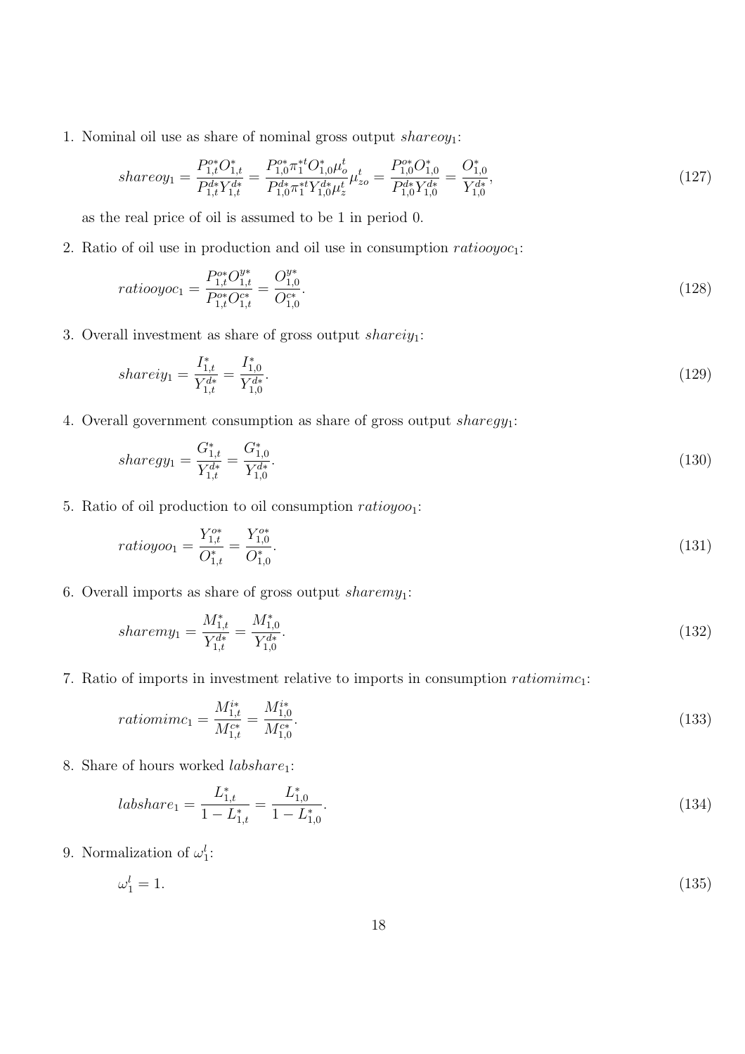1. Nominal oil use as share of nominal gross output $shareoy_1$:

$$shareoy_1 = \frac{P^{o*}_{1,t} O^*_{1,t}}{P^{d*}_{1,t} Y^{d*}_{1,t}} = \frac{P^{o*}_{1,0} \pi_1^{*t} O^*_{1,0} \mu_o^t}{P^{d*}_{1,0} \pi_1^{*t} Y^{d*}_{1,0} \mu_z^t} \mu_{zo}^t = \frac{P^{o*}_{1,0} O^*_{1,0}}{P^{d*}_{1,0} Y^{d*}_{1,0}} = \frac{O^*_{1,0}}{Y^{d*}_{1,0}}, \tag{127}$$

as the real price of oil is assumed to be 1 in period 0.

2. Ratio of oil use in production and oil use in consumption $ratiooyoc_1$:

$$ratiooyoc_1 = \frac{P^{o*}_{1,t} O^{y*}_{1,t}}{P^{o*}_{1,t} O^{c*}_{1,t}} = \frac{O^{y*}_{1,0}}{O^{c*}_{1,0}}. \tag{128}$$

3. Overall investment as share of gross output $shareiy_1$:

$$shareiy_1 = \frac{I^*_{1,t}}{Y^{d*}_{1,t}} = \frac{I^*_{1,0}}{Y^{d*}_{1,0}}. \tag{129}$$

4. Overall government consumption as share of gross output $sharegy_1$:

$$sharegy_1 = \frac{G^*_{1,t}}{Y^{d*}_{1,t}} = \frac{G^*_{1,0}}{Y^{d*}_{1,0}}. \tag{130}$$

5. Ratio of oil production to oil consumption $ratioyoo_1$:

$$ratioyoo_1 = \frac{Y^{o*}_{1,t}}{O^*_{1,t}} = \frac{Y^{o*}_{1,0}}{O^*_{1,0}}. \tag{131}$$

6. Overall imports as share of gross output $sharemy_1$:

$$sharemy_1 = \frac{M^*_{1,t}}{Y^{d*}_{1,t}} = \frac{M^*_{1,0}}{Y^{d*}_{1,0}}. \tag{132}$$

7. Ratio of imports in investment relative to imports in consumption $ratiomimc_1$:

$$ratiomimc_1 = \frac{M^{i*}_{1,t}}{M^{c*}_{1,t}} = \frac{M^{i*}_{1,0}}{M^{c*}_{1,0}}. \tag{133}$$

8. Share of hours worked $labshare_1$:

$$labshare_1 = \frac{L^*_{1,t}}{1 - L^*_{1,t}} = \frac{L^*_{1,0}}{1 - L^*_{1,0}}. \tag{134}$$

9. Normalization of $\omega_1^l$:

$$\omega_1^l = 1. \tag{135}$$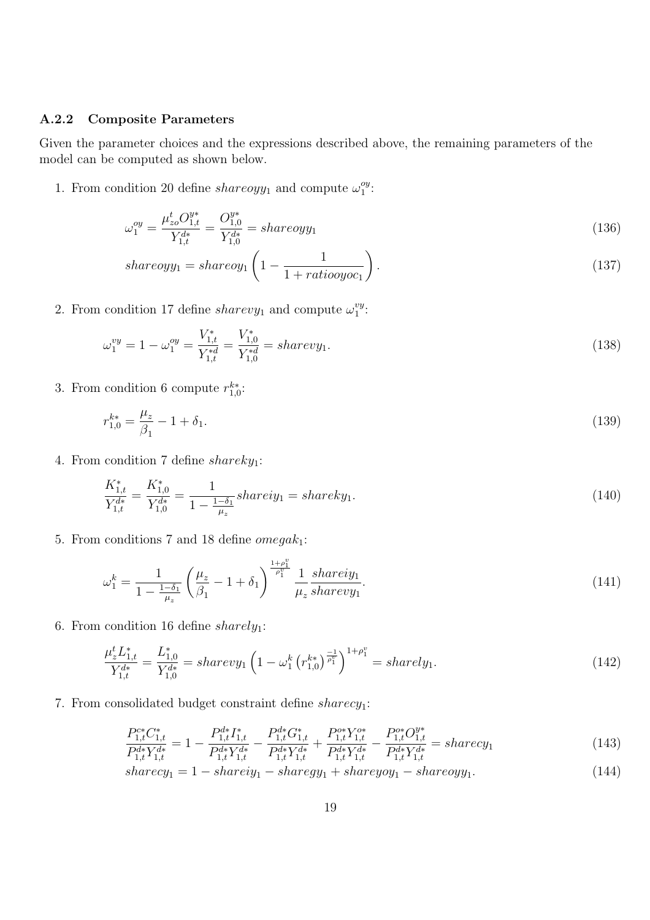### A.2.2 Composite Parameters

Given the parameter choices and the expressions described above, the remaining parameters of the model can be computed as shown below.

1. From condition 20 define $shareoyy_1$ and compute $\omega_1^{oy}$:

$$\omega_1^{oy} = \frac{\mu_{zo}^t O_{1,t}^{y*}}{Y_{1,t}^{d*}} = \frac{O_{1,0}^{y*}}{Y_{1,0}^{d*}} = shareoyy_1 \tag{136}$$

$$shareoyy_1 = shareoy_1 \left(1 - \frac{1}{1 + ratiooyoc_1}\right). \tag{137}$$

2. From condition 17 define $sharevy_1$ and compute $\omega_1^{vy}$:

$$\omega_1^{vy} = 1 - \omega_1^{oy} = \frac{V_{1,t}^*}{Y_{1,t}^{*d}} = \frac{V_{1,0}^*}{Y_{1,0}^{*d}} = sharevy_1. \tag{138}$$

3. From condition 6 compute $r_{1,0}^{k*}$:

$$r_{1,0}^{k*} = \frac{\mu_z}{\beta_1} - 1 + \delta_1. \tag{139}$$

4. From condition 7 define $shareky_1$:

$$\frac{K_{1,t}^*}{Y_{1,t}^{d*}} = \frac{K_{1,0}^*}{Y_{1,0}^{d*}} = \frac{1}{1 - \frac{1-\delta_1}{\mu_z}} shareiy_1 = shareky_1. \tag{140}$$

5. From conditions 7 and 18 define $omegak_1$:

$$\omega_1^k = \frac{1}{1 - \frac{1-\delta_1}{\mu_z}} \left(\frac{\mu_z}{\beta_1} - 1 + \delta_1\right)^{\frac{1+\rho_1^v}{\rho_1^v}} \frac{1}{\mu_z} \frac{shareiy_1}{sharevy_1}. \tag{141}$$

6. From condition 16 define $sharely_1$:

$$\frac{\mu_z^t L_{1,t}^*}{Y_{1,t}^{d*}} = \frac{L_{1,0}^*}{Y_{1,0}^{d*}} = sharevy_1 \left(1 - \omega_1^k \left(r_{1,0}^{k*}\right)^{\frac{-1}{\rho_1^v}}\right)^{1+\rho_1^v} = sharely_1. \tag{142}$$

7. From consolidated budget constraint define $sharecy_1$:

$$\frac{P_{1,t}^{c*} C_{1,t}^*}{P_{1,t}^{d*} Y_{1,t}^{d*}} = 1 - \frac{P_{1,t}^{d*} I_{1,t}^*}{P_{1,t}^{d*} Y_{1,t}^{d*}} - \frac{P_{1,t}^{d*} G_{1,t}^*}{P_{1,t}^{d*} Y_{1,t}^{d*}} + \frac{P_{1,t}^{o*} Y_{1,t}^{o*}}{P_{1,t}^{d*} Y_{1,t}^{d*}} - \frac{P_{1,t}^{o*} O_{1,t}^{y*}}{P_{1,t}^{d*} Y_{1,t}^{d*}} = sharecy_1 \tag{143}$$

$$sharecy_1 = 1 - shareiy_1 - sharegy_1 + shareyoy_1 - shareoyy_1. \tag{144}$$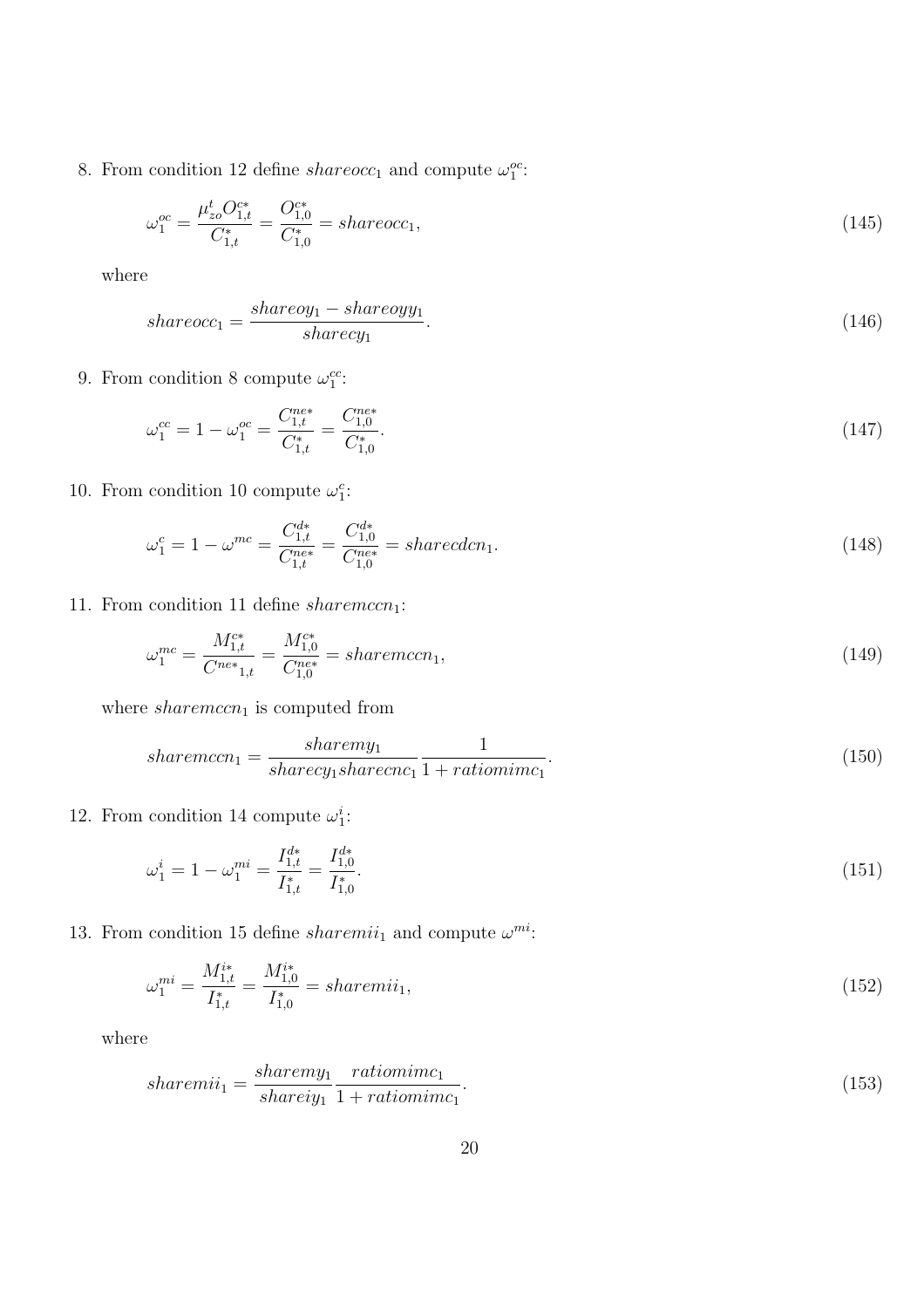8. From condition 12 define $shareocc_1$ and compute $\omega_1^{oc}$:

$$\omega_1^{oc} = \frac{\mu_{zo}^t O_{1,t}^{c*}}{C_{1,t}^*} = \frac{O_{1,0}^{c*}}{C_{1,0}^*} = shareocc_1, \tag{145}$$

   where

$$shareocc_1 = \frac{shareoy_1 - shareoyy_1}{sharecy_1}. \tag{146}$$

9. From condition 8 compute $\omega_1^{cc}$:

$$\omega_1^{cc} = 1 - \omega_1^{oc} = \frac{C_{1,t}^{ne*}}{C_{1,t}^*} = \frac{C_{1,0}^{ne*}}{C_{1,0}^*}. \tag{147}$$

10. From condition 10 compute $\omega_1^c$:

$$\omega_1^c = 1 - \omega^{mc} = \frac{C_{1,t}^{d*}}{C_{1,t}^{ne*}} = \frac{C_{1,0}^{d*}}{C_{1,0}^{ne*}} = sharecdcn_1. \tag{148}$$

11. From condition 11 define $sharemccn_1$:

$$\omega_1^{mc} = \frac{M_{1,t}^{c*}}{{C^{ne*}}_{1,t}} = \frac{M_{1,0}^{c*}}{C_{1,0}^{ne*}} = sharemccn_1, \tag{149}$$

   where $sharemccn_1$ is computed from

$$sharemccn_1 = \frac{sharemy_1}{sharecy_1 sharecnc_1} \frac{1}{1 + ratiomimc_1}. \tag{150}$$

12. From condition 14 compute $\omega_1^i$:

$$\omega_1^i = 1 - \omega_1^{mi} = \frac{I_{1,t}^{d*}}{I_{1,t}^*} = \frac{I_{1,0}^{d*}}{I_{1,0}^*}. \tag{151}$$

13. From condition 15 define $sharemii_1$ and compute $\omega^{mi}$:

$$\omega_1^{mi} = \frac{M_{1,t}^{i*}}{I_{1,t}^*} = \frac{M_{1,0}^{i*}}{I_{1,0}^*} = sharemii_1, \tag{152}$$

   where

$$sharemii_1 = \frac{sharemy_1}{shareiy_1} \frac{ratiomimc_1}{1 + ratiomimc_1}. \tag{153}$$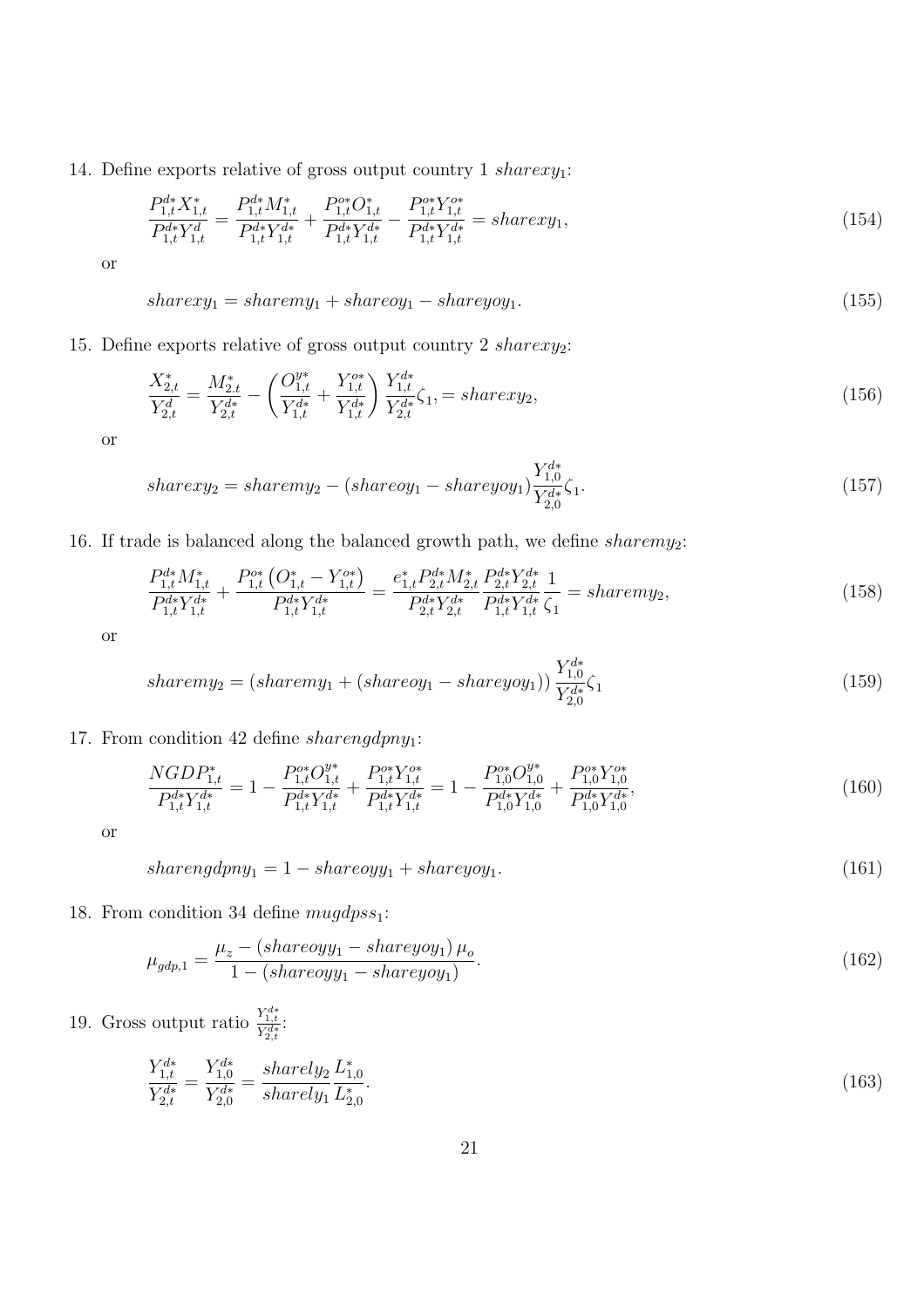14. Define exports relative of gross output country 1 $sharexy_1$:

$$\frac{P^{d*}_{1,t}X^*_{1,t}}{P^{d*}_{1,t}Y^d_{1,t}} = \frac{P^{d*}_{1,t}M^*_{1,t}}{P^{d*}_{1,t}Y^{d*}_{1,t}} + \frac{P^{o*}_{1,t}O^*_{1,t}}{P^{d*}_{1,t}Y^{d*}_{1,t}} - \frac{P^{o*}_{1,t}Y^{o*}_{1,t}}{P^{d*}_{1,t}Y^{d*}_{1,t}} = sharexy_1, \tag{154}$$

or

$$sharexy_1 = sharemy_1 + shareoy_1 - shareyoy_1. \tag{155}$$

15. Define exports relative of gross output country 2 $sharexy_2$:

$$\frac{X^*_{2,t}}{Y^d_{2,t}} = \frac{M^*_{2,t}}{Y^{d*}_{2,t}} - \left(\frac{O^{y*}_{1,t}}{Y^{d*}_{1,t}} + \frac{Y^{o*}_{1,t}}{Y^{d*}_{1,t}}\right)\frac{Y^{d*}_{1,t}}{Y^{d*}_{2,t}}\zeta_1, = sharexy_2, \tag{156}$$

or

$$sharexy_2 = sharemy_2 - (shareoy_1 - shareyoy_1)\frac{Y^{d*}_{1,0}}{Y^{d*}_{2,0}}\zeta_1. \tag{157}$$

16. If trade is balanced along the balanced growth path, we define $sharemy_2$:

$$\frac{P^{d*}_{1,t}M^*_{1,t}}{P^{d*}_{1,t}Y^{d*}_{1,t}} + \frac{P^{o*}_{1,t}\left(O^*_{1,t} - Y^{o*}_{1,t}\right)}{P^{d*}_{1,t}Y^{d*}_{1,t}} = \frac{e^*_{1,t}P^{d*}_{2,t}M^*_{2,t}}{P^{d*}_{2,t}Y^{d*}_{2,t}}\frac{P^{d*}_{2,t}Y^{d*}_{2,t}}{P^{d*}_{1,t}Y^{d*}_{1,t}}\frac{1}{\zeta_1} = sharemy_2, \tag{158}$$

or

$$sharemy_2 = \left(sharemy_1 + (shareoy_1 - shareyoy_1)\right)\frac{Y^{d*}_{1,0}}{Y^{d*}_{2,0}}\zeta_1 \tag{159}$$

17. From condition 42 define $sharengdpny_1$:

$$\frac{NGDP^*_{1,t}}{P^{d*}_{1,t}Y^{d*}_{1,t}} = 1 - \frac{P^{o*}_{1,t}O^{y*}_{1,t}}{P^{d*}_{1,t}Y^{d*}_{1,t}} + \frac{P^{o*}_{1,t}Y^{o*}_{1,t}}{P^{d*}_{1,t}Y^{d*}_{1,t}} = 1 - \frac{P^{o*}_{1,0}O^{y*}_{1,0}}{P^{d*}_{1,0}Y^{d*}_{1,0}} + \frac{P^{o*}_{1,0}Y^{o*}_{1,0}}{P^{d*}_{1,0}Y^{d*}_{1,0}}, \tag{160}$$

or

$$sharengdpny_1 = 1 - shareoyy_1 + shareyoy_1. \tag{161}$$

18. From condition 34 define $mugdpss_1$:

$$\mu_{gdp,1} = \frac{\mu_z - (shareoyy_1 - shareyoy_1)\,\mu_o}{1 - (shareoyy_1 - shareyoy_1)}. \tag{162}$$

19. Gross output ratio $\frac{Y^{d*}_{1,t}}{Y^{d*}_{2,t}}$:

$$\frac{Y^{d*}_{1,t}}{Y^{d*}_{2,t}} = \frac{Y^{d*}_{1,0}}{Y^{d*}_{2,0}} = \frac{sharely_2}{sharely_1}\frac{L^*_{1,0}}{L^*_{2,0}}. \tag{163}$$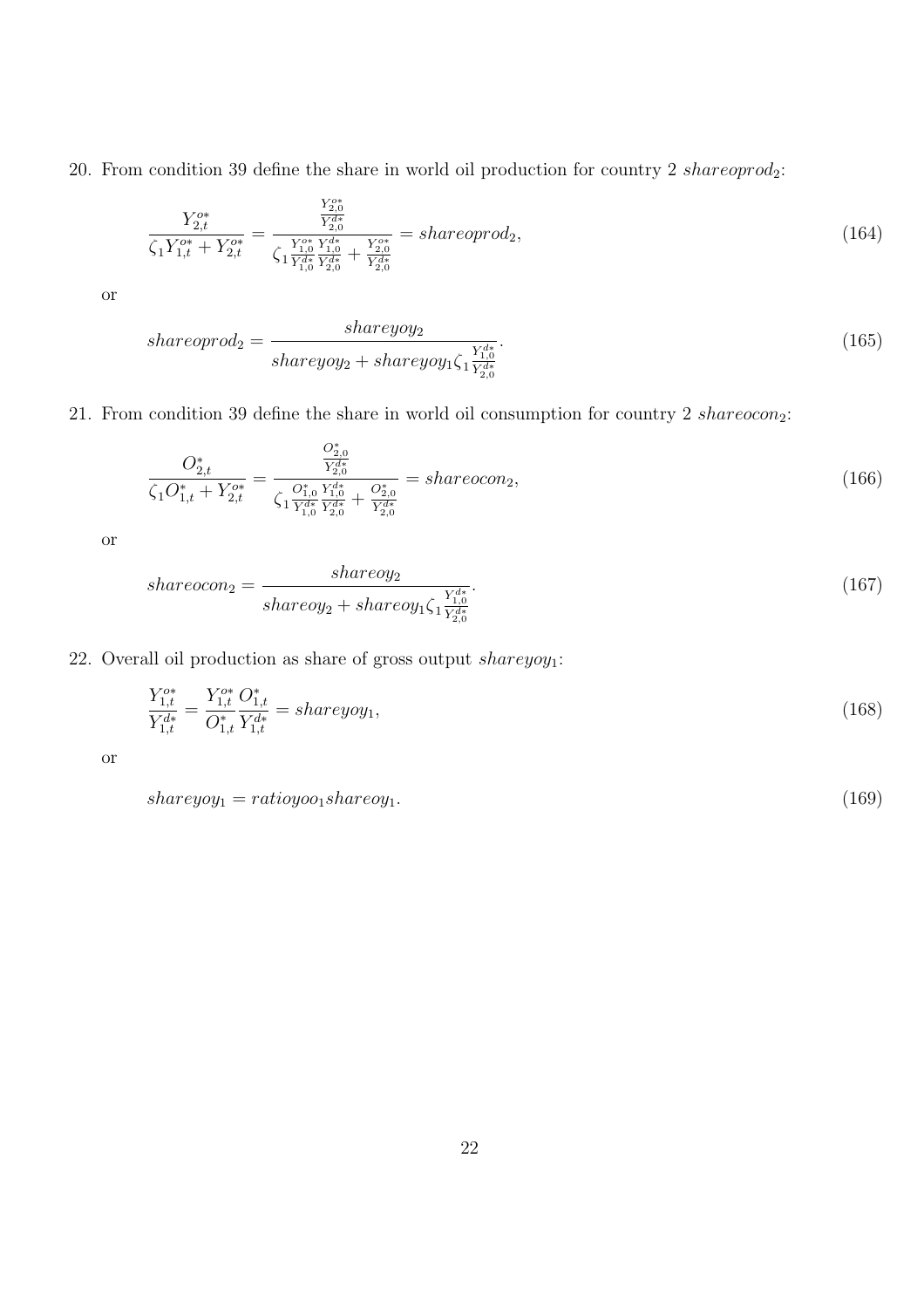20. From condition 39 define the share in world oil production for country 2 $shareoprod_2$:

$$\frac{Y^{o*}_{2,t}}{\zeta_1 Y^{o*}_{1,t} + Y^{o*}_{2,t}} = \frac{\frac{Y^{o*}_{2,0}}{Y^{d*}_{2,0}}}{\zeta_1 \frac{Y^{o*}_{1,0}}{Y^{d*}_{1,0}} \frac{Y^{d*}_{1,0}}{Y^{d*}_{2,0}} + \frac{Y^{o*}_{2,0}}{Y^{d*}_{2,0}}} = shareoprod_2, \tag{164}$$

or

$$shareoprod_2 = \frac{shareyoy_2}{shareyoy_2 + shareyoy_1 \zeta_1 \frac{Y^{d*}_{1,0}}{Y^{d*}_{2,0}}}. \tag{165}$$

21. From condition 39 define the share in world oil consumption for country 2 $shareocon_2$:

$$\frac{O^{*}_{2,t}}{\zeta_1 O^{*}_{1,t} + Y^{o*}_{2,t}} = \frac{\frac{O^{*}_{2,0}}{Y^{d*}_{2,0}}}{\zeta_1 \frac{O^{*}_{1,0}}{Y^{d*}_{1,0}} \frac{Y^{d*}_{1,0}}{Y^{d*}_{2,0}} + \frac{O^{*}_{2,0}}{Y^{d*}_{2,0}}} = shareocon_2, \tag{166}$$

or

$$shareocon_2 = \frac{shareoy_2}{shareoy_2 + shareoy_1 \zeta_1 \frac{Y^{d*}_{1,0}}{Y^{d*}_{2,0}}}. \tag{167}$$

22. Overall oil production as share of gross output $shareyoy_1$:

$$\frac{Y^{o*}_{1,t}}{Y^{d*}_{1,t}} = \frac{Y^{o*}_{1,t}}{O^{*}_{1,t}} \frac{O^{*}_{1,t}}{Y^{d*}_{1,t}} = shareyoy_1, \tag{168}$$

or

$$shareyoy_1 = ratioyoo_1 shareoy_1. \tag{169}$$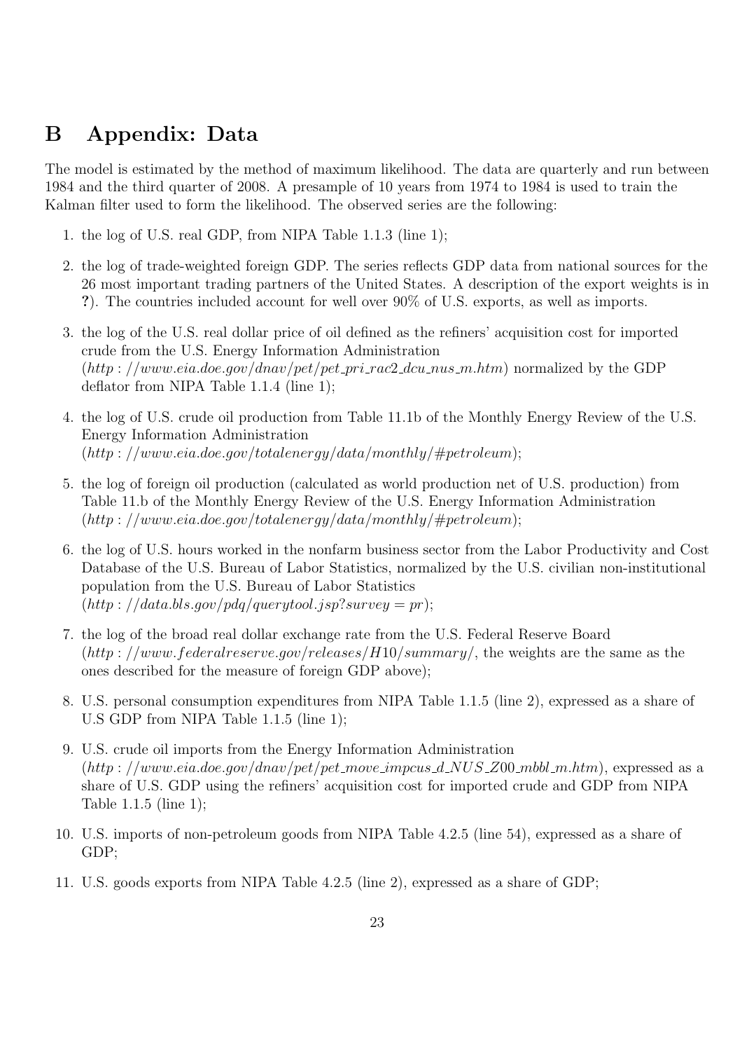# B Appendix: Data

The model is estimated by the method of maximum likelihood. The data are quarterly and run between 1984 and the third quarter of 2008. A presample of 10 years from 1974 to 1984 is used to train the Kalman filter used to form the likelihood. The observed series are the following:

1. the log of U.S. real GDP, from NIPA Table 1.1.3 (line 1);
2. the log of trade-weighted foreign GDP. The series reflects GDP data from national sources for the 26 most important trading partners of the United States. A description of the export weights is in **?**). The countries included account for well over 90% of U.S. exports, as well as imports.
3. the log of the U.S. real dollar price of oil defined as the refiners' acquisition cost for imported crude from the U.S. Energy Information Administration (*http://www.eia.doe.gov/dnav/pet/pet_pri_rac2_dcu_nus_m.htm*) normalized by the GDP deflator from NIPA Table 1.1.4 (line 1);
4. the log of U.S. crude oil production from Table 11.1b of the Monthly Energy Review of the U.S. Energy Information Administration (*http://www.eia.doe.gov/totalenergy/data/monthly/#petroleum*);
5. the log of foreign oil production (calculated as world production net of U.S. production) from Table 11.b of the Monthly Energy Review of the U.S. Energy Information Administration (*http://www.eia.doe.gov/totalenergy/data/monthly/#petroleum*);
6. the log of U.S. hours worked in the nonfarm business sector from the Labor Productivity and Cost Database of the U.S. Bureau of Labor Statistics, normalized by the U.S. civilian non-institutional population from the U.S. Bureau of Labor Statistics (*http://data.bls.gov/pdq/querytool.jsp?survey=pr*);
7. the log of the broad real dollar exchange rate from the U.S. Federal Reserve Board (*http://www.federalreserve.gov/releases/H10/summary/*, the weights are the same as the ones described for the measure of foreign GDP above);
8. U.S. personal consumption expenditures from NIPA Table 1.1.5 (line 2), expressed as a share of U.S GDP from NIPA Table 1.1.5 (line 1);
9. U.S. crude oil imports from the Energy Information Administration (*http://www.eia.doe.gov/dnav/pet/pet_move_impcus_d_NUS_Z00_mbbl_m.htm*), expressed as a share of U.S. GDP using the refiners' acquisition cost for imported crude and GDP from NIPA Table 1.1.5 (line 1);
10. U.S. imports of non-petroleum goods from NIPA Table 4.2.5 (line 54), expressed as a share of GDP;
11. U.S. goods exports from NIPA Table 4.2.5 (line 2), expressed as a share of GDP;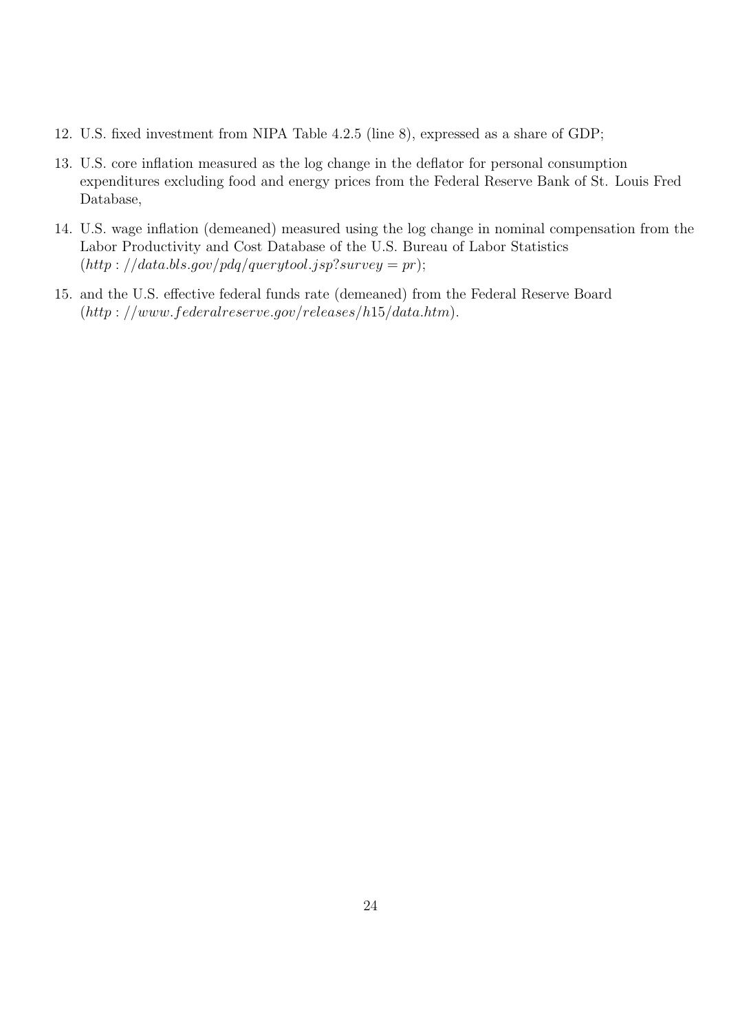12. U.S. fixed investment from NIPA Table 4.2.5 (line 8), expressed as a share of GDP;

13. U.S. core inflation measured as the log change in the deflator for personal consumption expenditures excluding food and energy prices from the Federal Reserve Bank of St. Louis Fred Database,

14. U.S. wage inflation (demeaned) measured using the log change in nominal compensation from the Labor Productivity and Cost Database of the U.S. Bureau of Labor Statistics ($http://data.bls.gov/pdq/querytool.jsp?survey = pr$);

15. and the U.S. effective federal funds rate (demeaned) from the Federal Reserve Board ($http://www.federalreserve.gov/releases/h15/data.htm$).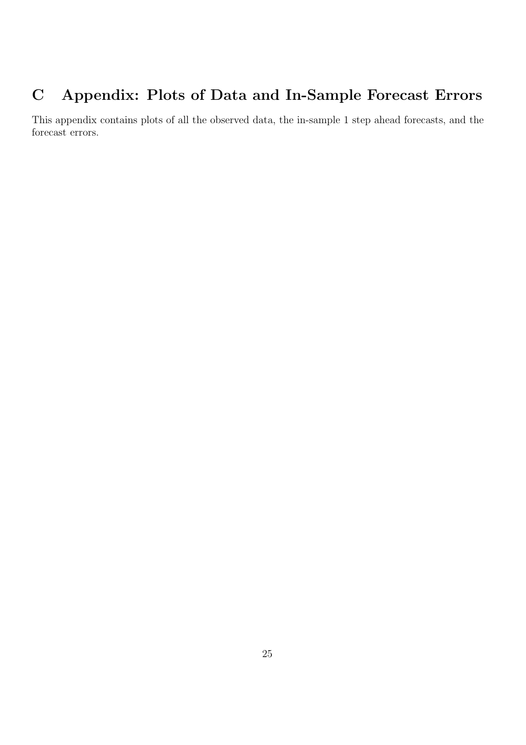# C Appendix: Plots of Data and In-Sample Forecast Errors

This appendix contains plots of all the observed data, the in-sample 1 step ahead forecasts, and the forecast errors.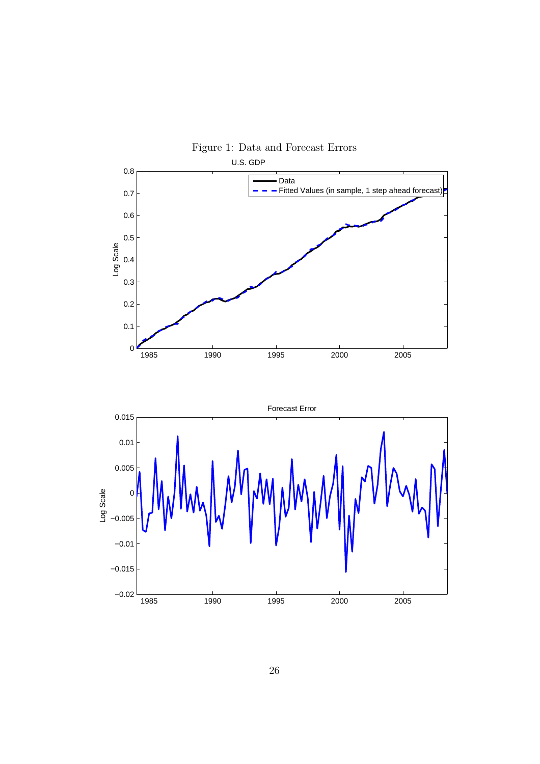Figure 1: Data and Forecast Errors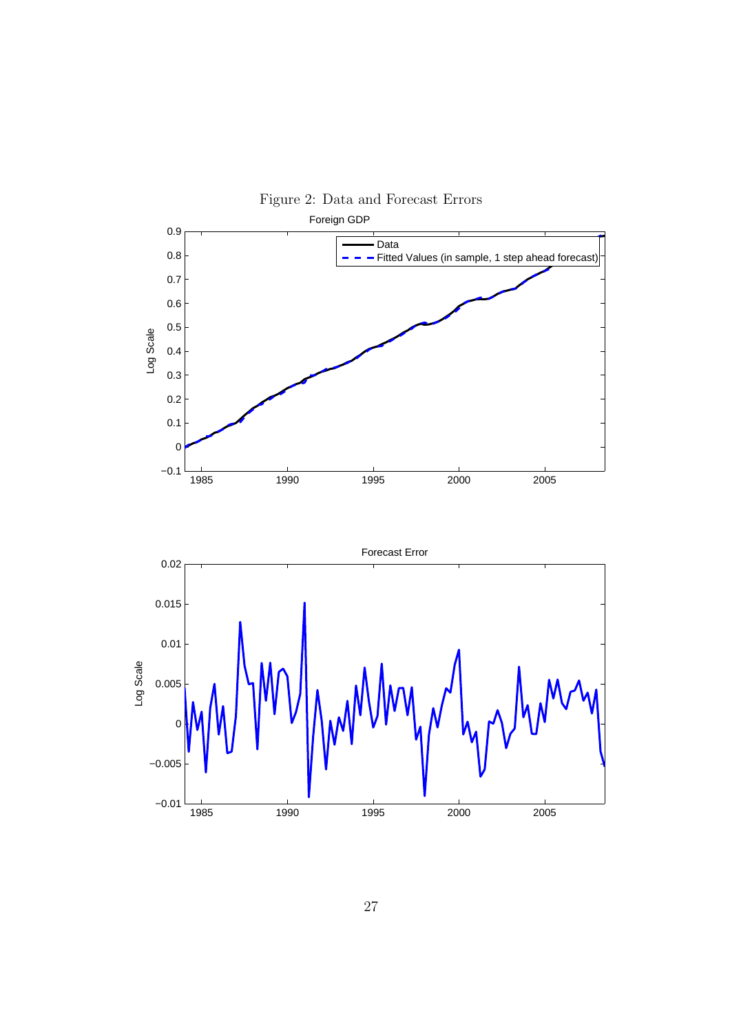Figure 2: Data and Forecast Errors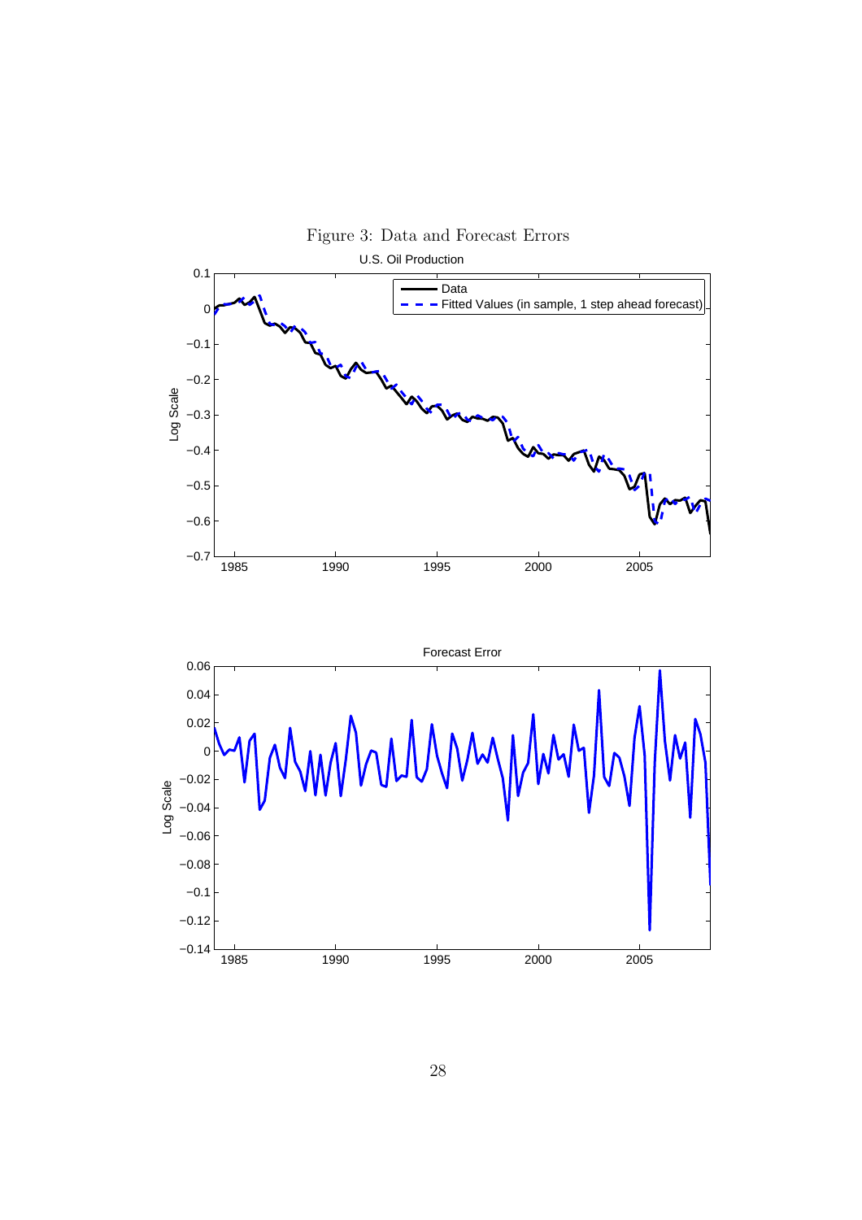Figure 3: Data and Forecast Errors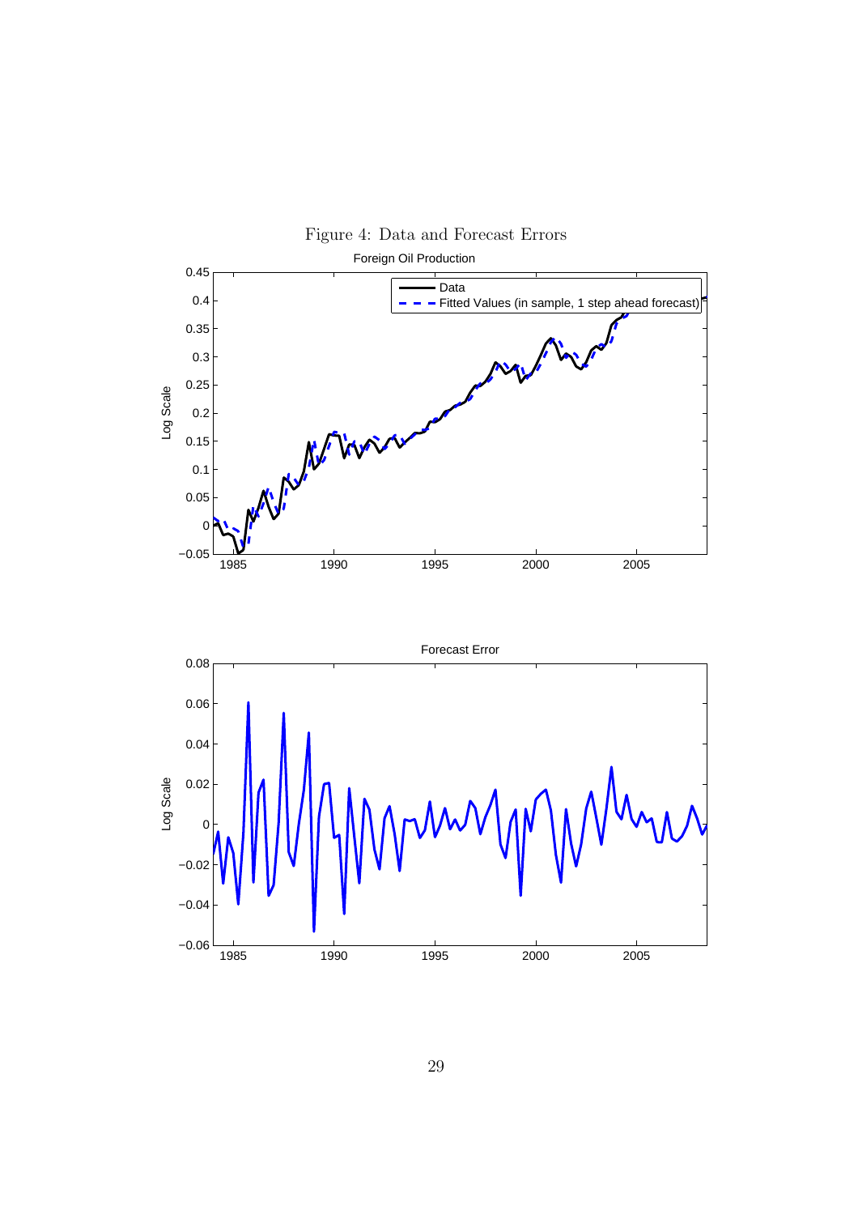Figure 4: Data and Forecast Errors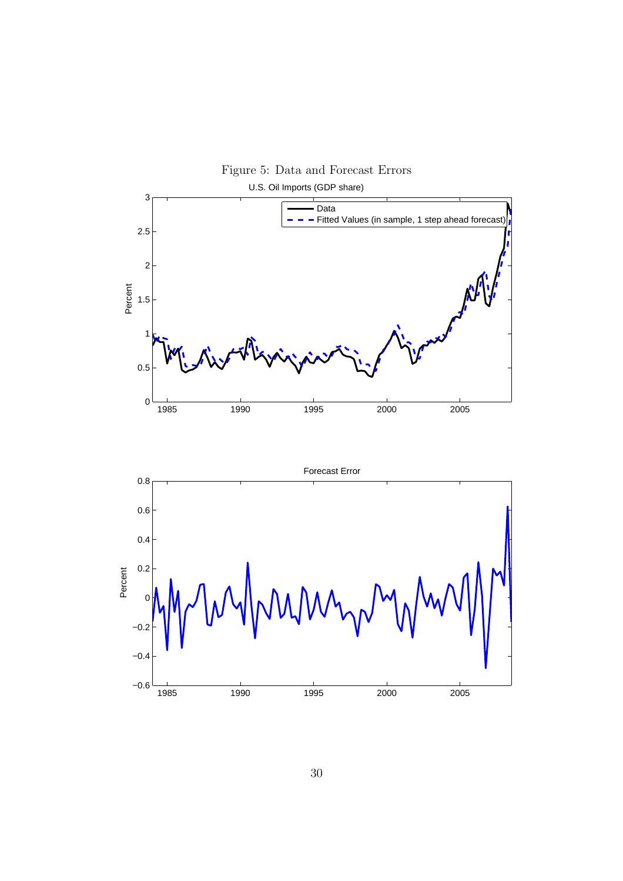Figure 5: Data and Forecast Errors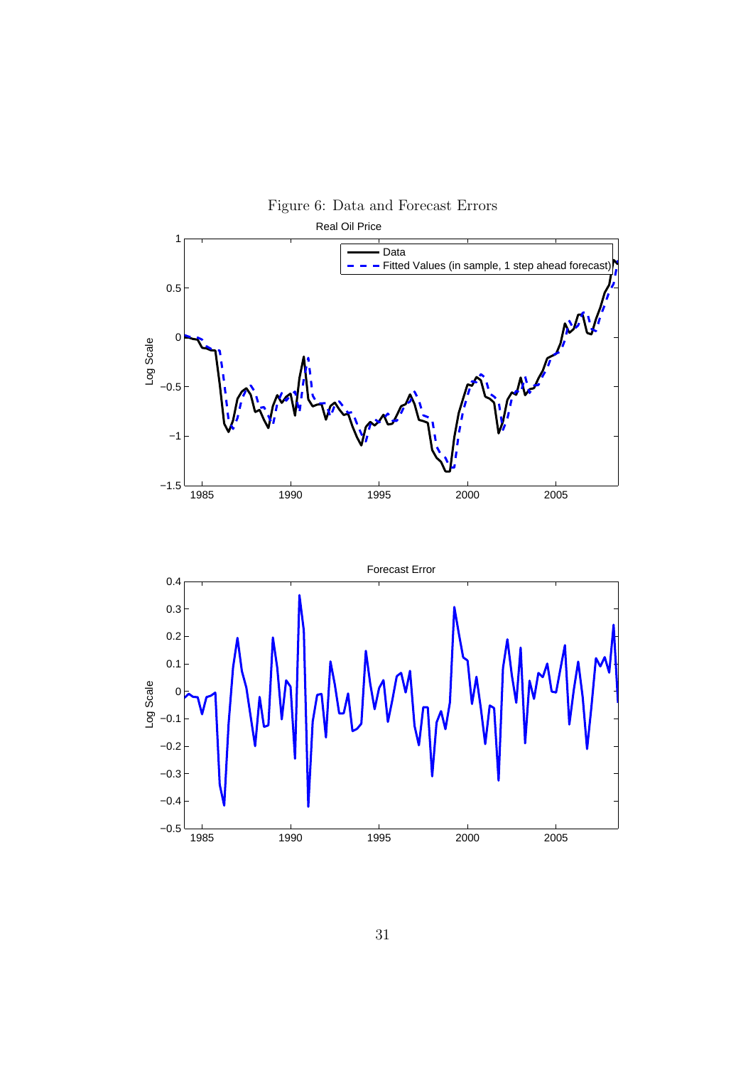Figure 6: Data and Forecast Errors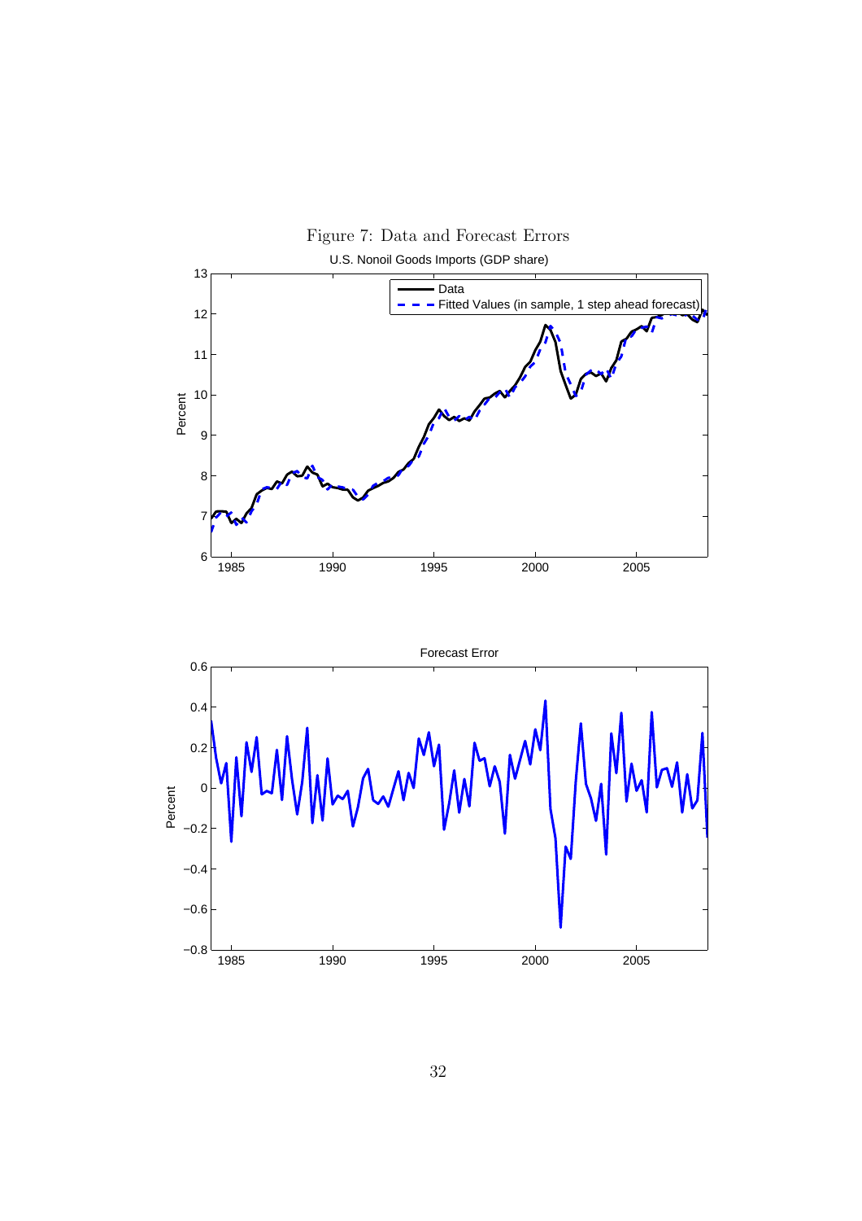Figure 7: Data and Forecast Errors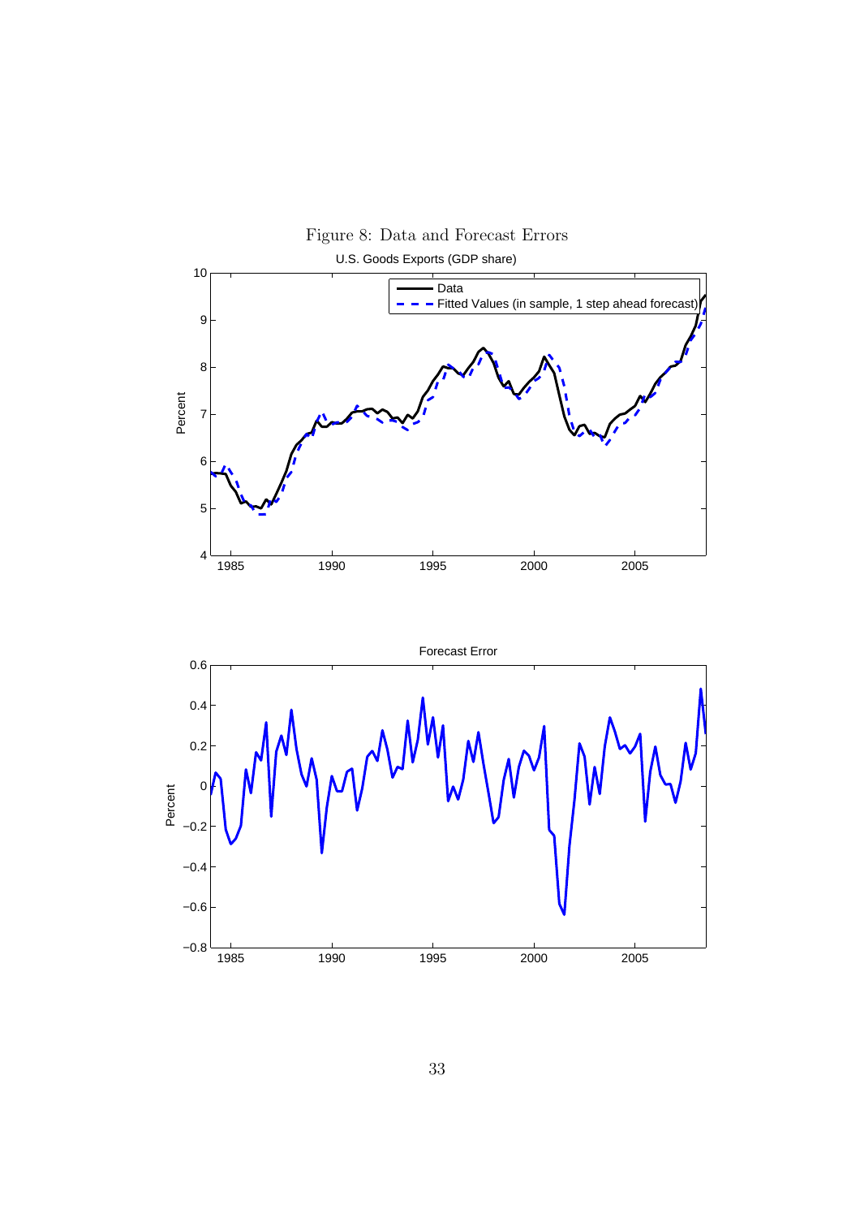Figure 8: Data and Forecast Errors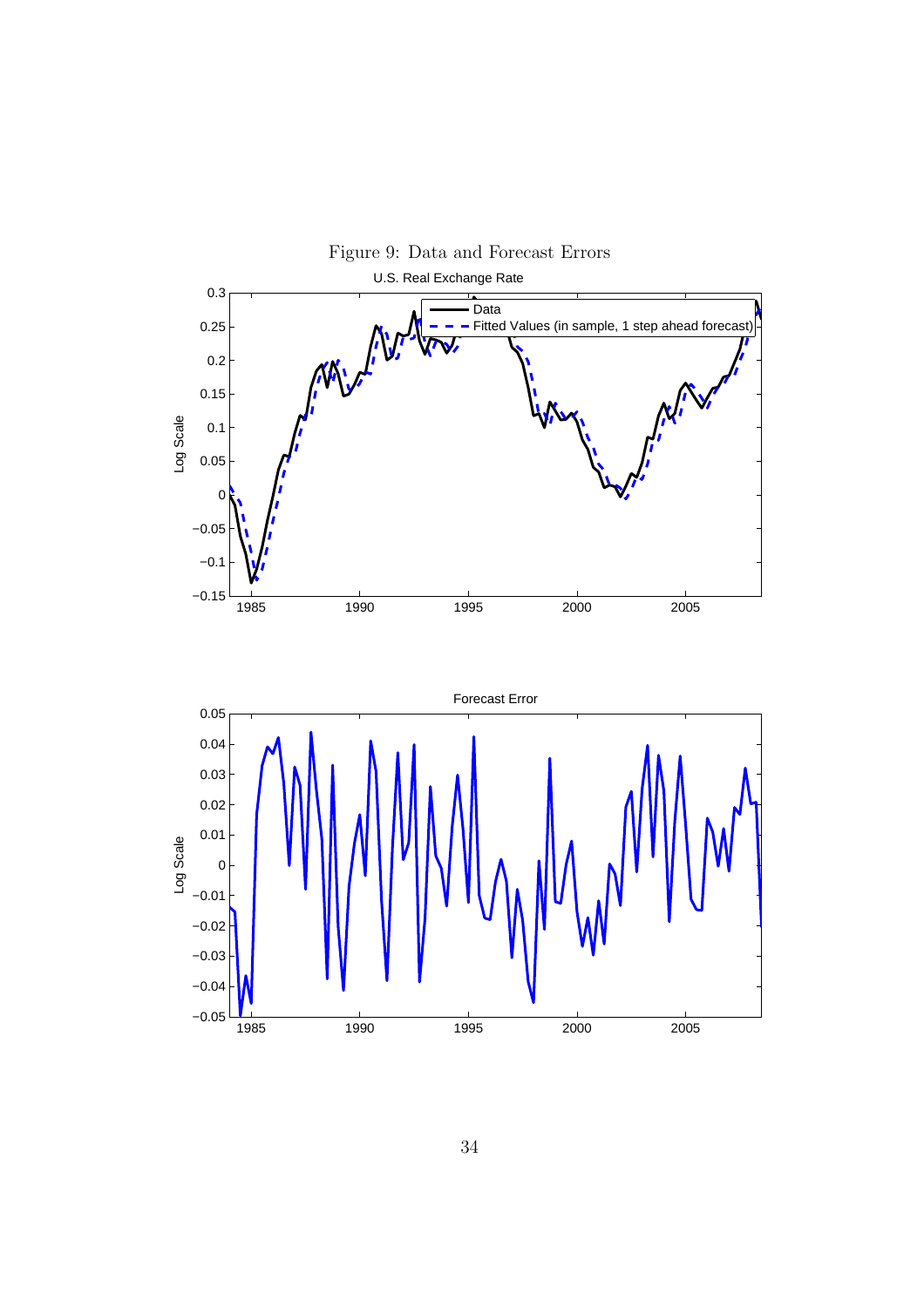Figure 9: Data and Forecast Errors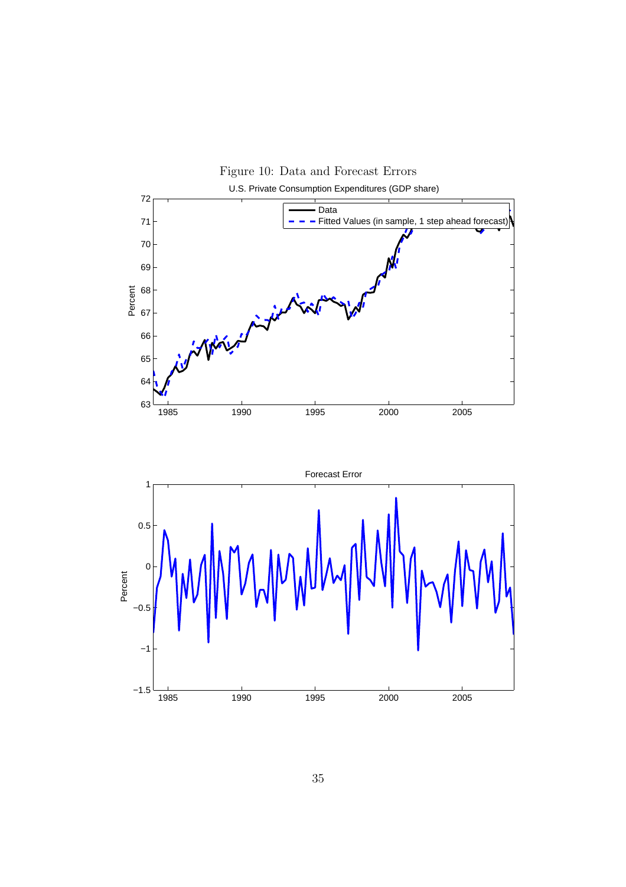Figure 10: Data and Forecast Errors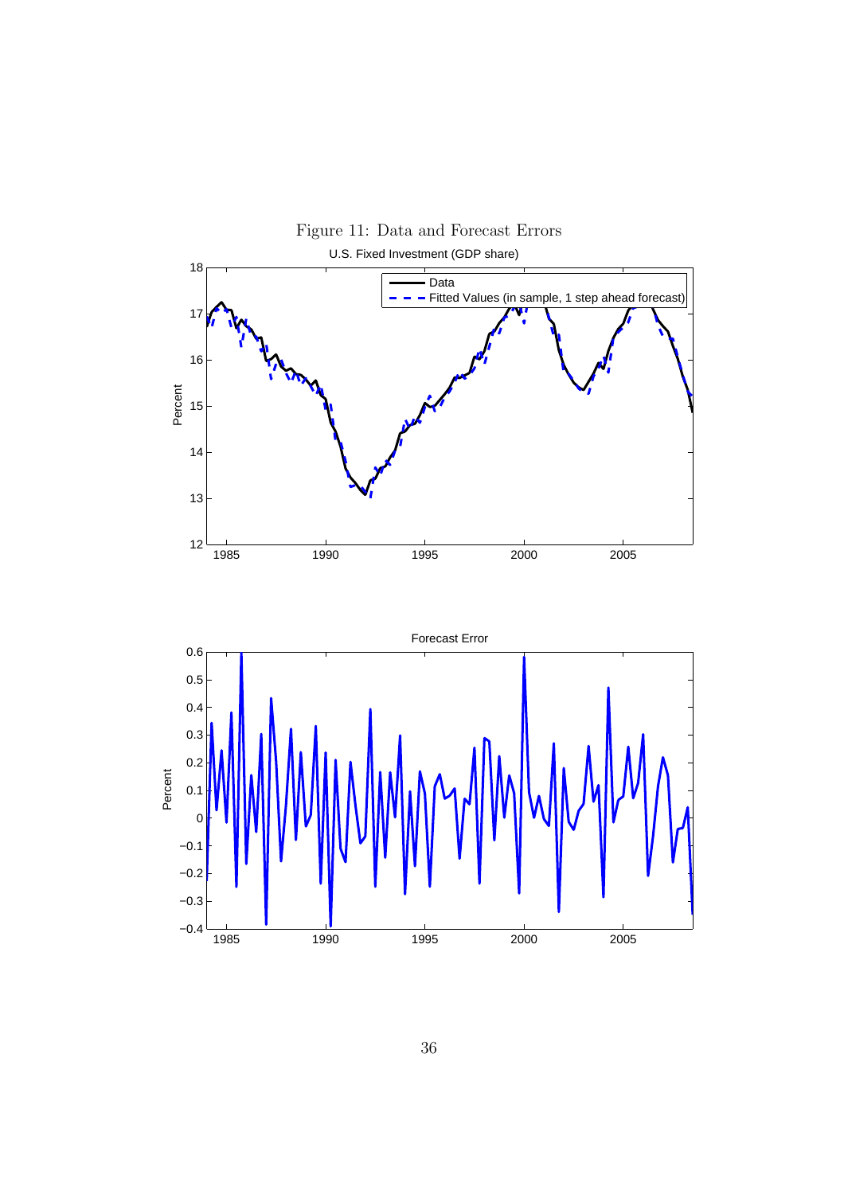Figure 11: Data and Forecast Errors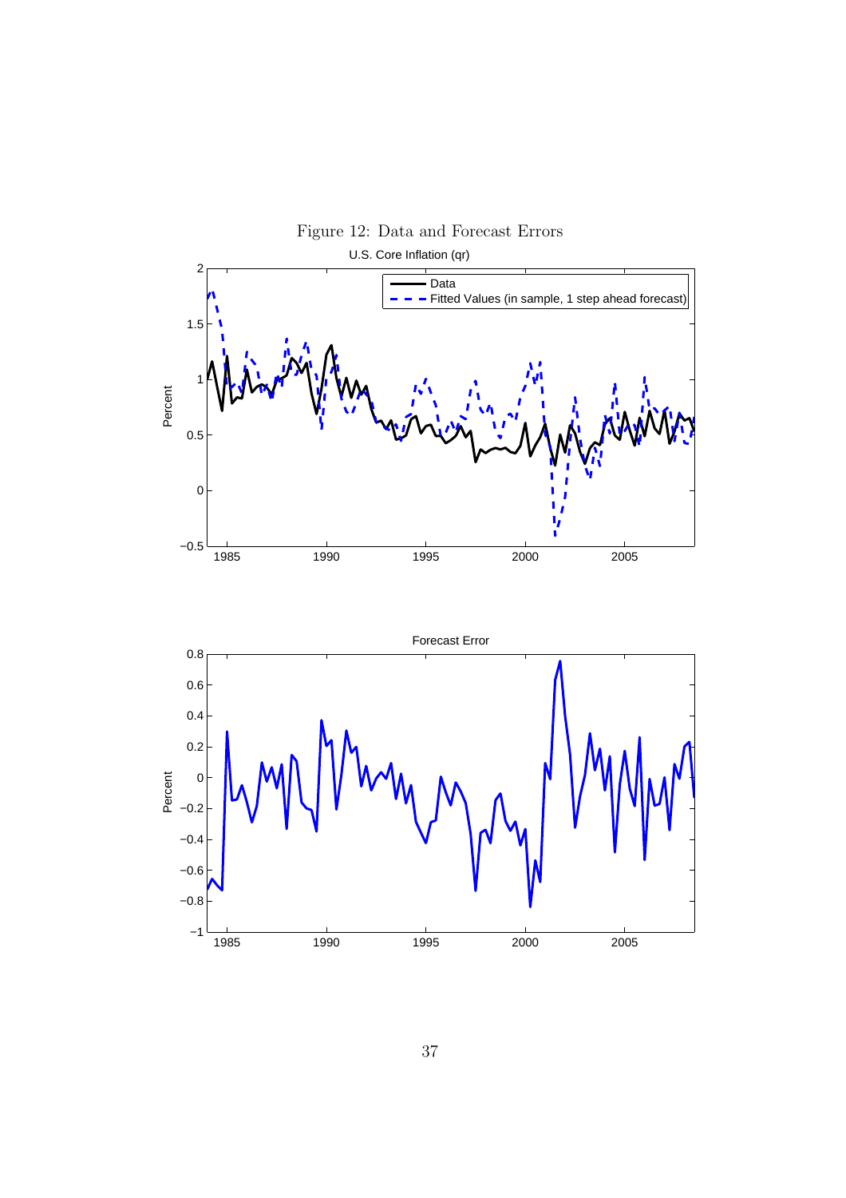Figure 12: Data and Forecast Errors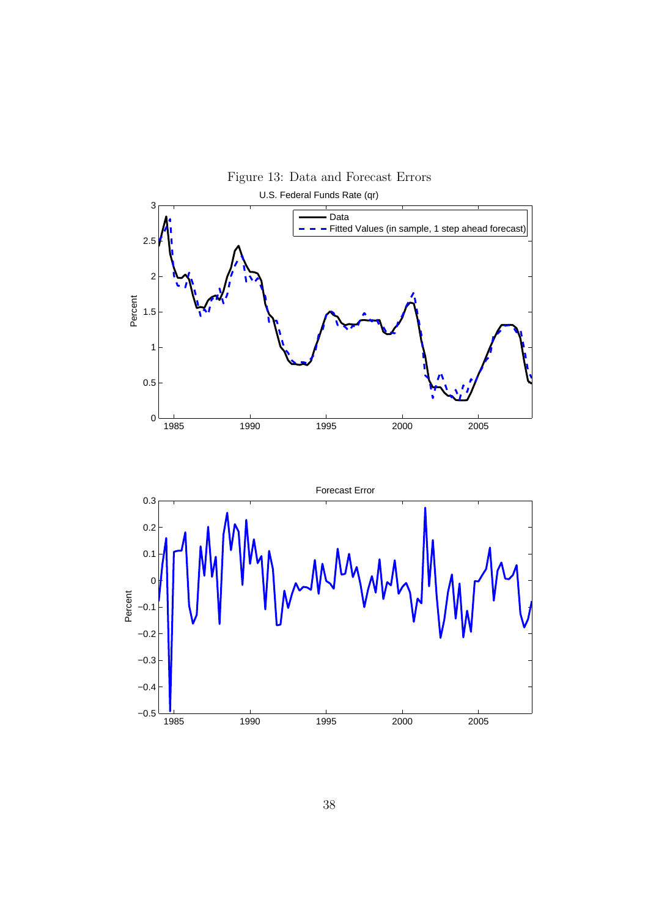Figure 13: Data and Forecast Errors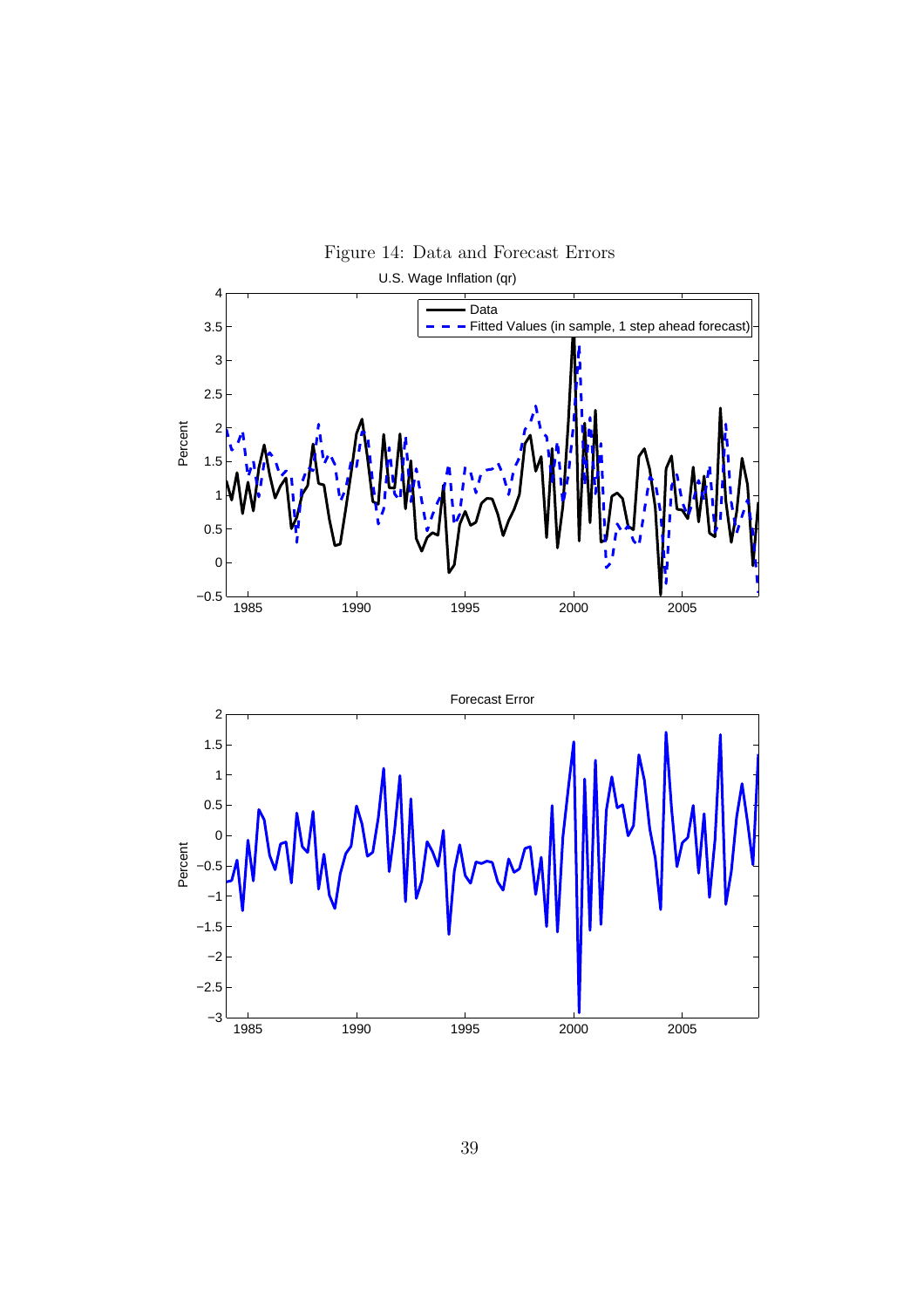Figure 14: Data and Forecast Errors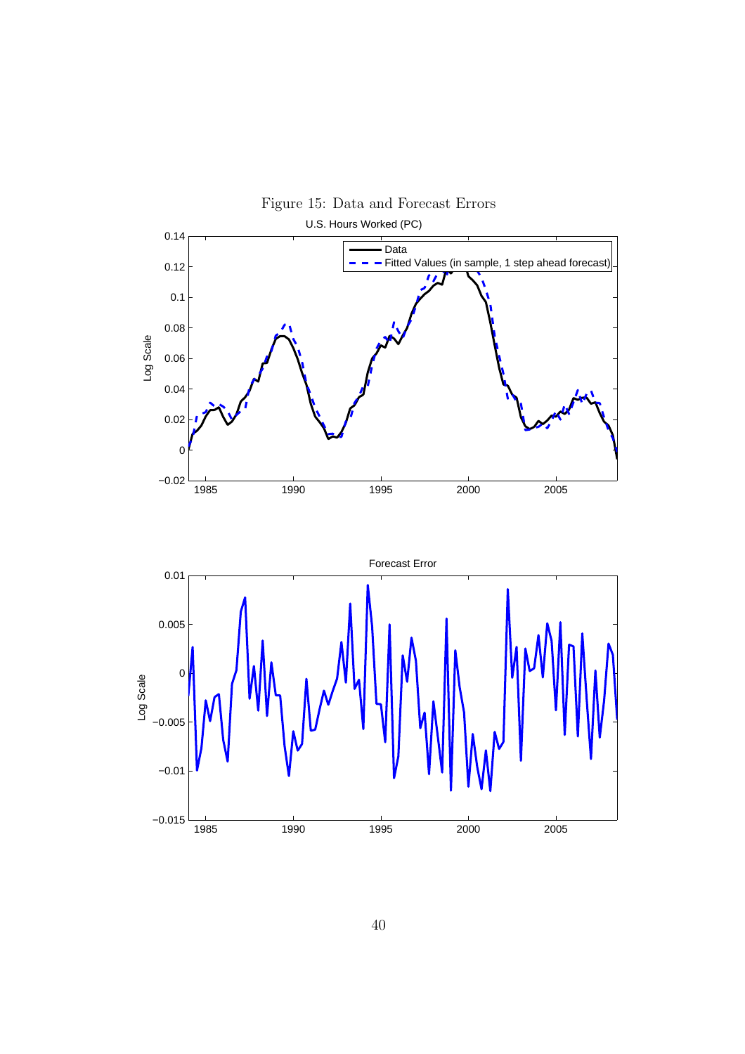Figure 15: Data and Forecast Errors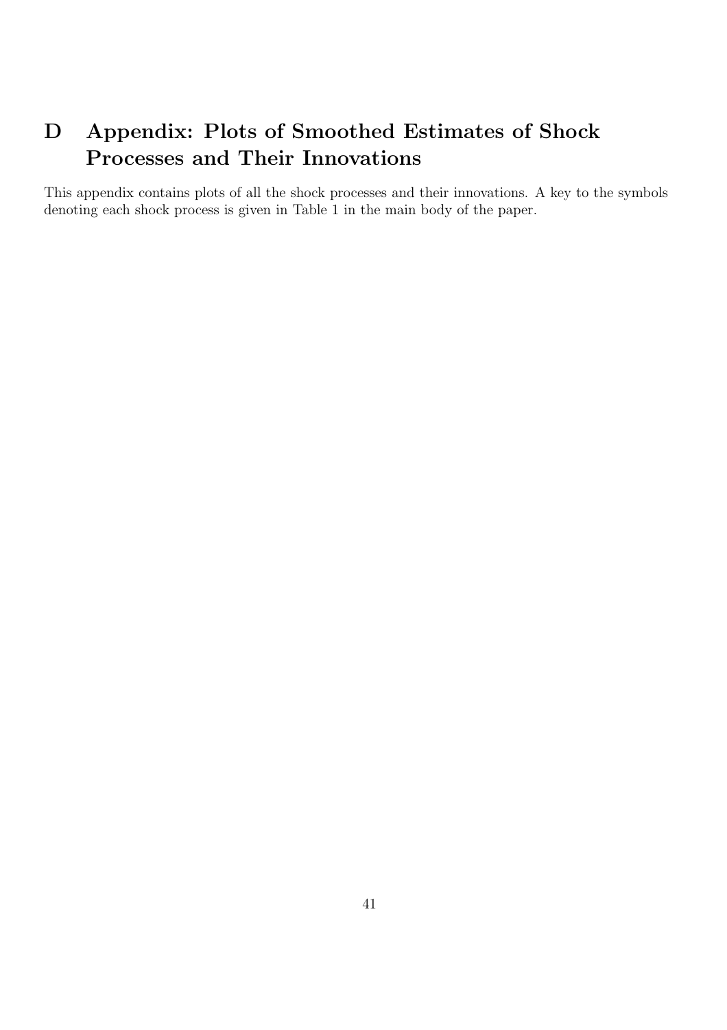# D Appendix: Plots of Smoothed Estimates of Shock Processes and Their Innovations

This appendix contains plots of all the shock processes and their innovations. A key to the symbols denoting each shock process is given in Table 1 in the main body of the paper.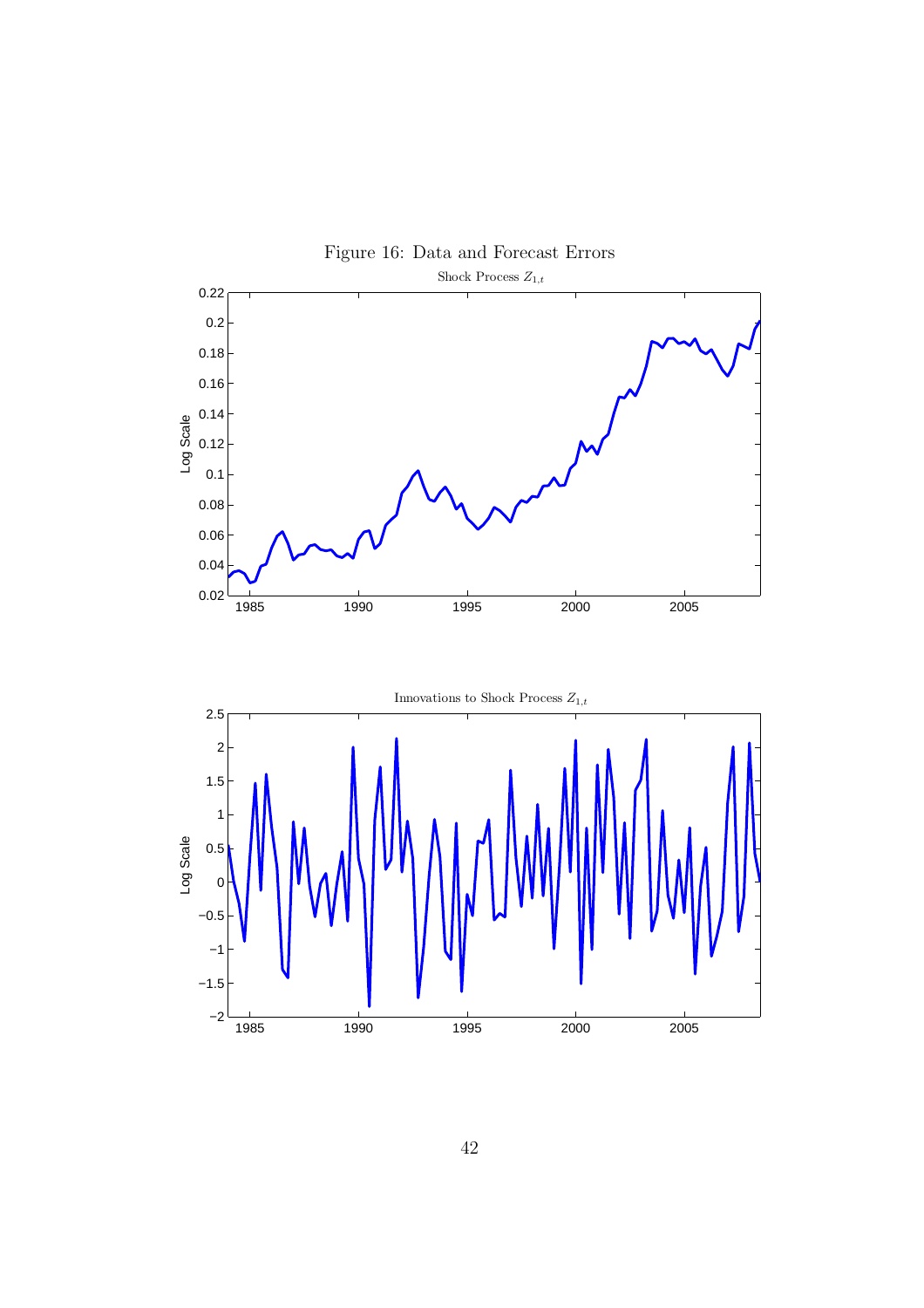Figure 16: Data and Forecast Errors

Shock Process $Z_{1,t}$

Innovations to Shock Process $Z_{1,t}$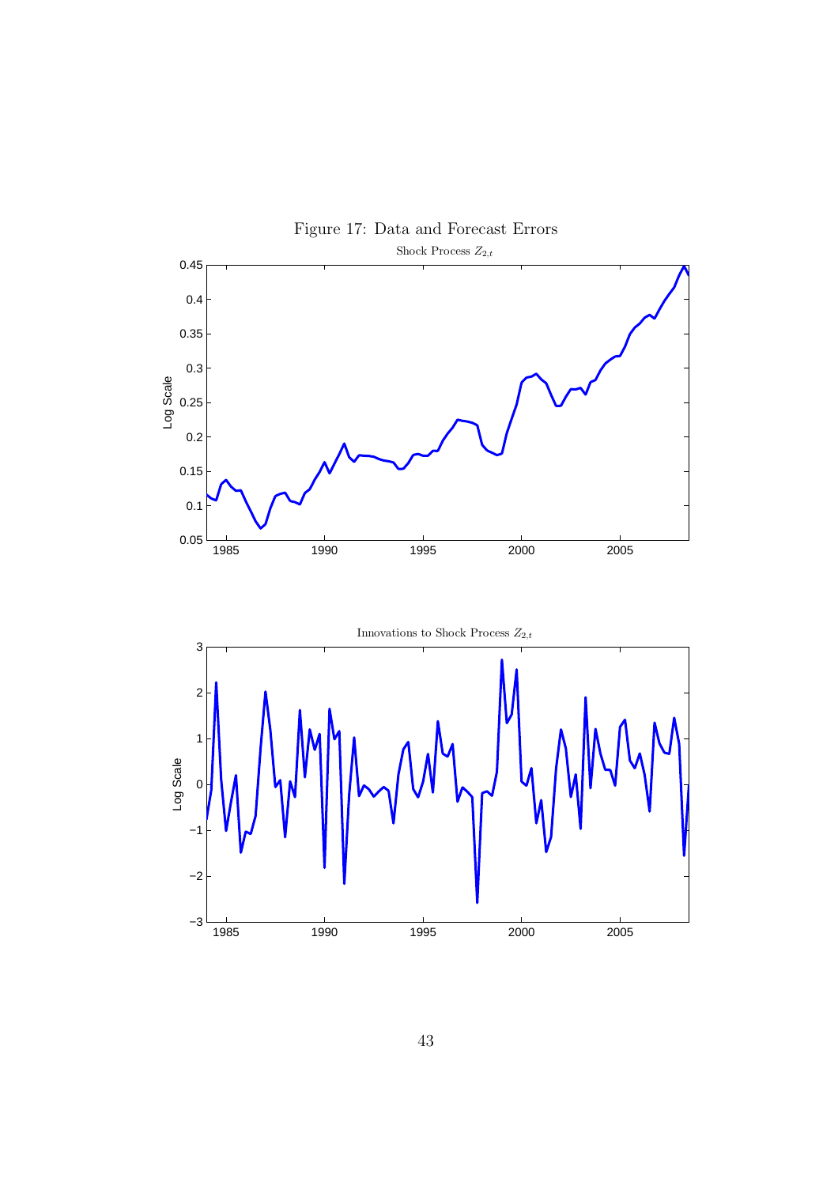Figure 17: Data and Forecast Errors

Shock Process $Z_{2,t}$

Innovations to Shock Process $Z_{2,t}$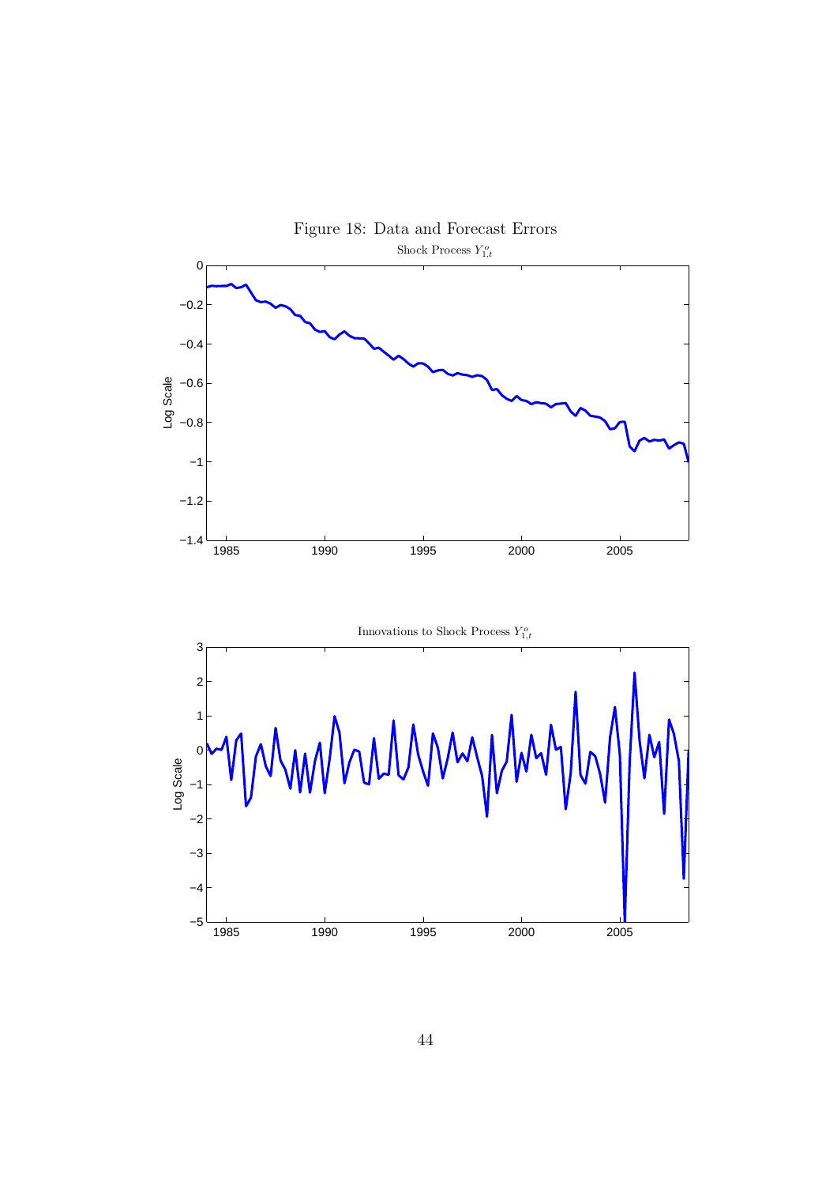Figure 18: Data and Forecast Errors

Shock Process $Y_{1,t}^o$

Innovations to Shock Process $Y_{1,t}^o$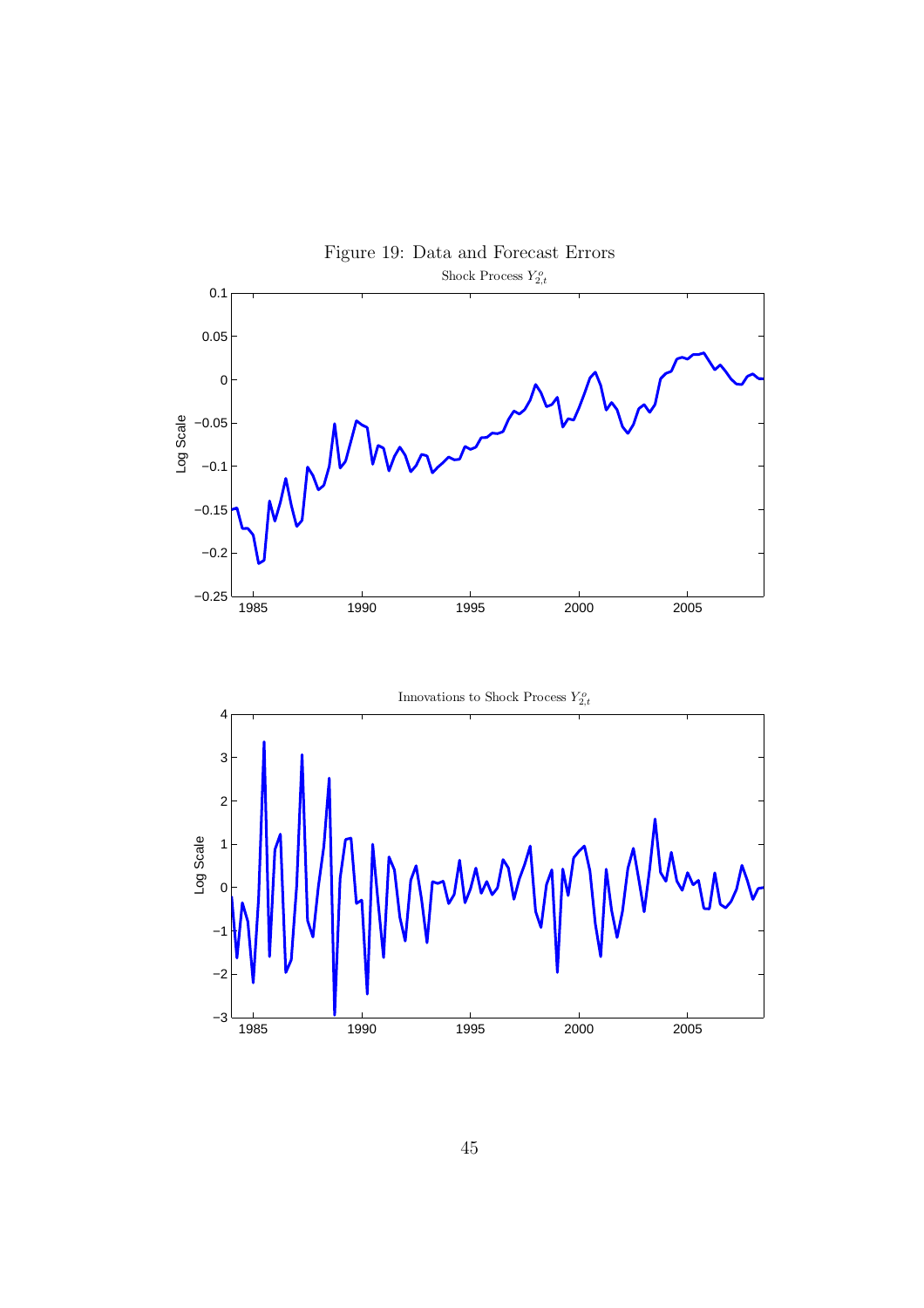Figure 19: Data and Forecast Errors

Shock Process $Y^o_{2,t}$

Innovations to Shock Process $Y^o_{2,t}$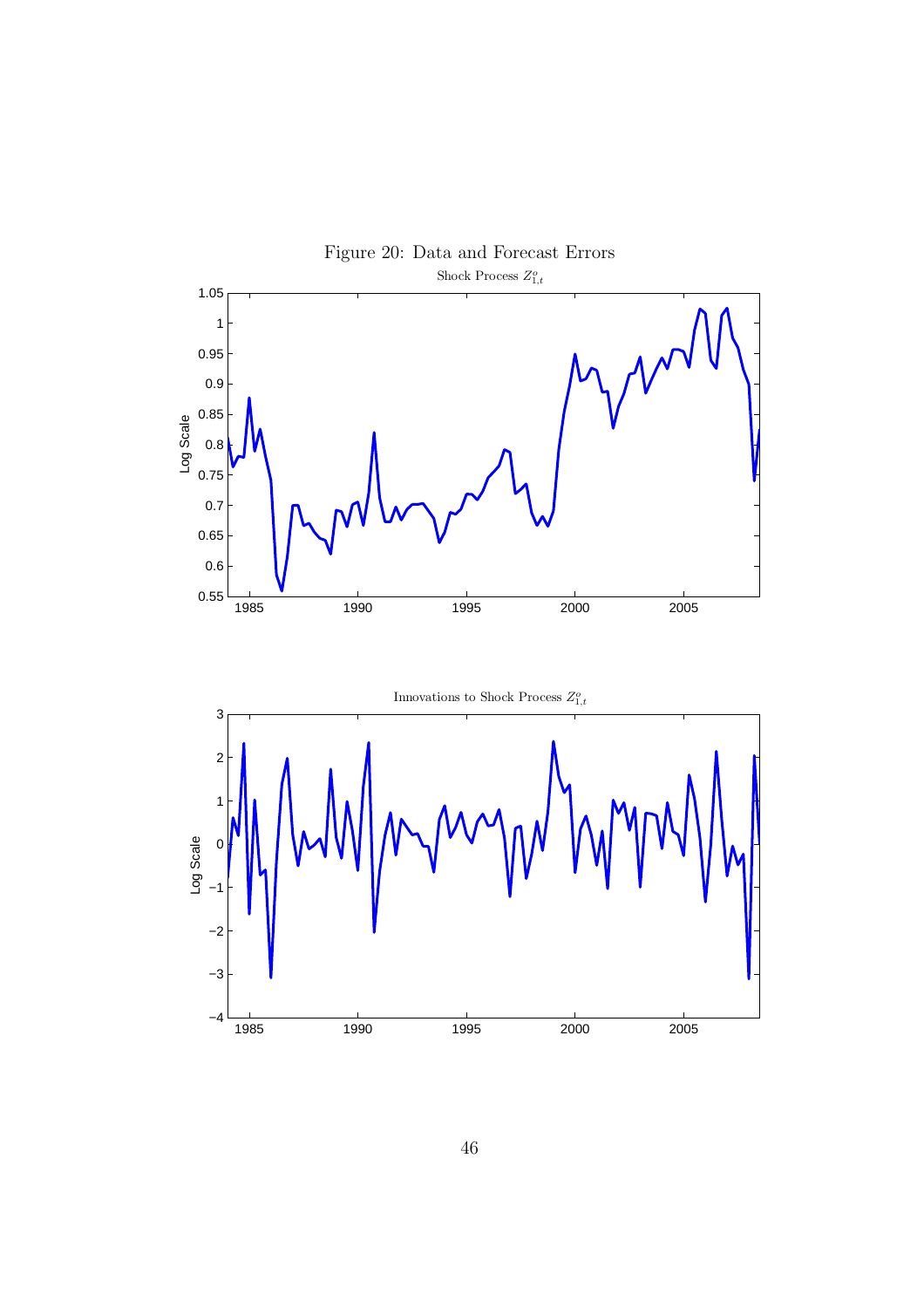Figure 20: Data and Forecast Errors

Shock Process $Z^o_{1,t}$

Innovations to Shock Process $Z^o_{1,t}$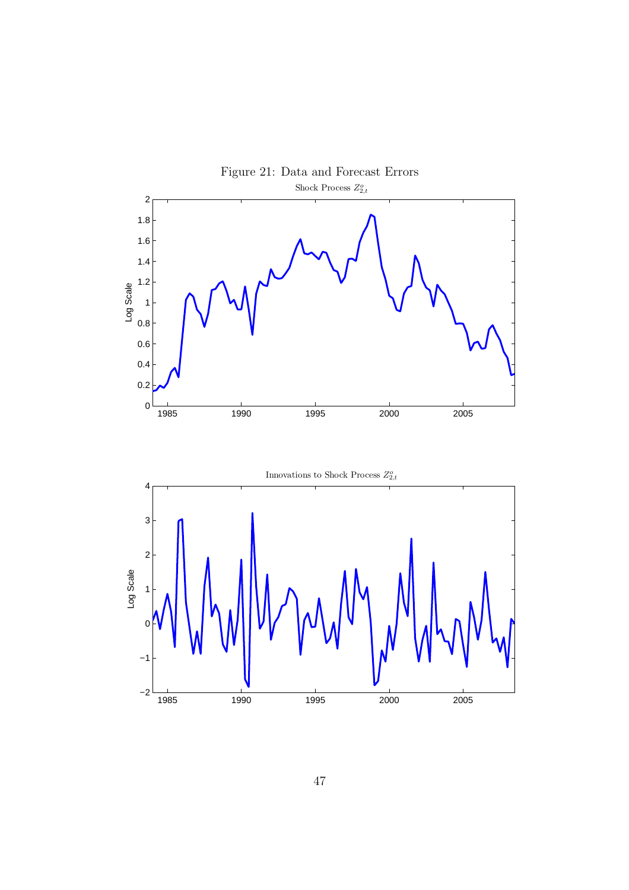Figure 21: Data and Forecast Errors

Shock Process $Z^o_{2,t}$

Innovations to Shock Process $Z^o_{2,t}$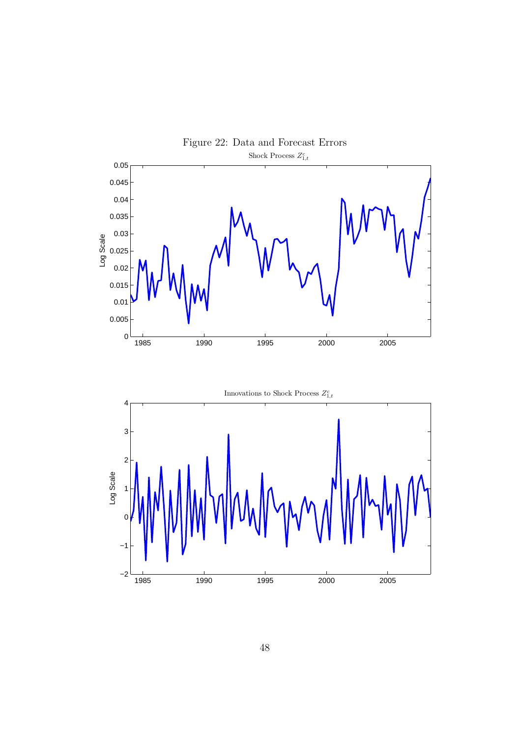Figure 22: Data and Forecast Errors

Shock Process $Z_{1,t}^{c}$

Innovations to Shock Process $Z_{1,t}^{c}$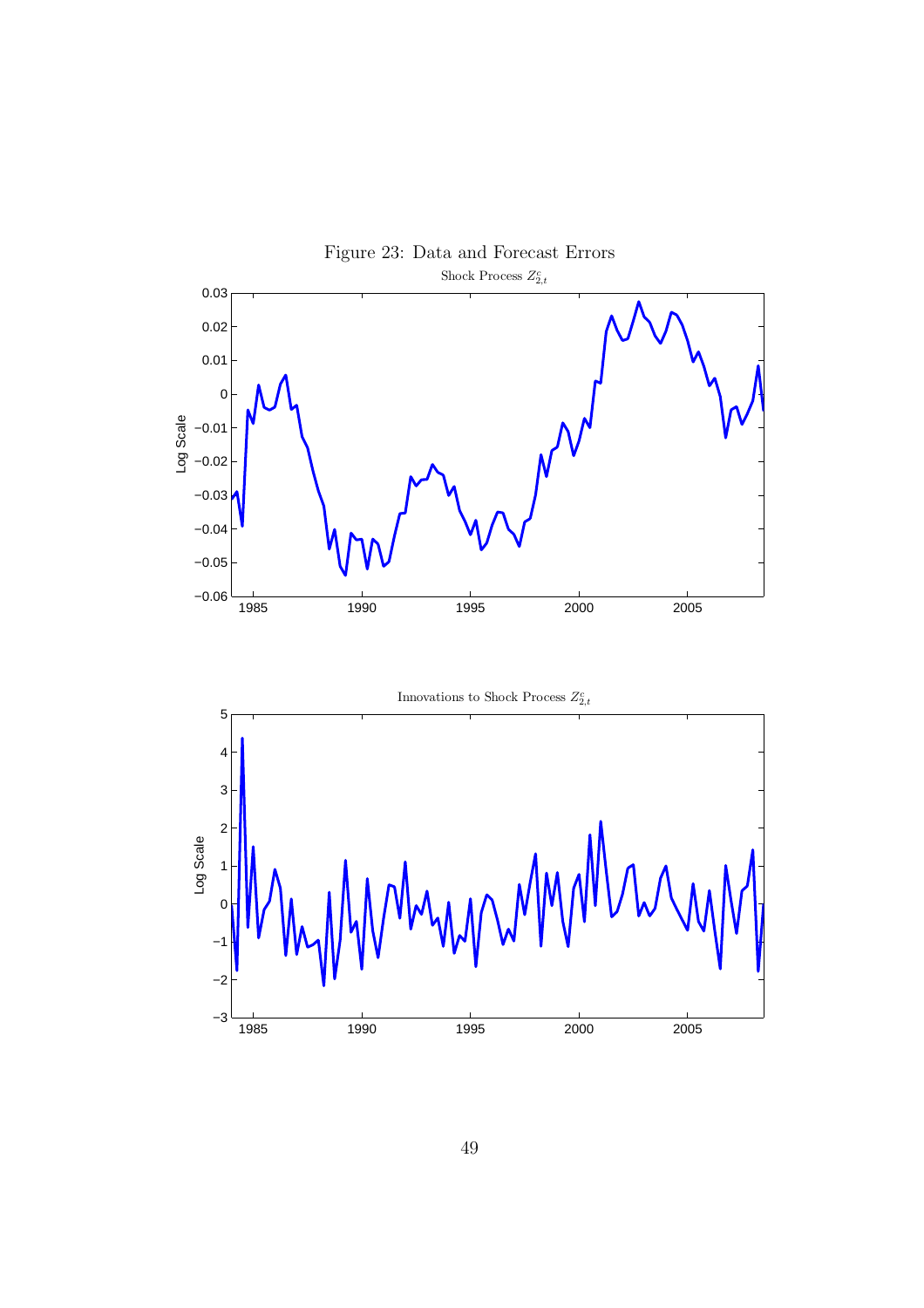Figure 23: Data and Forecast Errors

Shock Process $Z^c_{2,t}$

Innovations to Shock Process $Z^c_{2,t}$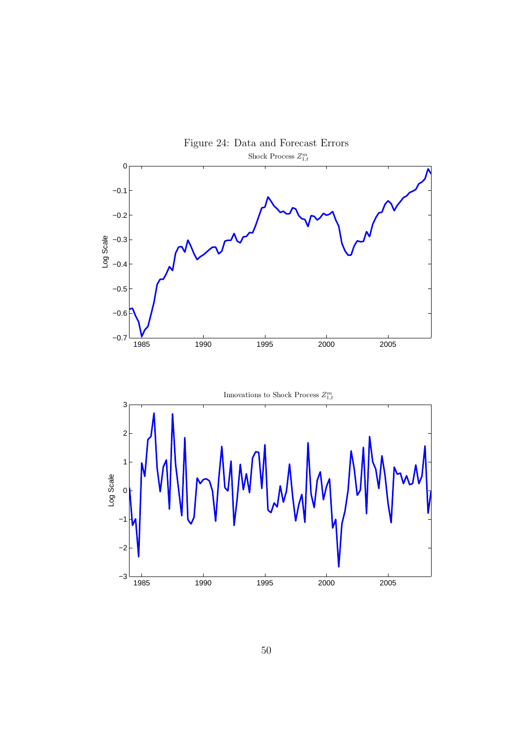Figure 24: Data and Forecast Errors

Shock Process $Z_{1,t}^m$

Innovations to Shock Process $Z_{1,t}^m$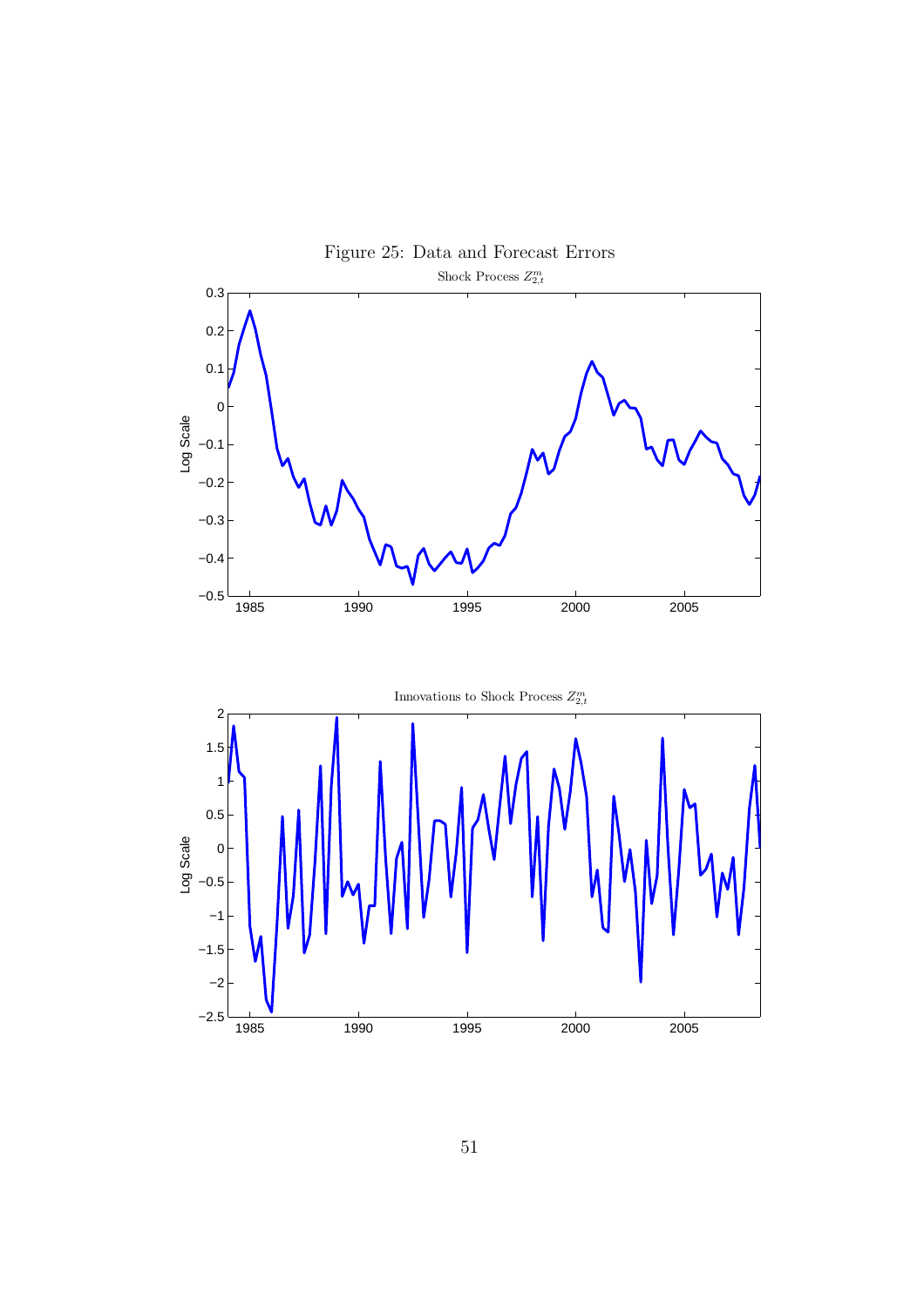Figure 25: Data and Forecast Errors

Shock Process $Z_{2,t}^m$

Innovations to Shock Process $Z_{2,t}^m$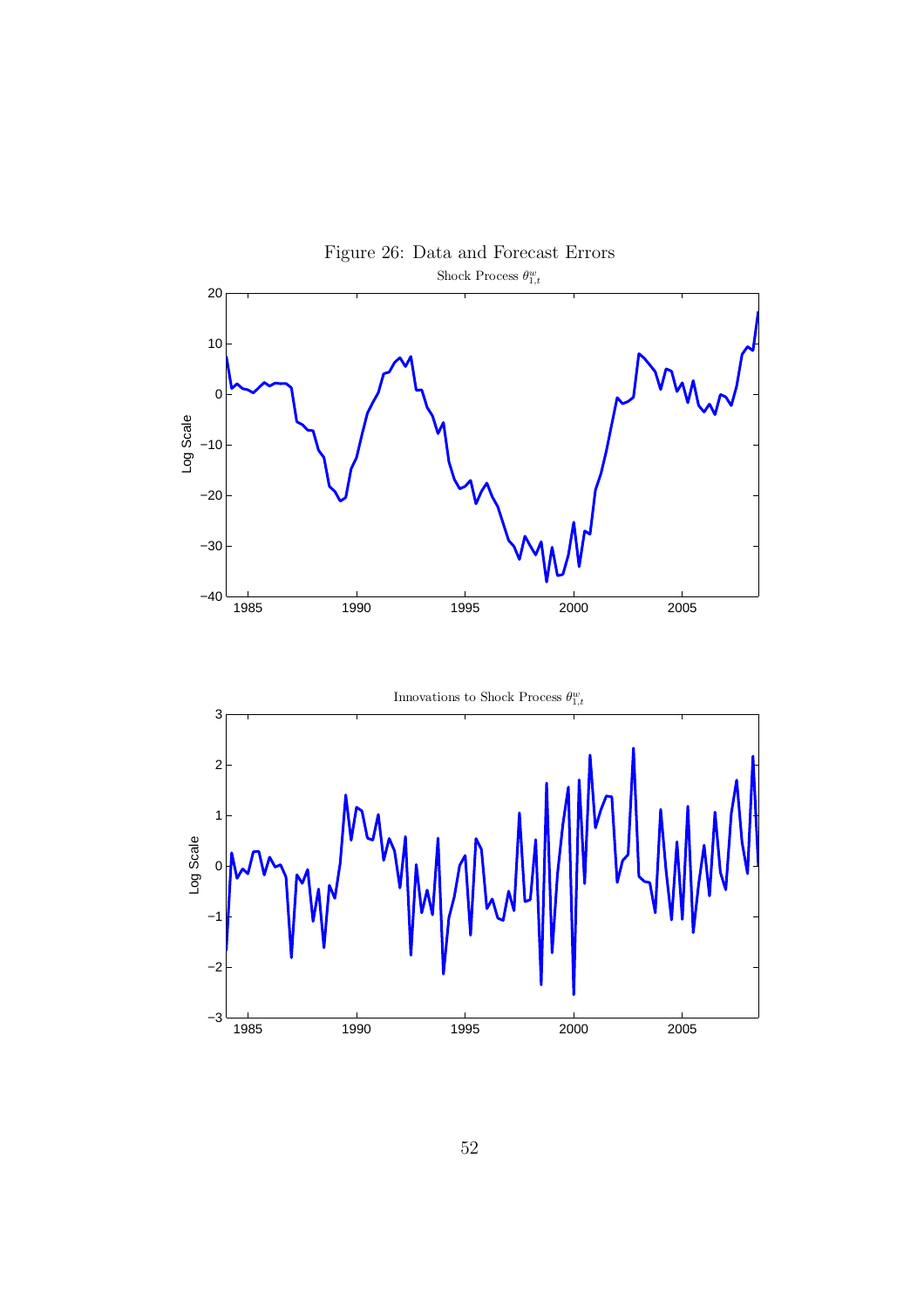Figure 26: Data and Forecast Errors

Shock Process $\theta^{w}_{1,t}$

Innovations to Shock Process $\theta^{w}_{1,t}$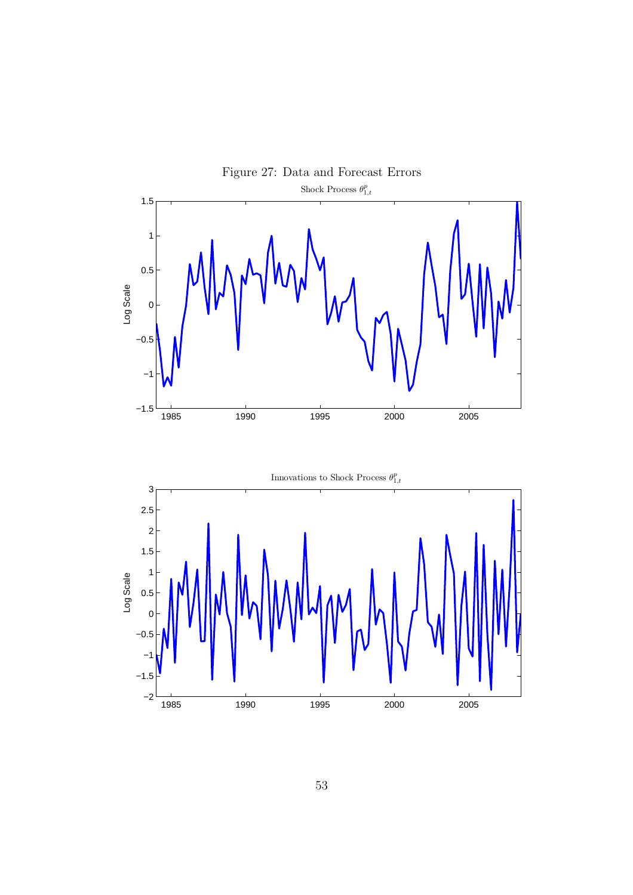Figure 27: Data and Forecast Errors

Shock Process $\theta^p_{1,t}$

Innovations to Shock Process $\theta^p_{1,t}$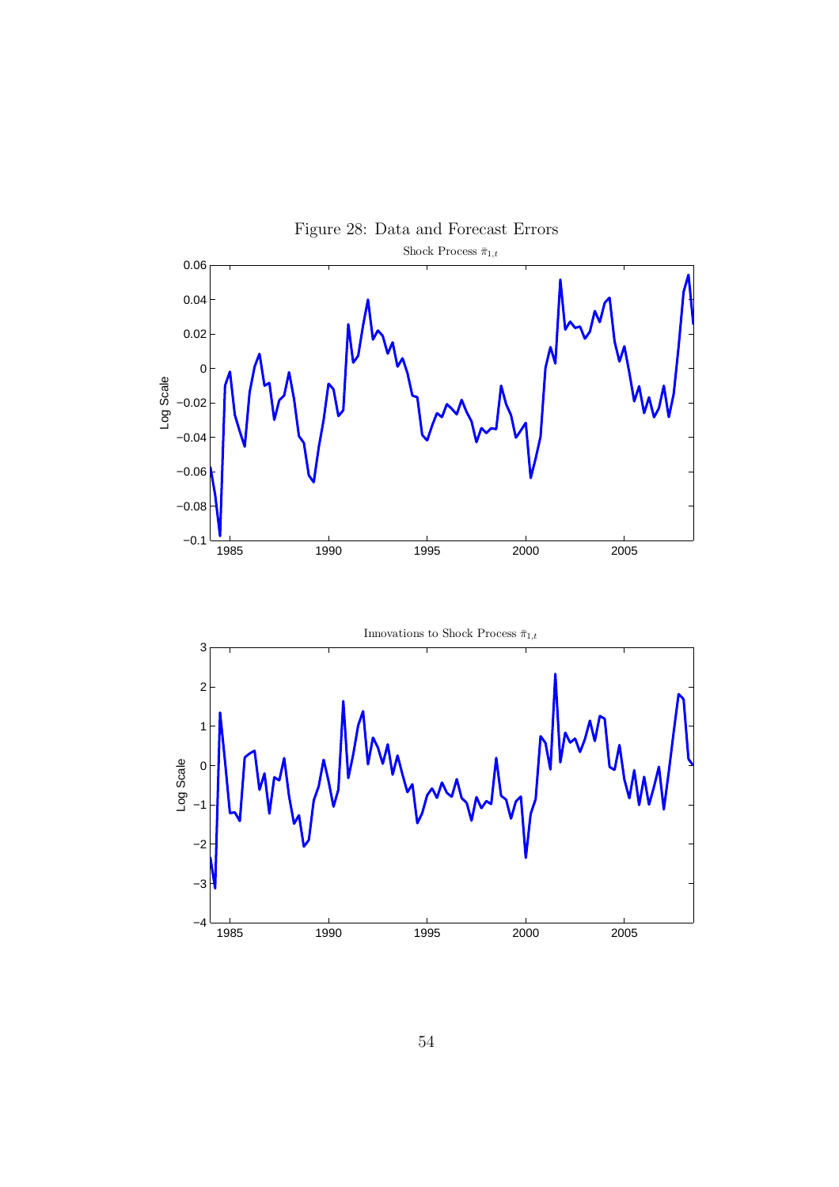Figure 28: Data and Forecast Errors

Shock Process $\bar{\pi}_{1,t}$

Innovations to Shock Process $\bar{\pi}_{1,t}$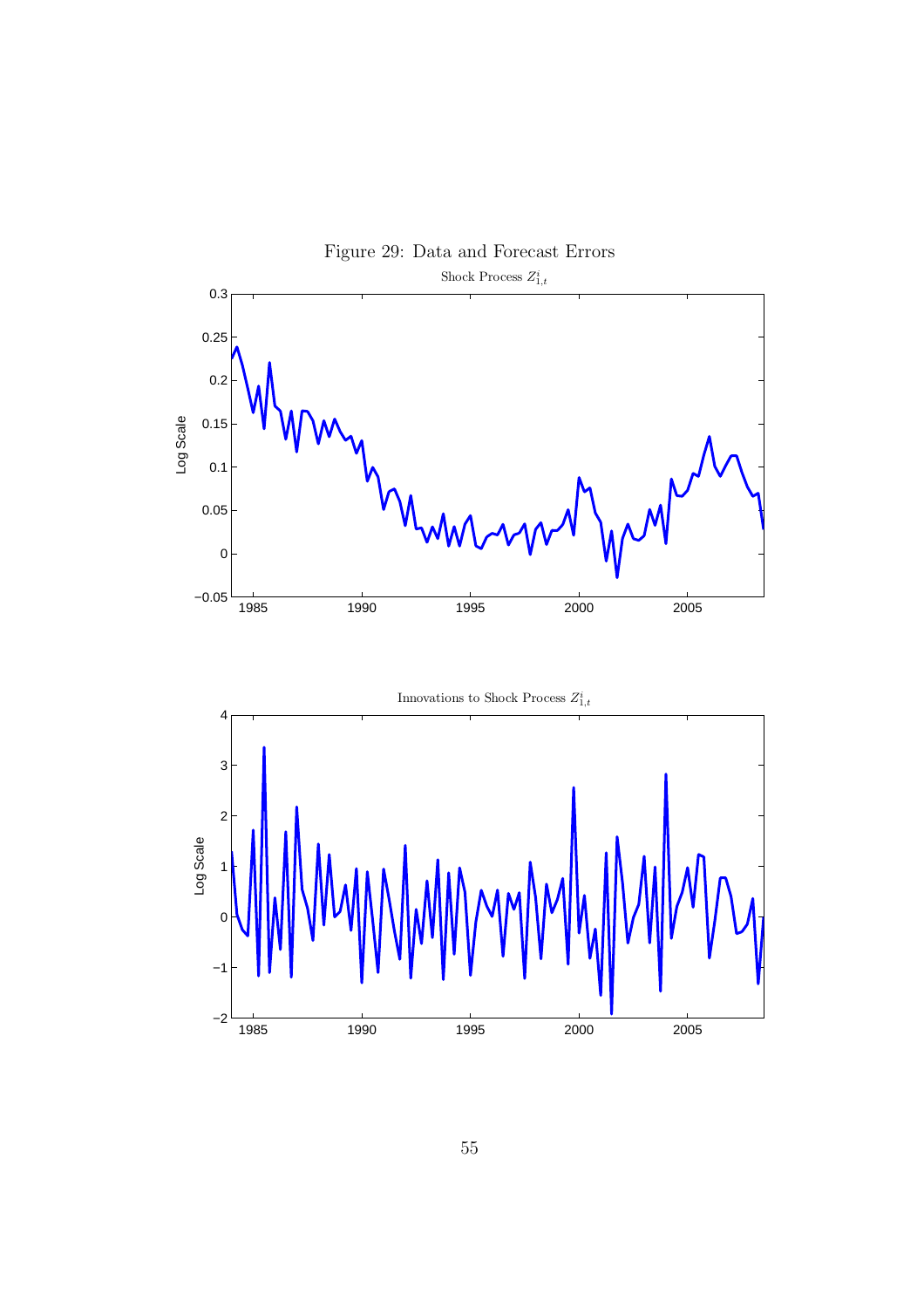Figure 29: Data and Forecast Errors

Shock Process $Z_{1,t}^{i}$

Innovations to Shock Process $Z_{1,t}^{i}$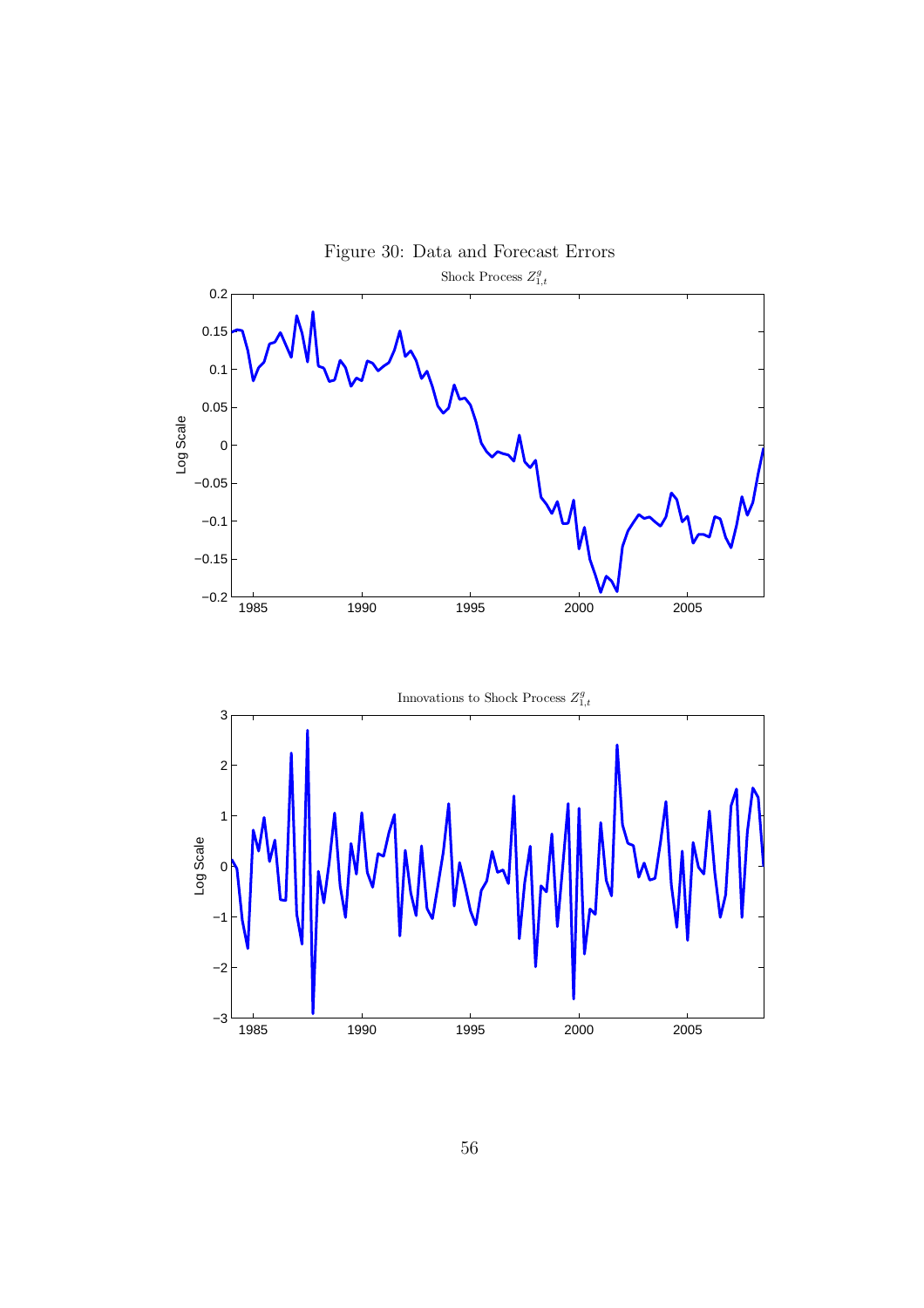Figure 30: Data and Forecast Errors

Shock Process $Z^g_{1,t}$

0.2
0.15
0.1
0.05
0
−0.05
−0.1
−0.15
−0.2

Log Scale

1985
1990
1995
2000
2005

Innovations to Shock Process $Z^g_{1,t}$

3
2
1
0
−1
−2
−3

Log Scale

1985
1990
1995
2000
2005